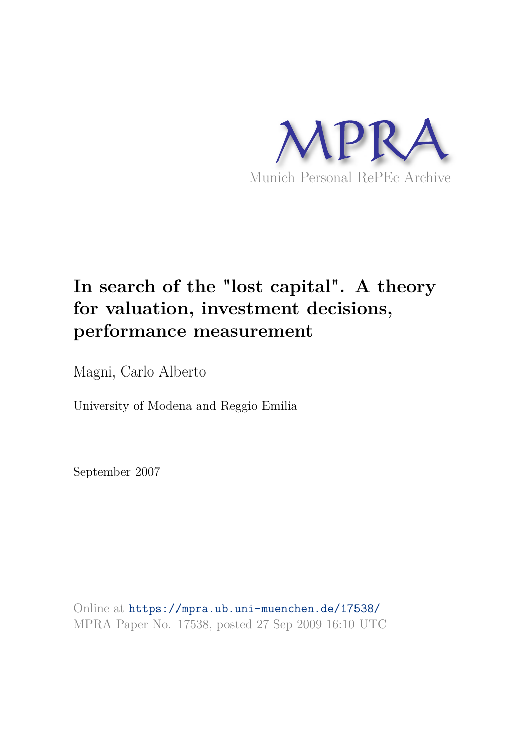MPRA

Munich Personal RePEc Archive

# In search of the "lost capital". A theory for valuation, investment decisions, performance measurement

Magni, Carlo Alberto

University of Modena and Reggio Emilia

September 2007

Online at https://mpra.ub.uni-muenchen.de/17538/
MPRA Paper No. 17538, posted 27 Sep 2009 16:10 UTC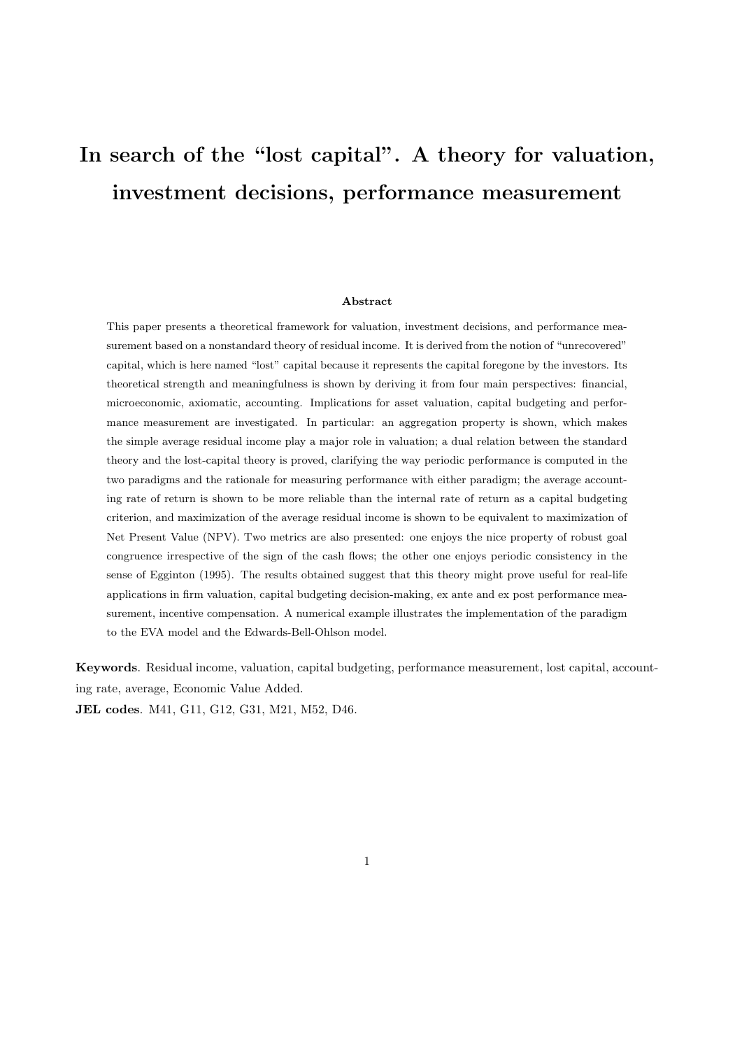# In search of the "lost capital". A theory for valuation, investment decisions, performance measurement

**Abstract**

This paper presents a theoretical framework for valuation, investment decisions, and performance measurement based on a nonstandard theory of residual income. It is derived from the notion of "unrecovered" capital, which is here named "lost" capital because it represents the capital foregone by the investors. Its theoretical strength and meaningfulness is shown by deriving it from four main perspectives: financial, microeconomic, axiomatic, accounting. Implications for asset valuation, capital budgeting and performance measurement are investigated. In particular: an aggregation property is shown, which makes the simple average residual income play a major role in valuation; a dual relation between the standard theory and the lost-capital theory is proved, clarifying the way periodic performance is computed in the two paradigms and the rationale for measuring performance with either paradigm; the average accounting rate of return is shown to be more reliable than the internal rate of return as a capital budgeting criterion, and maximization of the average residual income is shown to be equivalent to maximization of Net Present Value (NPV). Two metrics are also presented: one enjoys the nice property of robust goal congruence irrespective of the sign of the cash flows; the other one enjoys periodic consistency in the sense of Egginton (1995). The results obtained suggest that this theory might prove useful for real-life applications in firm valuation, capital budgeting decision-making, ex ante and ex post performance measurement, incentive compensation. A numerical example illustrates the implementation of the paradigm to the EVA model and the Edwards-Bell-Ohlson model.

**Keywords**. Residual income, valuation, capital budgeting, performance measurement, lost capital, accounting rate, average, Economic Value Added.

**JEL codes**. M41, G11, G12, G31, M21, M52, D46.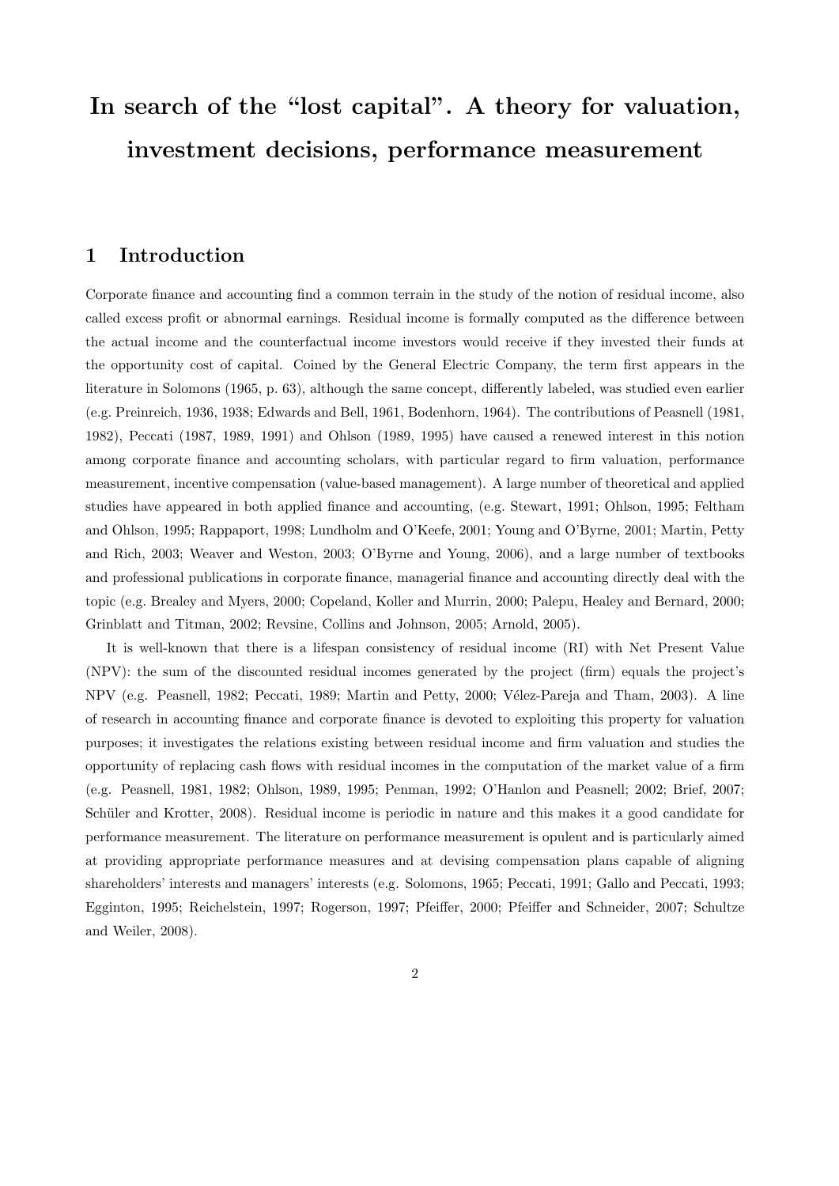# In search of the "lost capital". A theory for valuation, investment decisions, performance measurement

## 1 Introduction

Corporate finance and accounting find a common terrain in the study of the notion of residual income, also called excess profit or abnormal earnings. Residual income is formally computed as the difference between the actual income and the counterfactual income investors would receive if they invested their funds at the opportunity cost of capital. Coined by the General Electric Company, the term first appears in the literature in Solomons (1965, p. 63), although the same concept, differently labeled, was studied even earlier (e.g. Preinreich, 1936, 1938; Edwards and Bell, 1961, Bodenhorn, 1964). The contributions of Peasnell (1981, 1982), Peccati (1987, 1989, 1991) and Ohlson (1989, 1995) have caused a renewed interest in this notion among corporate finance and accounting scholars, with particular regard to firm valuation, performance measurement, incentive compensation (value-based management). A large number of theoretical and applied studies have appeared in both applied finance and accounting, (e.g. Stewart, 1991; Ohlson, 1995; Feltham and Ohlson, 1995; Rappaport, 1998; Lundholm and O'Keefe, 2001; Young and O'Byrne, 2001; Martin, Petty and Rich, 2003; Weaver and Weston, 2003; O'Byrne and Young, 2006), and a large number of textbooks and professional publications in corporate finance, managerial finance and accounting directly deal with the topic (e.g. Brealey and Myers, 2000; Copeland, Koller and Murrin, 2000; Palepu, Healey and Bernard, 2000; Grinblatt and Titman, 2002; Revsine, Collins and Johnson, 2005; Arnold, 2005).

It is well-known that there is a lifespan consistency of residual income (RI) with Net Present Value (NPV): the sum of the discounted residual incomes generated by the project (firm) equals the project's NPV (e.g. Peasnell, 1982; Peccati, 1989; Martin and Petty, 2000; Vélez-Pareja and Tham, 2003). A line of research in accounting finance and corporate finance is devoted to exploiting this property for valuation purposes; it investigates the relations existing between residual income and firm valuation and studies the opportunity of replacing cash flows with residual incomes in the computation of the market value of a firm (e.g. Peasnell, 1981, 1982; Ohlson, 1989, 1995; Penman, 1992; O'Hanlon and Peasnell; 2002; Brief, 2007; Schüler and Krotter, 2008). Residual income is periodic in nature and this makes it a good candidate for performance measurement. The literature on performance measurement is opulent and is particularly aimed at providing appropriate performance measures and at devising compensation plans capable of aligning shareholders' interests and managers' interests (e.g. Solomons, 1965; Peccati, 1991; Gallo and Peccati, 1993; Egginton, 1995; Reichelstein, 1997; Rogerson, 1997; Pfeiffer, 2000; Pfeiffer and Schneider, 2007; Schultze and Weiler, 2008).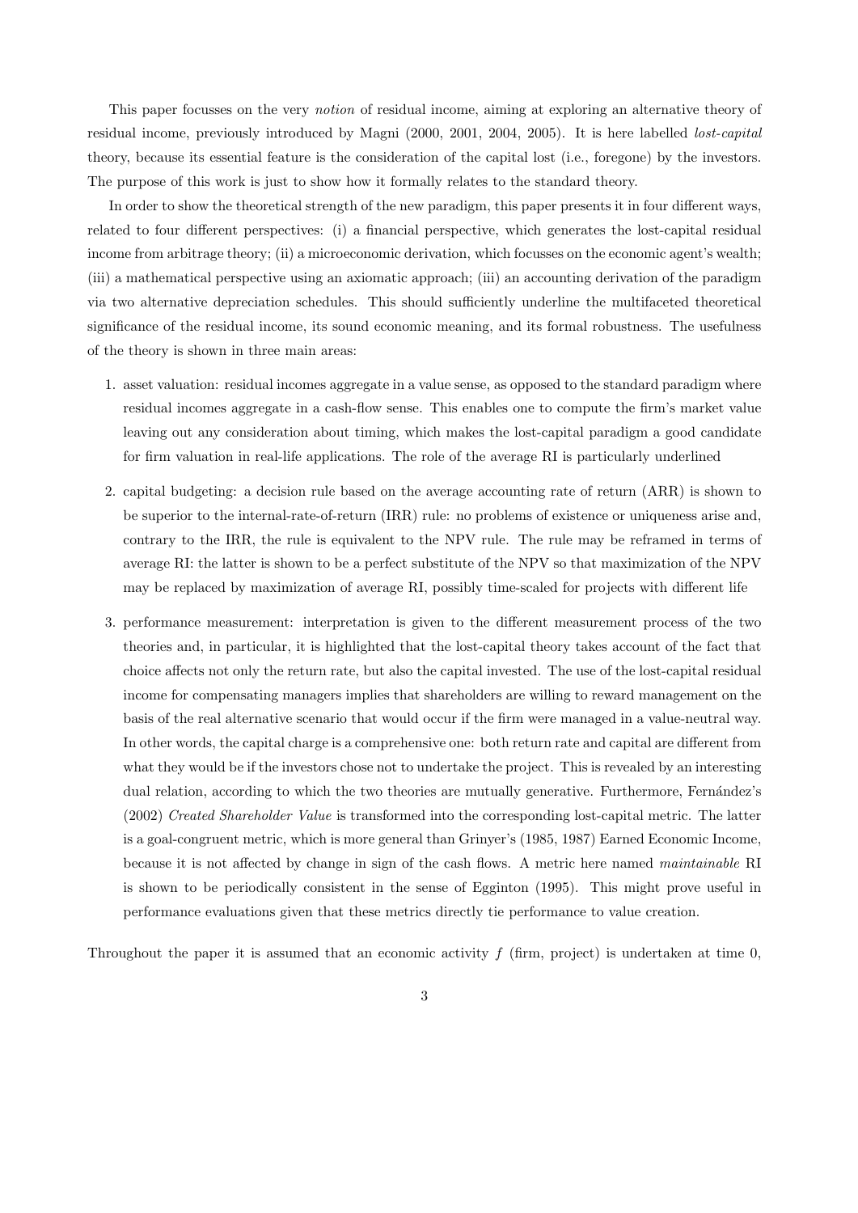This paper focusses on the very *notion* of residual income, aiming at exploring an alternative theory of residual income, previously introduced by Magni (2000, 2001, 2004, 2005). It is here labelled *lost-capital* theory, because its essential feature is the consideration of the capital lost (i.e., foregone) by the investors. The purpose of this work is just to show how it formally relates to the standard theory.

In order to show the theoretical strength of the new paradigm, this paper presents it in four different ways, related to four different perspectives: (i) a financial perspective, which generates the lost-capital residual income from arbitrage theory; (ii) a microeconomic derivation, which focusses on the economic agent's wealth; (iii) a mathematical perspective using an axiomatic approach; (iii) an accounting derivation of the paradigm via two alternative depreciation schedules. This should sufficiently underline the multifaceted theoretical significance of the residual income, its sound economic meaning, and its formal robustness. The usefulness of the theory is shown in three main areas:

1. asset valuation: residual incomes aggregate in a value sense, as opposed to the standard paradigm where residual incomes aggregate in a cash-flow sense. This enables one to compute the firm's market value leaving out any consideration about timing, which makes the lost-capital paradigm a good candidate for firm valuation in real-life applications. The role of the average RI is particularly underlined
2. capital budgeting: a decision rule based on the average accounting rate of return (ARR) is shown to be superior to the internal-rate-of-return (IRR) rule: no problems of existence or uniqueness arise and, contrary to the IRR, the rule is equivalent to the NPV rule. The rule may be reframed in terms of average RI: the latter is shown to be a perfect substitute of the NPV so that maximization of the NPV may be replaced by maximization of average RI, possibly time-scaled for projects with different life
3. performance measurement: interpretation is given to the different measurement process of the two theories and, in particular, it is highlighted that the lost-capital theory takes account of the fact that choice affects not only the return rate, but also the capital invested. The use of the lost-capital residual income for compensating managers implies that shareholders are willing to reward management on the basis of the real alternative scenario that would occur if the firm were managed in a value-neutral way. In other words, the capital charge is a comprehensive one: both return rate and capital are different from what they would be if the investors chose not to undertake the project. This is revealed by an interesting dual relation, according to which the two theories are mutually generative. Furthermore, Fernández's (2002) *Created Shareholder Value* is transformed into the corresponding lost-capital metric. The latter is a goal-congruent metric, which is more general than Grinyer's (1985, 1987) Earned Economic Income, because it is not affected by change in sign of the cash flows. A metric here named *maintainable* RI is shown to be periodically consistent in the sense of Egginton (1995). This might prove useful in performance evaluations given that these metrics directly tie performance to value creation.

Throughout the paper it is assumed that an economic activity $f$ (firm, project) is undertaken at time 0,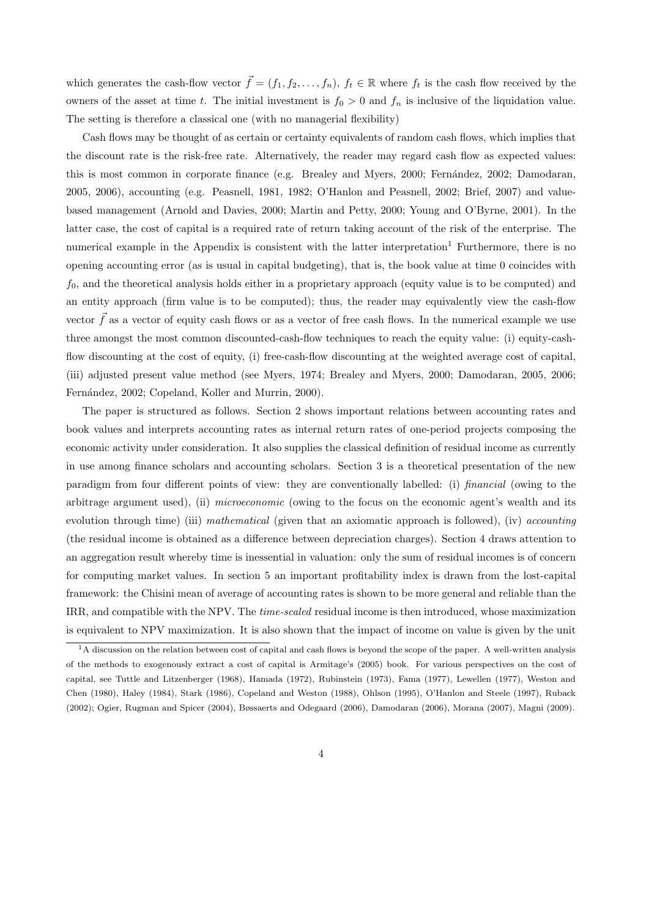which generates the cash-flow vector $\vec{f} = (f_1, f_2, \ldots, f_n)$, $f_t \in \mathbb{R}$ where $f_t$ is the cash flow received by the owners of the asset at time $t$. The initial investment is $f_0 > 0$ and $f_n$ is inclusive of the liquidation value. The setting is therefore a classical one (with no managerial flexibility)

Cash flows may be thought of as certain or certainty equivalents of random cash flows, which implies that the discount rate is the risk-free rate. Alternatively, the reader may regard cash flow as expected values: this is most common in corporate finance (e.g. Brealey and Myers, 2000; Fernández, 2002; Damodaran, 2005, 2006), accounting (e.g. Peasnell, 1981, 1982; O'Hanlon and Peasnell, 2002; Brief, 2007) and value-based management (Arnold and Davies, 2000; Martin and Petty, 2000; Young and O'Byrne, 2001). In the latter case, the cost of capital is a required rate of return taking account of the risk of the enterprise. The numerical example in the Appendix is consistent with the latter interpretation[1] Furthermore, there is no opening accounting error (as is usual in capital budgeting), that is, the book value at time 0 coincides with $f_0$, and the theoretical analysis holds either in a proprietary approach (equity value is to be computed) and an entity approach (firm value is to be computed); thus, the reader may equivalently view the cash-flow vector $\vec{f}$ as a vector of equity cash flows or as a vector of free cash flows. In the numerical example we use three amongst the most common discounted-cash-flow techniques to reach the equity value: (i) equity-cash-flow discounting at the cost of equity, (i) free-cash-flow discounting at the weighted average cost of capital, (iii) adjusted present value method (see Myers, 1974; Brealey and Myers, 2000; Damodaran, 2005, 2006; Fernández, 2002; Copeland, Koller and Murrin, 2000).

The paper is structured as follows. Section 2 shows important relations between accounting rates and book values and interprets accounting rates as internal return rates of one-period projects composing the economic activity under consideration. It also supplies the classical definition of residual income as currently in use among finance scholars and accounting scholars. Section 3 is a theoretical presentation of the new paradigm from four different points of view: they are conventionally labelled: (i) *financial* (owing to the arbitrage argument used), (ii) *microeconomic* (owing to the focus on the economic agent's wealth and its evolution through time) (iii) *mathematical* (given that an axiomatic approach is followed), (iv) *accounting* (the residual income is obtained as a difference between depreciation charges). Section 4 draws attention to an aggregation result whereby time is inessential in valuation: only the sum of residual incomes is of concern for computing market values. In section 5 an important profitability index is drawn from the lost-capital framework: the Chisini mean of average of accounting rates is shown to be more general and reliable than the IRR, and compatible with the NPV. The *time-scaled* residual income is then introduced, whose maximization is equivalent to NPV maximization. It is also shown that the impact of income on value is given by the unit

[1] A discussion on the relation between cost of capital and cash flows is beyond the scope of the paper. A well-written analysis of the methods to exogenously extract a cost of capital is Armitage's (2005) book. For various perspectives on the cost of capital, see Tuttle and Litzenberger (1968), Hamada (1972), Rubinstein (1973), Fama (1977), Lewellen (1977), Weston and Chen (1980), Haley (1984), Stark (1986), Copeland and Weston (1988), Ohlson (1995), O'Hanlon and Steele (1997), Ruback (2002); Ogier, Rugman and Spicer (2004), Bøssaerts and Odegaard (2006), Damodaran (2006), Morana (2007), Magni (2009).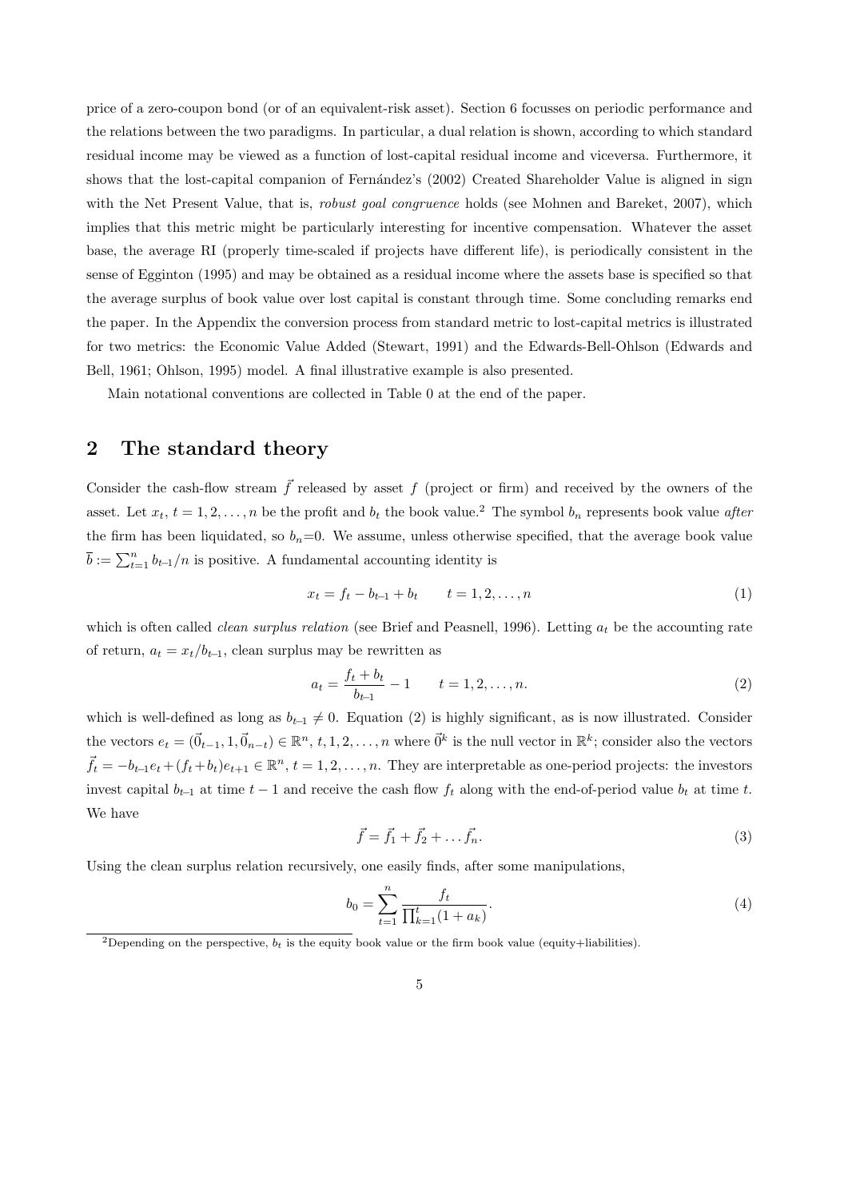price of a zero-coupon bond (or of an equivalent-risk asset). Section 6 focusses on periodic performance and the relations between the two paradigms. In particular, a dual relation is shown, according to which standard residual income may be viewed as a function of lost-capital residual income and viceversa. Furthermore, it shows that the lost-capital companion of Fernández's (2002) Created Shareholder Value is aligned in sign with the Net Present Value, that is, *robust goal congruence* holds (see Mohnen and Bareket, 2007), which implies that this metric might be particularly interesting for incentive compensation. Whatever the asset base, the average RI (properly time-scaled if projects have different life), is periodically consistent in the sense of Egginton (1995) and may be obtained as a residual income where the assets base is specified so that the average surplus of book value over lost capital is constant through time. Some concluding remarks end the paper. In the Appendix the conversion process from standard metric to lost-capital metrics is illustrated for two metrics: the Economic Value Added (Stewart, 1991) and the Edwards-Bell-Ohlson (Edwards and Bell, 1961; Ohlson, 1995) model. A final illustrative example is also presented.

Main notational conventions are collected in Table 0 at the end of the paper.

## 2 The standard theory

Consider the cash-flow stream $\vec{f}$ released by asset $f$ (project or firm) and received by the owners of the asset. Let $x_t$, $t = 1, 2, \ldots, n$ be the profit and $b_t$ the book value.[2] The symbol $b_n$ represents book value *after* the firm has been liquidated, so $b_n$=0. We assume, unless otherwise specified, that the average book value $\overline{b} := \sum_{t=1}^{n} b_{t-1}/n$ is positive. A fundamental accounting identity is

$$x_t = f_t - b_{t-1} + b_t \qquad t = 1, 2, \ldots, n \tag{1}$$

which is often called *clean surplus relation* (see Brief and Peasnell, 1996). Letting $a_t$ be the accounting rate of return, $a_t = x_t/b_{t-1}$, clean surplus may be rewritten as

$$a_t = \frac{f_t + b_t}{b_{t-1}} - 1 \qquad t = 1, 2, \ldots, n. \tag{2}$$

which is well-defined as long as $b_{t-1} \neq 0$. Equation (2) is highly significant, as is now illustrated. Consider the vectors $e_t = (\vec{0}_{t-1}, 1, \vec{0}_{n-t}) \in \mathbb{R}^n$, $t, 1, 2, \ldots, n$ where $\vec{0}^k$ is the null vector in $\mathbb{R}^k$; consider also the vectors $\vec{f}_t = -b_{t-1}e_t + (f_t + b_t)e_{t+1} \in \mathbb{R}^n$, $t = 1, 2, \ldots, n$. They are interpretable as one-period projects: the investors invest capital $b_{t-1}$ at time $t-1$ and receive the cash flow $f_t$ along with the end-of-period value $b_t$ at time $t$. We have

$$\vec{f} = \vec{f}_1 + \vec{f}_2 + \ldots \vec{f}_n. \tag{3}$$

Using the clean surplus relation recursively, one easily finds, after some manipulations,

$$b_0 = \sum_{t=1}^{n} \frac{f_t}{\prod_{k=1}^{t}(1 + a_k)}. \tag{4}$$

[2]Depending on the perspective, $b_t$ is the equity book value or the firm book value (equity+liabilities).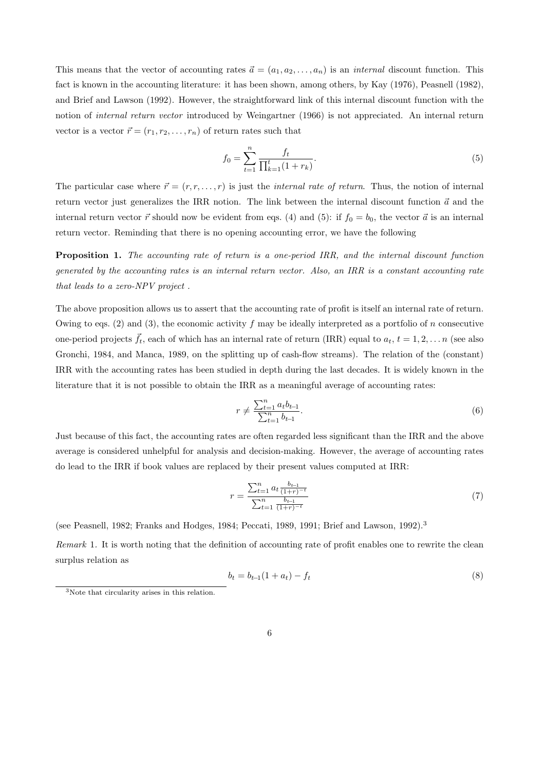This means that the vector of accounting rates $\vec{a} = (a_1, a_2, \ldots, a_n)$ is an *internal* discount function. This fact is known in the accounting literature: it has been shown, among others, by Kay (1976), Peasnell (1982), and Brief and Lawson (1992). However, the straightforward link of this internal discount function with the notion of *internal return vector* introduced by Weingartner (1966) is not appreciated. An internal return vector is a vector $\vec{r} = (r_1, r_2, \ldots, r_n)$ of return rates such that

$$f_0 = \sum_{t=1}^{n} \frac{f_t}{\prod_{k=1}^{t}(1 + r_k)}. \tag{5}$$

The particular case where $\vec{r} = (r, r, \ldots, r)$ is just the *internal rate of return*. Thus, the notion of internal return vector just generalizes the IRR notion. The link between the internal discount function $\vec{a}$ and the internal return vector $\vec{r}$ should now be evident from eqs. (4) and (5): if $f_0 = b_0$, the vector $\vec{a}$ is an internal return vector. Reminding that there is no opening accounting error, we have the following

**Proposition 1.** *The accounting rate of return is a one-period IRR, and the internal discount function generated by the accounting rates is an internal return vector. Also, an IRR is a constant accounting rate that leads to a zero-NPV project .*

The above proposition allows us to assert that the accounting rate of profit is itself an internal rate of return. Owing to eqs. (2) and (3), the economic activity $f$ may be ideally interpreted as a portfolio of $n$ consecutive one-period projects $\vec{f}_t$, each of which has an internal rate of return (IRR) equal to $a_t$, $t = 1, 2, \ldots n$ (see also Gronchi, 1984, and Manca, 1989, on the splitting up of cash-flow streams). The relation of the (constant) IRR with the accounting rates has been studied in depth during the last decades. It is widely known in the literature that it is not possible to obtain the IRR as a meaningful average of accounting rates:

$$r \neq \frac{\sum_{t=1}^{n} a_t b_{t-1}}{\sum_{t=1}^{n} b_{t-1}}. \tag{6}$$

Just because of this fact, the accounting rates are often regarded less significant than the IRR and the above average is considered unhelpful for analysis and decision-making. However, the average of accounting rates do lead to the IRR if book values are replaced by their present values computed at IRR:

$$r = \frac{\sum_{t=1}^{n} a_t \frac{b_{t-1}}{(1+r)^{-t}}}{\sum_{t=1}^{n} \frac{b_{t-1}}{(1+r)^{-t}}} \tag{7}$$

(see Peasnell, 1982; Franks and Hodges, 1984; Peccati, 1989, 1991; Brief and Lawson, 1992).[3]

*Remark* 1. It is worth noting that the definition of accounting rate of profit enables one to rewrite the clean surplus relation as

$$b_t = b_{t-1}(1 + a_t) - f_t \tag{8}$$

[3] Note that circularity arises in this relation.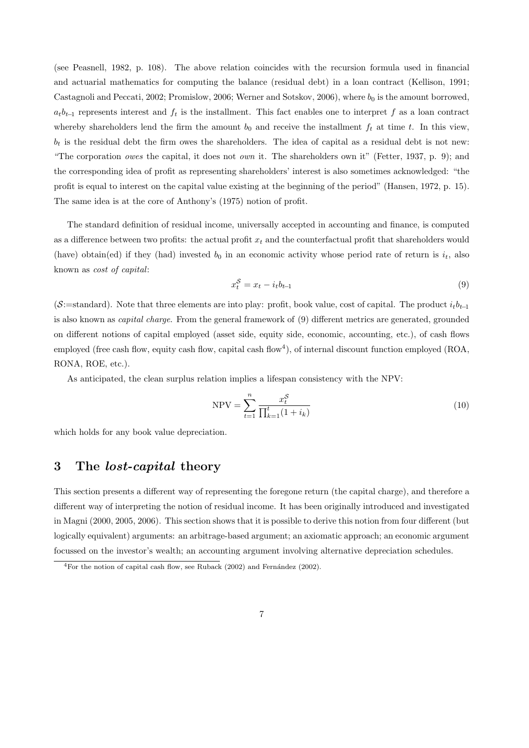(see Peasnell, 1982, p. 108). The above relation coincides with the recursion formula used in financial and actuarial mathematics for computing the balance (residual debt) in a loan contract (Kellison, 1991; Castagnoli and Peccati, 2002; Promislow, 2006; Werner and Sotskov, 2006), where $b_0$ is the amount borrowed, $a_t b_{t-1}$ represents interest and $f_t$ is the installment. This fact enables one to interpret $f$ as a loan contract whereby shareholders lend the firm the amount $b_0$ and receive the installment $f_t$ at time $t$. In this view, $b_t$ is the residual debt the firm owes the shareholders. The idea of capital as a residual debt is not new: "The corporation *owes* the capital, it does not *own* it. The shareholders own it" (Fetter, 1937, p. 9); and the corresponding idea of profit as representing shareholders' interest is also sometimes acknowledged: "the profit is equal to interest on the capital value existing at the beginning of the period" (Hansen, 1972, p. 15). The same idea is at the core of Anthony's (1975) notion of profit.

The standard definition of residual income, universally accepted in accounting and finance, is computed as a difference between two profits: the actual profit $x_t$ and the counterfactual profit that shareholders would (have) obtain(ed) if they (had) invested $b_0$ in an economic activity whose period rate of return is $i_t$, also known as *cost of capital*:

$$x_t^{\mathcal{S}} = x_t - i_t b_{t-1} \tag{9}$$

($\mathcal{S}$:=standard). Note that three elements are into play: profit, book value, cost of capital. The product $i_t b_{t-1}$ is also known as *capital charge*. From the general framework of (9) different metrics are generated, grounded on different notions of capital employed (asset side, equity side, economic, accounting, etc.), of cash flows employed (free cash flow, equity cash flow, capital cash flow[4]), of internal discount function employed (ROA, RONA, ROE, etc.).

As anticipated, the clean surplus relation implies a lifespan consistency with the NPV:

$$\text{NPV} = \sum_{t=1}^{n} \frac{x_t^{\mathcal{S}}}{\prod_{k=1}^{t}(1+i_k)} \tag{10}$$

which holds for any book value depreciation.

## 3 The *lost-capital* theory

This section presents a different way of representing the foregone return (the capital charge), and therefore a different way of interpreting the notion of residual income. It has been originally introduced and investigated in Magni (2000, 2005, 2006). This section shows that it is possible to derive this notion from four different (but logically equivalent) arguments: an arbitrage-based argument; an axiomatic approach; an economic argument focussed on the investor's wealth; an accounting argument involving alternative depreciation schedules.

[4] For the notion of capital cash flow, see Ruback (2002) and Fernández (2002).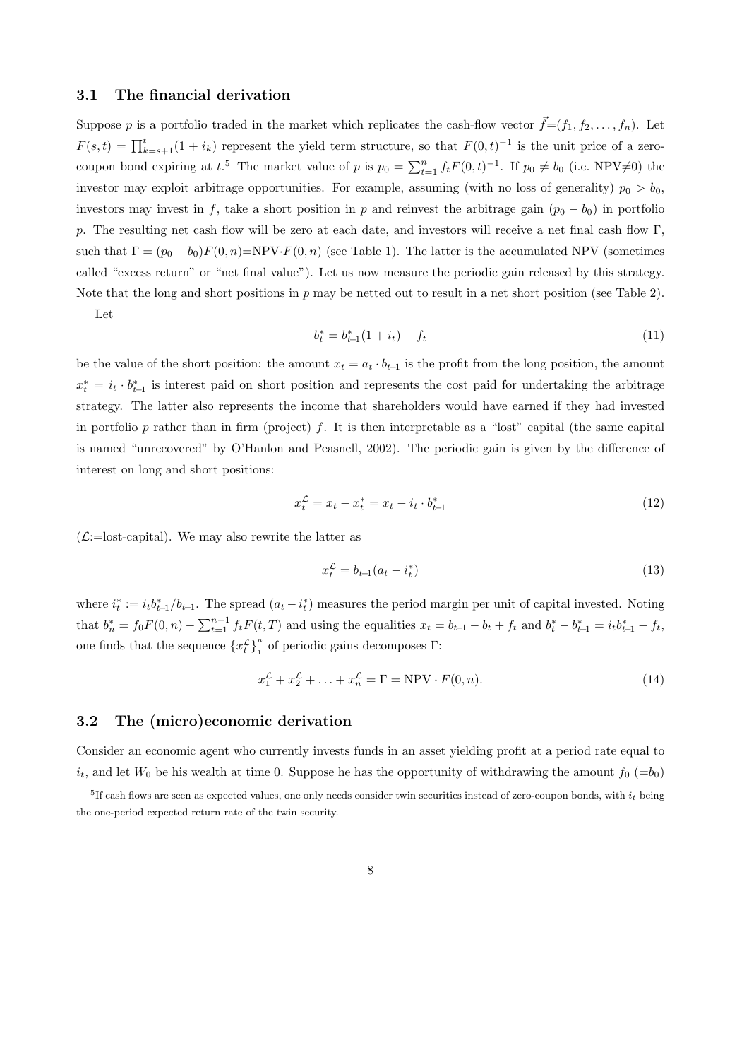### 3.1 The financial derivation

Suppose $p$ is a portfolio traded in the market which replicates the cash-flow vector $\vec{f}=(f_1, f_2, \ldots, f_n)$. Let $F(s,t) = \prod_{k=s+1}^{t}(1+i_k)$ represent the yield term structure, so that $F(0,t)^{-1}$ is the unit price of a zero-coupon bond expiring at $t$.[5] The market value of $p$ is $p_0 = \sum_{t=1}^{n} f_t F(0,t)^{-1}$. If $p_0 \neq b_0$ (i.e. NPV$\neq$0) the investor may exploit arbitrage opportunities. For example, assuming (with no loss of generality) $p_0 > b_0$, investors may invest in $f$, take a short position in $p$ and reinvest the arbitrage gain $(p_0 - b_0)$ in portfolio $p$. The resulting net cash flow will be zero at each date, and investors will receive a net final cash flow $\Gamma$, such that $\Gamma = (p_0 - b_0)F(0,n)$=NPV$\cdot F(0,n)$ (see Table 1). The latter is the accumulated NPV (sometimes called "excess return" or "net final value"). Let us now measure the periodic gain released by this strategy. Note that the long and short positions in $p$ may be netted out to result in a net short position (see Table 2).

Let

$$b_t^* = b_{t-1}^*(1+i_t) - f_t \tag{11}$$

be the value of the short position: the amount $x_t = a_t \cdot b_{t-1}$ is the profit from the long position, the amount $x_t^* = i_t \cdot b_{t-1}^*$ is interest paid on short position and represents the cost paid for undertaking the arbitrage strategy. The latter also represents the income that shareholders would have earned if they had invested in portfolio $p$ rather than in firm (project) $f$. It is then interpretable as a "lost" capital (the same capital is named "unrecovered" by O'Hanlon and Peasnell, 2002). The periodic gain is given by the difference of interest on long and short positions:

$$x_t^{\mathcal{L}} = x_t - x_t^* = x_t - i_t \cdot b_{t-1}^* \tag{12}$$

($\mathcal{L}$:=lost-capital). We may also rewrite the latter as

$$x_t^{\mathcal{L}} = b_{t-1}(a_t - i_t^*) \tag{13}$$

where $i_t^* := i_t b_{t-1}^*/b_{t-1}$. The spread $(a_t - i_t^*)$ measures the period margin per unit of capital invested. Noting that $b_n^* = f_0 F(0,n) - \sum_{t=1}^{n-1} f_t F(t,T)$ and using the equalities $x_t = b_{t-1} - b_t + f_t$ and $b_t^* - b_{t-1}^* = i_t b_{t-1}^* - f_t$, one finds that the sequence $\{x_t^{\mathcal{L}}\}_1^n$ of periodic gains decomposes $\Gamma$:

$$x_1^{\mathcal{L}} + x_2^{\mathcal{L}} + \ldots + x_n^{\mathcal{L}} = \Gamma = \text{NPV} \cdot F(0,n). \tag{14}$$

### 3.2 The (micro)economic derivation

Consider an economic agent who currently invests funds in an asset yielding profit at a period rate equal to $i_t$, and let $W_0$ be his wealth at time 0. Suppose he has the opportunity of withdrawing the amount $f_0$ ($=b_0$)

[5] If cash flows are seen as expected values, one only needs consider twin securities instead of zero-coupon bonds, with $i_t$ being the one-period expected return rate of the twin security.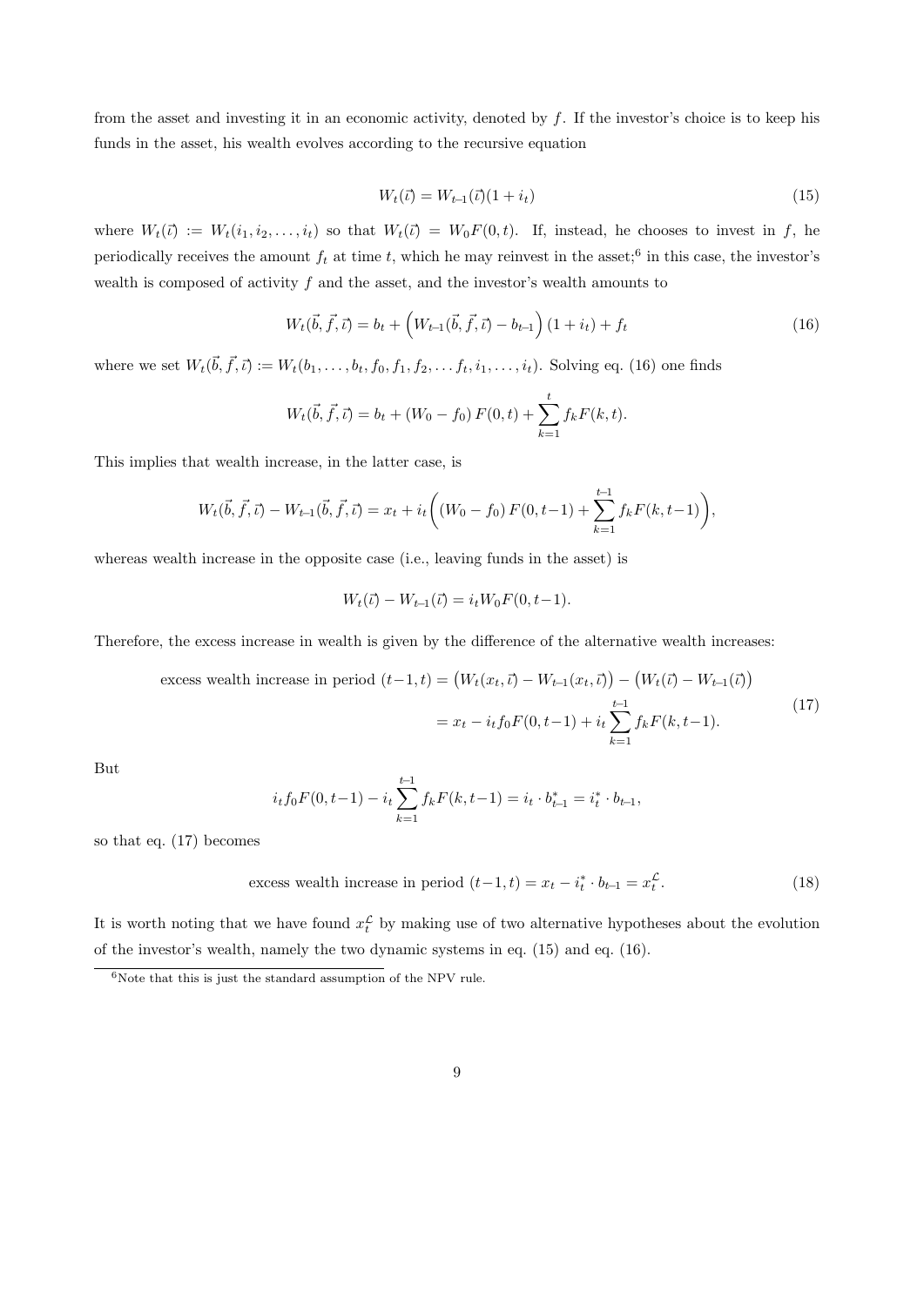from the asset and investing it in an economic activity, denoted by $f$. If the investor's choice is to keep his funds in the asset, his wealth evolves according to the recursive equation

$$W_t(\vec{\imath}) = W_{t-1}(\vec{\imath})(1 + i_t) \tag{15}$$

where $W_t(\vec{\imath}) := W_t(i_1, i_2, \ldots, i_t)$ so that $W_t(\vec{\imath}) = W_0 F(0, t)$. If, instead, he chooses to invest in $f$, he periodically receives the amount $f_t$ at time $t$, which he may reinvest in the asset;[6] in this case, the investor's wealth is composed of activity $f$ and the asset, and the investor's wealth amounts to

$$W_t(\vec{b}, \vec{f}, \vec{\imath}) = b_t + \Big(W_{t-1}(\vec{b}, \vec{f}, \vec{\imath}) - b_{t-1}\Big)(1 + i_t) + f_t \tag{16}$$

where we set $W_t(\vec{b}, \vec{f}, \vec{\imath}) := W_t(b_1, \ldots, b_t, f_0, f_1, f_2, \ldots f_t, i_1, \ldots, i_t)$. Solving eq. (16) one finds

$$W_t(\vec{b}, \vec{f}, \vec{\imath}) = b_t + (W_0 - f_0)\, F(0, t) + \sum_{k=1}^{t} f_k F(k, t).$$

This implies that wealth increase, in the latter case, is

$$W_t(\vec{b}, \vec{f}, \vec{\imath}) - W_{t-1}(\vec{b}, \vec{f}, \vec{\imath}) = x_t + i_t \bigg( (W_0 - f_0)\, F(0, t-1) + \sum_{k=1}^{t-1} f_k F(k, t-1) \bigg),$$

whereas wealth increase in the opposite case (i.e., leaving funds in the asset) is

$$W_t(\vec{\imath}) - W_{t-1}(\vec{\imath}) = i_t W_0 F(0, t-1).$$

Therefore, the excess increase in wealth is given by the difference of the alternative wealth increases:

$$\begin{aligned} \text{excess wealth increase in period } (t-1, t) &= \big(W_t(x_t, \vec{\imath}) - W_{t-1}(x_t, \vec{\imath})\big) - \big(W_t(\vec{\imath}) - W_{t-1}(\vec{\imath})\big) \\ &= x_t - i_t f_0 F(0, t-1) + i_t \sum_{k=1}^{t-1} f_k F(k, t-1). \end{aligned} \tag{17}$$

But

$$i_t f_0 F(0, t-1) - i_t \sum_{k=1}^{t-1} f_k F(k, t-1) = i_t \cdot b^*_{t-1} = i^*_t \cdot b_{t-1},$$

so that eq. (17) becomes

$$\text{excess wealth increase in period } (t-1, t) = x_t - i^*_t \cdot b_{t-1} = x^{\mathcal{L}}_t. \tag{18}$$

It is worth noting that we have found $x^{\mathcal{L}}_t$ by making use of two alternative hypotheses about the evolution of the investor's wealth, namely the two dynamic systems in eq. (15) and eq. (16).

[6] Note that this is just the standard assumption of the NPV rule.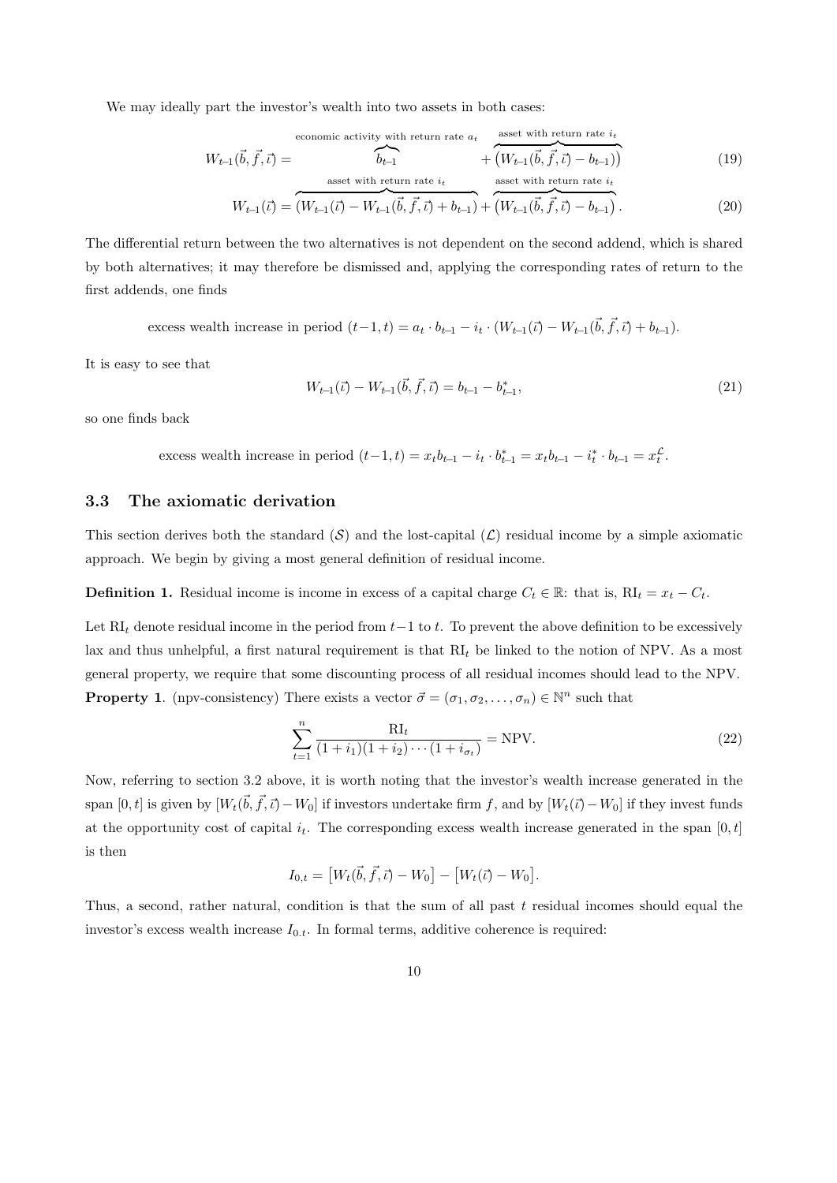We may ideally part the investor's wealth into two assets in both cases:

$$W_{t-1}(\vec{b},\vec{f},\vec{\imath}) = \overbrace{b_{t-1}}^{\text{economic activity with return rate } a_t} + \overbrace{\big(W_{t-1}(\vec{b},\vec{f},\vec{\imath}) - b_{t-1}\big)}^{\text{asset with return rate } i_t} \tag{19}$$

$$W_{t-1}(\vec{\imath}) = \overbrace{\big(W_{t-1}(\vec{\imath}) - W_{t-1}(\vec{b},\vec{f},\vec{\imath}) + b_{t-1}\big)}^{\text{asset with return rate } i_t} + \overbrace{\big(W_{t-1}(\vec{b},\vec{f},\vec{\imath}) - b_{t-1}\big)}^{\text{asset with return rate } i_t}. \tag{20}$$

The differential return between the two alternatives is not dependent on the second addend, which is shared by both alternatives; it may therefore be dismissed and, applying the corresponding rates of return to the first addends, one finds

$$\text{excess wealth increase in period } (t-1,t) = a_t \cdot b_{t-1} - i_t \cdot (W_{t-1}(\vec{\imath}) - W_{t-1}(\vec{b},\vec{f},\vec{\imath}) + b_{t-1}).$$

It is easy to see that

$$W_{t-1}(\vec{\imath}) - W_{t-1}(\vec{b},\vec{f},\vec{\imath}) = b_{t-1} - b^*_{t-1}, \tag{21}$$

so one finds back

$$\text{excess wealth increase in period } (t-1,t) = x_t b_{t-1} - i_t \cdot b^*_{t-1} = x_t b_{t-1} - i^*_t \cdot b_{t-1} = x^{\mathcal{L}}_t.$$

### 3.3 The axiomatic derivation

This section derives both the standard ($\mathcal{S}$) and the lost-capital ($\mathcal{L}$) residual income by a simple axiomatic approach. We begin by giving a most general definition of residual income.

**Definition 1.** Residual income is income in excess of a capital charge $C_t \in \mathbb{R}$: that is, $\text{RI}_t = x_t - C_t$.

Let $\text{RI}_t$ denote residual income in the period from $t-1$ to $t$. To prevent the above definition to be excessively lax and thus unhelpful, a first natural requirement is that $\text{RI}_t$ be linked to the notion of NPV. As a most general property, we require that some discounting process of all residual incomes should lead to the NPV.

**Property 1**. (npv-consistency) There exists a vector $\vec{\sigma} = (\sigma_1, \sigma_2, \ldots, \sigma_n) \in \mathbb{N}^n$ such that

$$\sum_{t=1}^{n} \frac{\text{RI}_t}{(1+i_1)(1+i_2)\cdots(1+i_{\sigma_t})} = \text{NPV}. \tag{22}$$

Now, referring to section 3.2 above, it is worth noting that the investor's wealth increase generated in the span $[0,t]$ is given by $[W_t(\vec{b},\vec{f},\vec{\imath}) - W_0]$ if investors undertake firm $f$, and by $[W_t(\vec{\imath}) - W_0]$ if they invest funds at the opportunity cost of capital $i_t$. The corresponding excess wealth increase generated in the span $[0,t]$ is then

$$I_{0,t} = \big[W_t(\vec{b},\vec{f},\vec{\imath}) - W_0\big] - \big[W_t(\vec{\imath}) - W_0\big].$$

Thus, a second, rather natural, condition is that the sum of all past $t$ residual incomes should equal the investor's excess wealth increase $I_{0,t}$. In formal terms, additive coherence is required: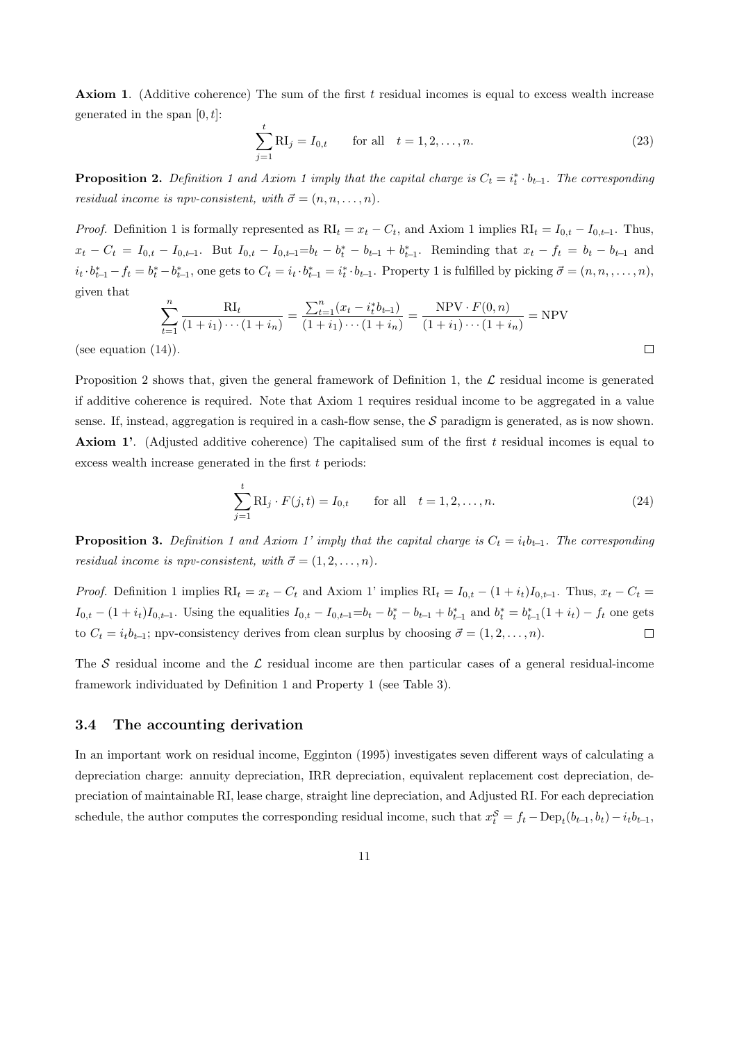**Axiom 1**. (Additive coherence) The sum of the first $t$ residual incomes is equal to excess wealth increase generated in the span $[0, t]$:

$$\sum_{j=1}^{t} \text{RI}_j = I_{0,t} \qquad \text{for all} \quad t = 1, 2, \ldots, n. \tag{23}$$

**Proposition 2.** *Definition 1 and Axiom 1 imply that the capital charge is $C_t = i^*_t \cdot b_{t-1}$. The corresponding residual income is npv-consistent, with $\vec{\sigma} = (n, n, \ldots, n)$.*

*Proof.* Definition 1 is formally represented as $\text{RI}_t = x_t - C_t$, and Axiom 1 implies $\text{RI}_t = I_{0,t} - I_{0,t-1}$. Thus, $x_t - C_t = I_{0,t} - I_{0,t-1}$. But $I_{0,t} - I_{0,t-1} = b_t - b^*_t - b_{t-1} + b^*_{t-1}$. Reminding that $x_t - f_t = b_t - b_{t-1}$ and $i_t \cdot b^*_{t-1} - f_t = b^*_t - b^*_{t-1}$, one gets to $C_t = i_t \cdot b^*_{t-1} = i^*_t \cdot b_{t-1}$. Property 1 is fulfilled by picking $\vec{\sigma} = (n, n, \ldots, n)$, given that

$$\sum_{t=1}^{n} \frac{\text{RI}_t}{(1+i_1)\cdots(1+i_n)} = \frac{\sum_{t=1}^{n}(x_t - i^*_t b_{t-1})}{(1+i_1)\cdots(1+i_n)} = \frac{\text{NPV} \cdot F(0,n)}{(1+i_1)\cdots(1+i_n)} = \text{NPV}$$

(see equation (14)). □

Proposition 2 shows that, given the general framework of Definition 1, the $\mathcal{L}$ residual income is generated if additive coherence is required. Note that Axiom 1 requires residual income to be aggregated in a value sense. If, instead, aggregation is required in a cash-flow sense, the $\mathcal{S}$ paradigm is generated, as is now shown.

**Axiom 1'**. (Adjusted additive coherence) The capitalised sum of the first $t$ residual incomes is equal to excess wealth increase generated in the first $t$ periods:

$$\sum_{j=1}^{t} \text{RI}_j \cdot F(j, t) = I_{0,t} \qquad \text{for all} \quad t = 1, 2, \ldots, n. \tag{24}$$

**Proposition 3.** *Definition 1 and Axiom 1' imply that the capital charge is $C_t = i_t b_{t-1}$. The corresponding residual income is npv-consistent, with $\vec{\sigma} = (1, 2, \ldots, n)$.*

*Proof.* Definition 1 implies $\text{RI}_t = x_t - C_t$ and Axiom 1' implies $\text{RI}_t = I_{0,t} - (1 + i_t)I_{0,t-1}$. Thus, $x_t - C_t = I_{0,t} - (1 + i_t)I_{0,t-1}$. Using the equalities $I_{0,t} - I_{0,t-1} = b_t - b^*_t - b_{t-1} + b^*_{t-1}$ and $b^*_t = b^*_{t-1}(1 + i_t) - f_t$ one gets to $C_t = i_t b_{t-1}$; npv-consistency derives from clean surplus by choosing $\vec{\sigma} = (1, 2, \ldots, n)$. □

The $\mathcal{S}$ residual income and the $\mathcal{L}$ residual income are then particular cases of a general residual-income framework individuated by Definition 1 and Property 1 (see Table 3).

### 3.4 The accounting derivation

In an important work on residual income, Egginton (1995) investigates seven different ways of calculating a depreciation charge: annuity depreciation, IRR depreciation, equivalent replacement cost depreciation, depreciation of maintainable RI, lease charge, straight line depreciation, and Adjusted RI. For each depreciation schedule, the author computes the corresponding residual income, such that $x^{\mathcal{S}}_t = f_t - \text{Dep}_t(b_{t-1}, b_t) - i_t b_{t-1}$,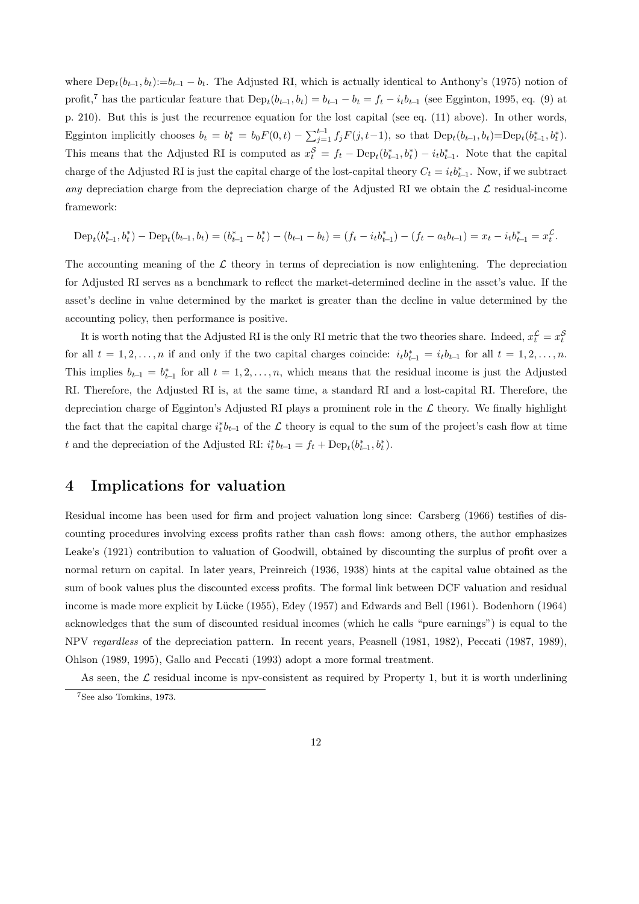where $\text{Dep}_t(b_{t-1}, b_t) := b_{t-1} - b_t$. The Adjusted RI, which is actually identical to Anthony's (1975) notion of profit,[7] has the particular feature that $\text{Dep}_t(b_{t-1}, b_t) = b_{t-1} - b_t = f_t - i_t b_{t-1}$ (see Egginton, 1995, eq. (9) at p. 210). But this is just the recurrence equation for the lost capital (see eq. (11) above). In other words, Egginton implicitly chooses $b_t = b_t^* = b_0 F(0,t) - \sum_{j=1}^{t-1} f_j F(j, t-1)$, so that $\text{Dep}_t(b_{t-1}, b_t) = \text{Dep}_t(b_{t-1}^*, b_t^*)$. This means that the Adjusted RI is computed as $x_t^{\mathcal{S}} = f_t - \text{Dep}_t(b_{t-1}^*, b_t^*) - i_t b_{t-1}^*$. Note that the capital charge of the Adjusted RI is just the capital charge of the lost-capital theory $C_t = i_t b_{t-1}^*$. Now, if we subtract *any* depreciation charge from the depreciation charge of the Adjusted RI we obtain the $\mathcal{L}$ residual-income framework:

$$\text{Dep}_t(b_{t-1}^*, b_t^*) - \text{Dep}_t(b_{t-1}, b_t) = (b_{t-1}^* - b_t^*) - (b_{t-1} - b_t) = (f_t - i_t b_{t-1}^*) - (f_t - a_t b_{t-1}) = x_t - i_t b_{t-1}^* = x_t^{\mathcal{L}}.$$

The accounting meaning of the $\mathcal{L}$ theory in terms of depreciation is now enlightening. The depreciation for Adjusted RI serves as a benchmark to reflect the market-determined decline in the asset's value. If the asset's decline in value determined by the market is greater than the decline in value determined by the accounting policy, then performance is positive.

It is worth noting that the Adjusted RI is the only RI metric that the two theories share. Indeed, $x_t^{\mathcal{L}} = x_t^{\mathcal{S}}$ for all $t = 1, 2, \ldots, n$ if and only if the two capital charges coincide: $i_t b_{t-1}^* = i_t b_{t-1}$ for all $t = 1, 2, \ldots, n$. This implies $b_{t-1} = b_{t-1}^*$ for all $t = 1, 2, \ldots, n$, which means that the residual income is just the Adjusted RI. Therefore, the Adjusted RI is, at the same time, a standard RI and a lost-capital RI. Therefore, the depreciation charge of Egginton's Adjusted RI plays a prominent role in the $\mathcal{L}$ theory. We finally highlight the fact that the capital charge $i_t^* b_{t-1}$ of the $\mathcal{L}$ theory is equal to the sum of the project's cash flow at time $t$ and the depreciation of the Adjusted RI: $i_t^* b_{t-1} = f_t + \text{Dep}_t(b_{t-1}^*, b_t^*)$.

## 4 Implications for valuation

Residual income has been used for firm and project valuation long since: Carsberg (1966) testifies of discounting procedures involving excess profits rather than cash flows: among others, the author emphasizes Leake's (1921) contribution to valuation of Goodwill, obtained by discounting the surplus of profit over a normal return on capital. In later years, Preinreich (1936, 1938) hints at the capital value obtained as the sum of book values plus the discounted excess profits. The formal link between DCF valuation and residual income is made more explicit by Lücke (1955), Edey (1957) and Edwards and Bell (1961). Bodenhorn (1964) acknowledges that the sum of discounted residual incomes (which he calls "pure earnings") is equal to the NPV *regardless* of the depreciation pattern. In recent years, Peasnell (1981, 1982), Peccati (1987, 1989), Ohlson (1989, 1995), Gallo and Peccati (1993) adopt a more formal treatment.

As seen, the $\mathcal{L}$ residual income is npv-consistent as required by Property 1, but it is worth underlining

[7] See also Tomkins, 1973.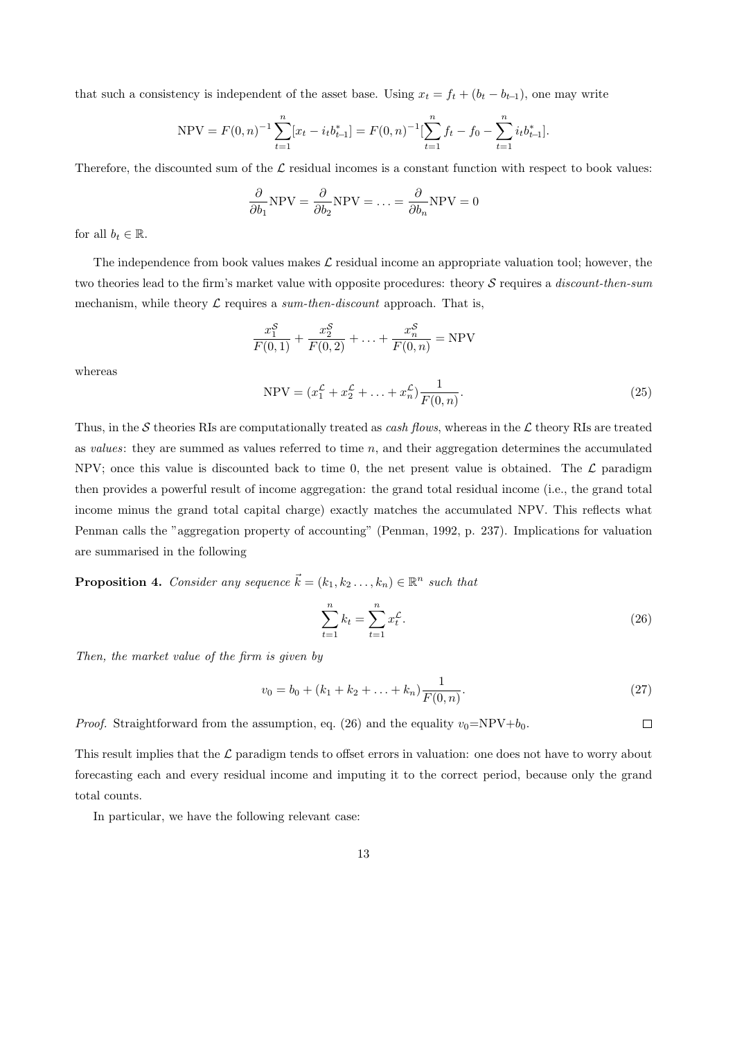that such a consistency is independent of the asset base. Using $x_t = f_t + (b_t - b_{t-1})$, one may write

$$\text{NPV} = F(0,n)^{-1} \sum_{t=1}^{n} [x_t - i_t b^*_{t-1}] = F(0,n)^{-1} [\sum_{t=1}^{n} f_t - f_0 - \sum_{t=1}^{n} i_t b^*_{t-1}].$$

Therefore, the discounted sum of the $\mathcal{L}$ residual incomes is a constant function with respect to book values:

$$\frac{\partial}{\partial b_1}\text{NPV} = \frac{\partial}{\partial b_2}\text{NPV} = \ldots = \frac{\partial}{\partial b_n}\text{NPV} = 0$$

for all $b_t \in \mathbb{R}$.

The independence from book values makes $\mathcal{L}$ residual income an appropriate valuation tool; however, the two theories lead to the firm's market value with opposite procedures: theory $\mathcal{S}$ requires a *discount-then-sum* mechanism, while theory $\mathcal{L}$ requires a *sum-then-discount* approach. That is,

$$\frac{x_1^{\mathcal{S}}}{F(0,1)} + \frac{x_2^{\mathcal{S}}}{F(0,2)} + \ldots + \frac{x_n^{\mathcal{S}}}{F(0,n)} = \text{NPV}$$

whereas

$$\text{NPV} = (x_1^{\mathcal{L}} + x_2^{\mathcal{L}} + \ldots + x_n^{\mathcal{L}}) \frac{1}{F(0,n)}. \tag{25}$$

Thus, in the $\mathcal{S}$ theories RIs are computationally treated as *cash flows*, whereas in the $\mathcal{L}$ theory RIs are treated as *values*: they are summed as values referred to time $n$, and their aggregation determines the accumulated NPV; once this value is discounted back to time 0, the net present value is obtained. The $\mathcal{L}$ paradigm then provides a powerful result of income aggregation: the grand total residual income (i.e., the grand total income minus the grand total capital charge) exactly matches the accumulated NPV. This reflects what Penman calls the "aggregation property of accounting" (Penman, 1992, p. 237). Implications for valuation are summarised in the following

**Proposition 4.** *Consider any sequence* $\vec{k} = (k_1, k_2 \ldots, k_n) \in \mathbb{R}^n$ *such that*

$$\sum_{t=1}^{n} k_t = \sum_{t=1}^{n} x_t^{\mathcal{L}}. \tag{26}$$

*Then, the market value of the firm is given by*

$$v_0 = b_0 + (k_1 + k_2 + \ldots + k_n) \frac{1}{F(0,n)}. \tag{27}$$

*Proof.* Straightforward from the assumption, eq. (26) and the equality $v_0$=NPV+$b_0$. □

This result implies that the $\mathcal{L}$ paradigm tends to offset errors in valuation: one does not have to worry about forecasting each and every residual income and imputing it to the correct period, because only the grand total counts.

In particular, we have the following relevant case: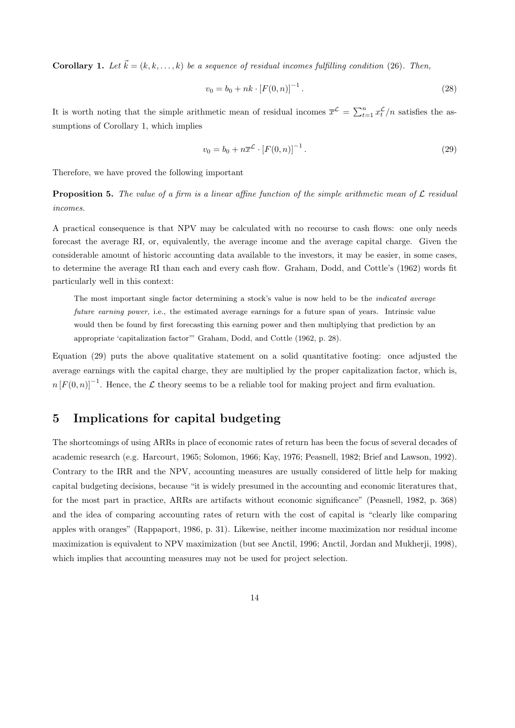**Corollary 1.** *Let $\vec{k} = (k, k, \ldots, k)$ be a sequence of residual incomes fulfilling condition* (26)*. Then,*

$$v_0 = b_0 + nk \cdot [F(0,n)]^{-1}. \tag{28}$$

It is worth noting that the simple arithmetic mean of residual incomes $\overline{x}^{\mathcal{L}} = \sum_{t=1}^{n} x_t^{\mathcal{L}}/n$ satisfies the assumptions of Corollary 1, which implies

$$v_0 = b_0 + n\overline{x}^{\mathcal{L}} \cdot [F(0,n)]^{-1}. \tag{29}$$

Therefore, we have proved the following important

**Proposition 5.** *The value of a firm is a linear affine function of the simple arithmetic mean of $\mathcal{L}$ residual incomes.*

A practical consequence is that NPV may be calculated with no recourse to cash flows: one only needs forecast the average RI, or, equivalently, the average income and the average capital charge. Given the considerable amount of historic accounting data available to the investors, it may be easier, in some cases, to determine the average RI than each and every cash flow. Graham, Dodd, and Cottle's (1962) words fit particularly well in this context:

> The most important single factor determining a stock's value is now held to be the *indicated average future earning power*, i.e., the estimated average earnings for a future span of years. Intrinsic value would then be found by first forecasting this earning power and then multiplying that prediction by an appropriate 'capitalization factor'" Graham, Dodd, and Cottle (1962, p. 28).

Equation (29) puts the above qualitative statement on a solid quantitative footing: once adjusted the average earnings with the capital charge, they are multiplied by the proper capitalization factor, which is, $n\,[F(0,n)]^{-1}$. Hence, the $\mathcal{L}$ theory seems to be a reliable tool for making project and firm evaluation.

## 5 Implications for capital budgeting

The shortcomings of using ARRs in place of economic rates of return has been the focus of several decades of academic research (e.g. Harcourt, 1965; Solomon, 1966; Kay, 1976; Peasnell, 1982; Brief and Lawson, 1992). Contrary to the IRR and the NPV, accounting measures are usually considered of little help for making capital budgeting decisions, because "it is widely presumed in the accounting and economic literatures that, for the most part in practice, ARRs are artifacts without economic significance" (Peasnell, 1982, p. 368) and the idea of comparing accounting rates of return with the cost of capital is "clearly like comparing apples with oranges" (Rappaport, 1986, p. 31). Likewise, neither income maximization nor residual income maximization is equivalent to NPV maximization (but see Anctil, 1996; Anctil, Jordan and Mukherji, 1998), which implies that accounting measures may not be used for project selection.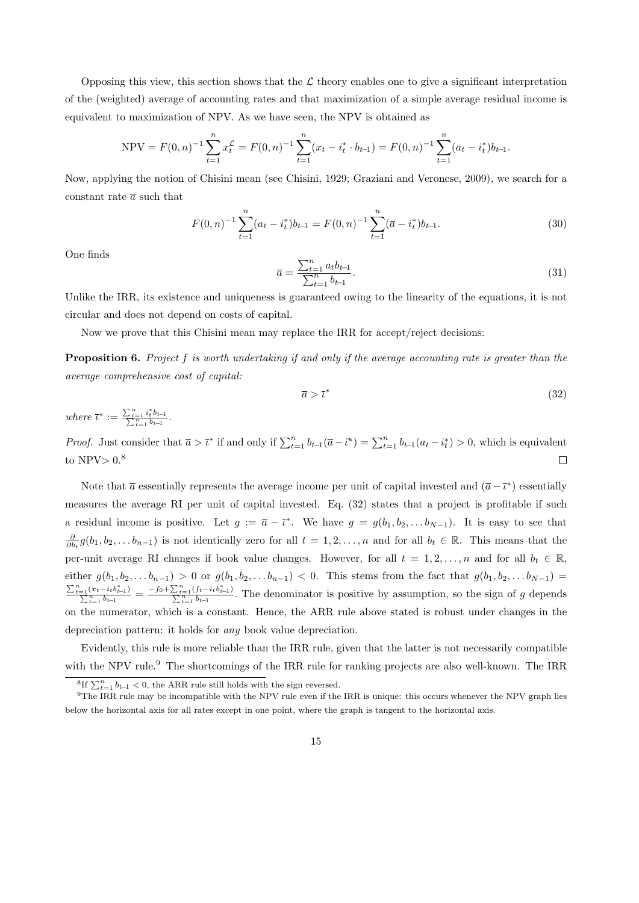Opposing this view, this section shows that the $\mathcal{L}$ theory enables one to give a significant interpretation of the (weighted) average of accounting rates and that maximization of a simple average residual income is equivalent to maximization of NPV. As we have seen, the NPV is obtained as

$$\text{NPV} = F(0,n)^{-1}\sum_{t=1}^{n} x_t^{\mathcal{L}} = F(0,n)^{-1}\sum_{t=1}^{n}(x_t - i_t^* \cdot b_{t-1}) = F(0,n)^{-1}\sum_{t=1}^{n}(a_t - i_t^*)b_{t-1}.$$

Now, applying the notion of Chisini mean (see Chisini, 1929; Graziani and Veronese, 2009), we search for a constant rate $\overline{a}$ such that

$$F(0,n)^{-1}\sum_{t=1}^{n}(a_t - i_t^*)b_{t-1} = F(0,n)^{-1}\sum_{t=1}^{n}(\overline{a} - i_t^*)b_{t-1}. \tag{30}$$

One finds

$$\overline{a} = \frac{\sum_{t=1}^{n} a_t b_{t-1}}{\sum_{t=1}^{n} b_{t-1}}. \tag{31}$$

Unlike the IRR, its existence and uniqueness is guaranteed owing to the linearity of the equations, it is not circular and does not depend on costs of capital.

Now we prove that this Chisini mean may replace the IRR for accept/reject decisions:

**Proposition 6.** *Project $f$ is worth undertaking if and only if the average accounting rate is greater than the average comprehensive cost of capital:*

$$\overline{a} > \overline{\imath}^* \tag{32}$$

*where* $\overline{\imath}^* := \frac{\sum_{t=1}^{n} i_t^* b_{t-1}}{\sum_{t=1}^{n} b_{t-1}}$.

*Proof.* Just consider that $\overline{a} > \overline{\imath}^*$ if and only if $\sum_{t=1}^{n} b_{t-1}(\overline{a} - \overline{\imath}^*) = \sum_{t=1}^{n} b_{t-1}(a_t - i_t^*) > 0$, which is equivalent to NPV$> 0$.[8] $\square$

Note that $\overline{a}$ essentially represents the average income per unit of capital invested and $(\overline{a} - \overline{\imath}^*)$ essentially measures the average RI per unit of capital invested. Eq. (32) states that a project is profitable if such a residual income is positive. Let $g := \overline{a} - \overline{\imath}^*$. We have $g = g(b_1, b_2, \dots b_{N-1})$. It is easy to see that $\frac{\partial}{\partial b_t} g(b_1, b_2, \dots b_{n-1})$ is not identically zero for all $t = 1, 2, \dots, n$ and for all $b_t \in \mathbb{R}$. This means that the per-unit average RI changes if book value changes. However, for all $t = 1, 2, \dots, n$ and for all $b_t \in \mathbb{R}$, either $g(b_1, b_2, \dots b_{n-1}) > 0$ or $g(b_1, b_2, \dots b_{n-1}) < 0$. This stems from the fact that $g(b_1, b_2, \dots b_{N-1}) = \frac{\sum_{t=1}^{n}(x_t - i_t b_{t-1}^*)}{\sum_{t=1}^{n} b_{t-1}} = \frac{-f_0 + \sum_{t=1}^{n}(f_t - i_t b_{t-1}^*)}{\sum_{t=1}^{n} b_{t-1}}$. The denominator is positive by assumption, so the sign of $g$ depends on the numerator, which is a constant. Hence, the ARR rule above stated is robust under changes in the depreciation pattern: it holds for *any* book value depreciation.

Evidently, this rule is more reliable than the IRR rule, given that the latter is not necessarily compatible with the NPV rule.[9] The shortcomings of the IRR rule for ranking projects are also well-known. The IRR

[8] If $\sum_{t=1}^{n} b_{t-1} < 0$, the ARR rule still holds with the sign reversed.

[9] The IRR rule may be incompatible with the NPV rule even if the IRR is unique: this occurs whenever the NPV graph lies below the horizontal axis for all rates except in one point, where the graph is tangent to the horizontal axis.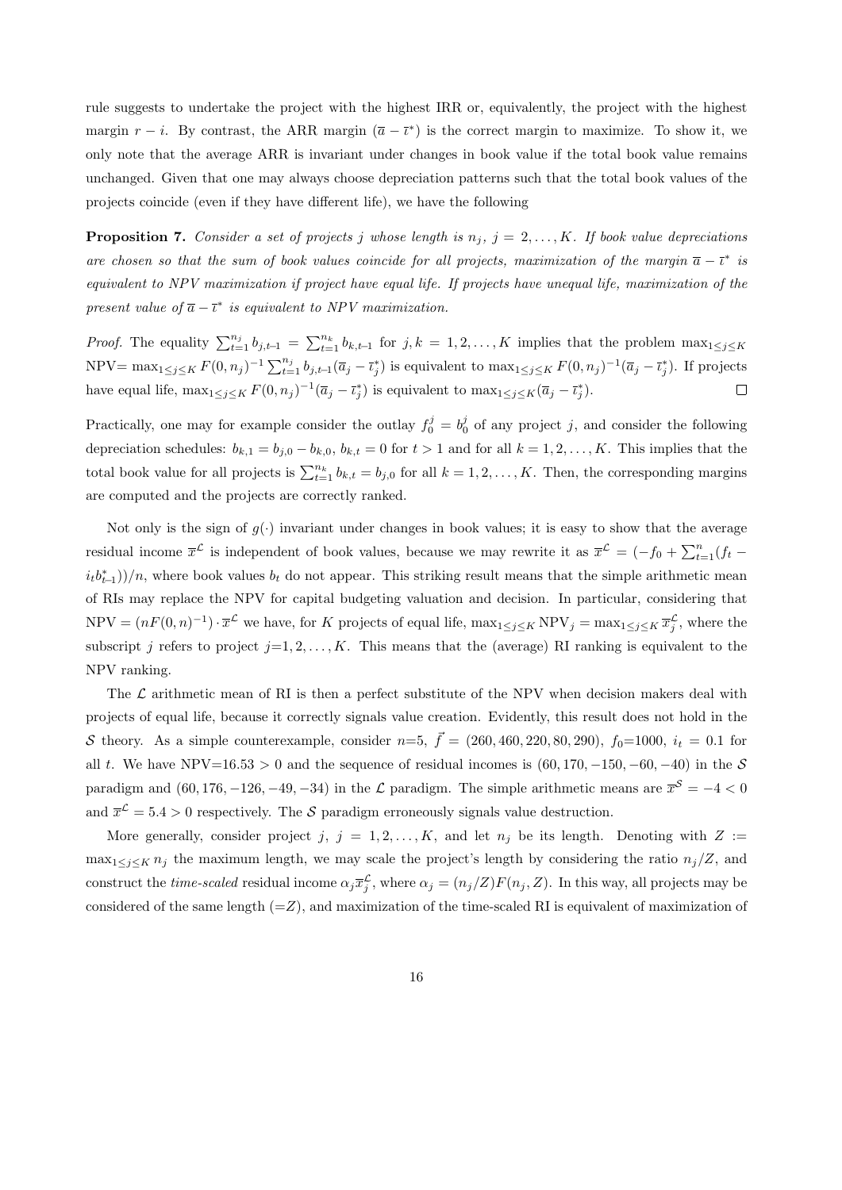rule suggests to undertake the project with the highest IRR or, equivalently, the project with the highest margin $r - i$. By contrast, the ARR margin $(\overline{a} - \overline{\iota}^*)$ is the correct margin to maximize. To show it, we only note that the average ARR is invariant under changes in book value if the total book value remains unchanged. Given that one may always choose depreciation patterns such that the total book values of the projects coincide (even if they have different life), we have the following

**Proposition 7.** *Consider a set of projects $j$ whose length is $n_j$, $j = 2, \ldots, K$. If book value depreciations are chosen so that the sum of book values coincide for all projects, maximization of the margin $\overline{a} - \overline{\iota}^*$ is equivalent to NPV maximization if project have equal life. If projects have unequal life, maximization of the present value of $\overline{a} - \overline{\iota}^*$ is equivalent to NPV maximization.*

*Proof.* The equality $\sum_{t=1}^{n_j} b_{j,t-1} = \sum_{t=1}^{n_k} b_{k,t-1}$ for $j, k = 1, 2, \ldots, K$ implies that the problem $\max_{1\leq j\leq K}$ NPV$= \max_{1\leq j\leq K} F(0, n_j)^{-1} \sum_{t=1}^{n_j} b_{j,t-1}(\overline{a}_j - \overline{\iota}_j^*)$ is equivalent to $\max_{1\leq j\leq K} F(0, n_j)^{-1}(\overline{a}_j - \overline{\iota}_j^*)$. If projects have equal life, $\max_{1\leq j\leq K} F(0, n_j)^{-1}(\overline{a}_j - \overline{\iota}_j^*)$ is equivalent to $\max_{1\leq j\leq K}(\overline{a}_j - \overline{\iota}_j^*)$. □

Practically, one may for example consider the outlay $f_0^j = b_0^j$ of any project $j$, and consider the following depreciation schedules: $b_{k,1} = b_{j,0} - b_{k,0}$, $b_{k,t} = 0$ for $t > 1$ and for all $k = 1, 2, \ldots, K$. This implies that the total book value for all projects is $\sum_{t=1}^{n_k} b_{k,t} = b_{j,0}$ for all $k = 1, 2, \ldots, K$. Then, the corresponding margins are computed and the projects are correctly ranked.

Not only is the sign of $g(\cdot)$ invariant under changes in book values; it is easy to show that the average residual income $\overline{x}^{\mathcal{L}}$ is independent of book values, because we may rewrite it as $\overline{x}^{\mathcal{L}} = (-f_0 + \sum_{t=1}^{n}(f_t - i_t b_{t-1}^*))/n$, where book values $b_t$ do not appear. This striking result means that the simple arithmetic mean of RIs may replace the NPV for capital budgeting valuation and decision. In particular, considering that $\text{NPV} = (nF(0, n)^{-1}) \cdot \overline{x}^{\mathcal{L}}$ we have, for $K$ projects of equal life, $\max_{1\leq j\leq K} \text{NPV}_j = \max_{1\leq j\leq K} \overline{x}_j^{\mathcal{L}}$, where the subscript $j$ refers to project $j$=1, 2, ..., $K$. This means that the (average) RI ranking is equivalent to the NPV ranking.

The $\mathcal{L}$ arithmetic mean of RI is then a perfect substitute of the NPV when decision makers deal with projects of equal life, because it correctly signals value creation. Evidently, this result does not hold in the $\mathcal{S}$ theory. As a simple counterexample, consider $n$=5, $\vec{f} = (260, 460, 220, 80, 290)$, $f_0$=1000, $i_t = 0.1$ for all $t$. We have NPV=16.53 > 0 and the sequence of residual incomes is $(60, 170, -150, -60, -40)$ in the $\mathcal{S}$ paradigm and $(60, 176, -126, -49, -34)$ in the $\mathcal{L}$ paradigm. The simple arithmetic means are $\overline{x}^{\mathcal{S}} = -4 < 0$ and $\overline{x}^{\mathcal{L}} = 5.4 > 0$ respectively. The $\mathcal{S}$ paradigm erroneously signals value destruction.

More generally, consider project $j$, $j = 1, 2, \ldots, K$, and let $n_j$ be its length. Denoting with $Z := \max_{1\leq j\leq K} n_j$ the maximum length, we may scale the project's length by considering the ratio $n_j/Z$, and construct the *time-scaled* residual income $\alpha_j \overline{x}_j^{\mathcal{L}}$, where $\alpha_j = (n_j/Z)F(n_j, Z)$. In this way, all projects may be considered of the same length (=$Z$), and maximization of the time-scaled RI is equivalent of maximization of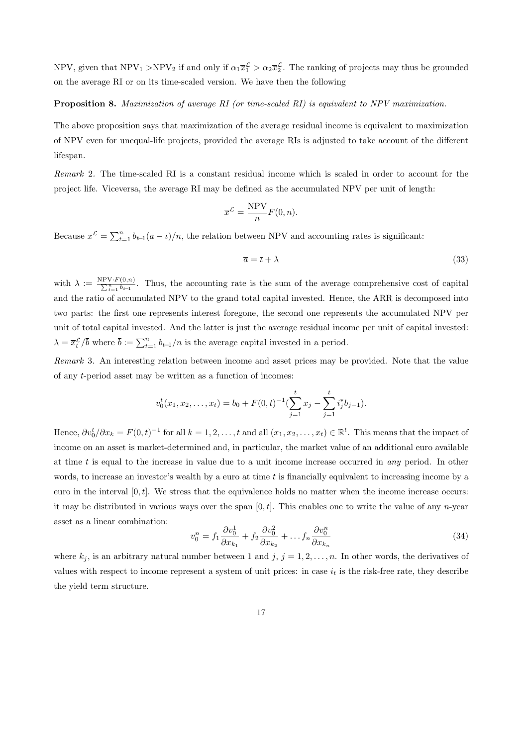NPV, given that $\text{NPV}_1 > \text{NPV}_2$ if and only if $\alpha_1 \overline{x}_1^{\mathcal{L}} > \alpha_2 \overline{x}_2^{\mathcal{L}}$. The ranking of projects may thus be grounded on the average RI or on its time-scaled version. We have then the following

**Proposition 8.** *Maximization of average RI (or time-scaled RI) is equivalent to NPV maximization.*

The above proposition says that maximization of the average residual income is equivalent to maximization of NPV even for unequal-life projects, provided the average RIs is adjusted to take account of the different lifespan.

*Remark* 2. The time-scaled RI is a constant residual income which is scaled in order to account for the project life. Viceversa, the average RI may be defined as the accumulated NPV per unit of length:

$$\overline{x}^{\mathcal{L}} = \frac{\text{NPV}}{n} F(0, n).$$

Because $\overline{x}^{\mathcal{L}} = \sum_{t=1}^{n} b_{t-1}(\overline{a} - \overline{\imath})/n$, the relation between NPV and accounting rates is significant:

$$\overline{a} = \overline{\imath} + \lambda \tag{33}$$

with $\lambda := \frac{\text{NPV} \cdot F(0,n)}{\sum_{t=1}^{n} b_{t-1}}$. Thus, the accounting rate is the sum of the average comprehensive cost of capital and the ratio of accumulated NPV to the grand total capital invested. Hence, the ARR is decomposed into two parts: the first one represents interest foregone, the second one represents the accumulated NPV per unit of total capital invested. And the latter is just the average residual income per unit of capital invested: $\lambda = \overline{x}_t^{\mathcal{L}} / \overline{b}$ where $\overline{b} := \sum_{t=1}^{n} b_{t-1}/n$ is the average capital invested in a period.

*Remark* 3. An interesting relation between income and asset prices may be provided. Note that the value of any $t$-period asset may be written as a function of incomes:

$$v_0^t(x_1, x_2, \ldots, x_t) = b_0 + F(0,t)^{-1} \left(\sum_{j=1}^{t} x_j - \sum_{j=1}^{t} i_j^* b_{j-1}\right).$$

Hence, $\partial v_0^t / \partial x_k = F(0,t)^{-1}$ for all $k = 1, 2, \ldots, t$ and all $(x_1, x_2, \ldots, x_t) \in \mathbb{R}^t$. This means that the impact of income on an asset is market-determined and, in particular, the market value of an additional euro available at time $t$ is equal to the increase in value due to a unit income increase occurred in *any* period. In other words, to increase an investor's wealth by a euro at time $t$ is financially equivalent to increasing income by a euro in the interval $[0, t]$. We stress that the equivalence holds no matter when the income increase occurs: it may be distributed in various ways over the span $[0, t]$. This enables one to write the value of any $n$-year asset as a linear combination:

$$v_0^n = f_1 \frac{\partial v_0^1}{\partial x_{k_1}} + f_2 \frac{\partial v_0^2}{\partial x_{k_2}} + \ldots f_n \frac{\partial v_0^n}{\partial x_{k_n}} \tag{34}$$

where $k_j$, is an arbitrary natural number between 1 and $j$, $j = 1, 2, \ldots, n$. In other words, the derivatives of values with respect to income represent a system of unit prices: in case $i_t$ is the risk-free rate, they describe the yield term structure.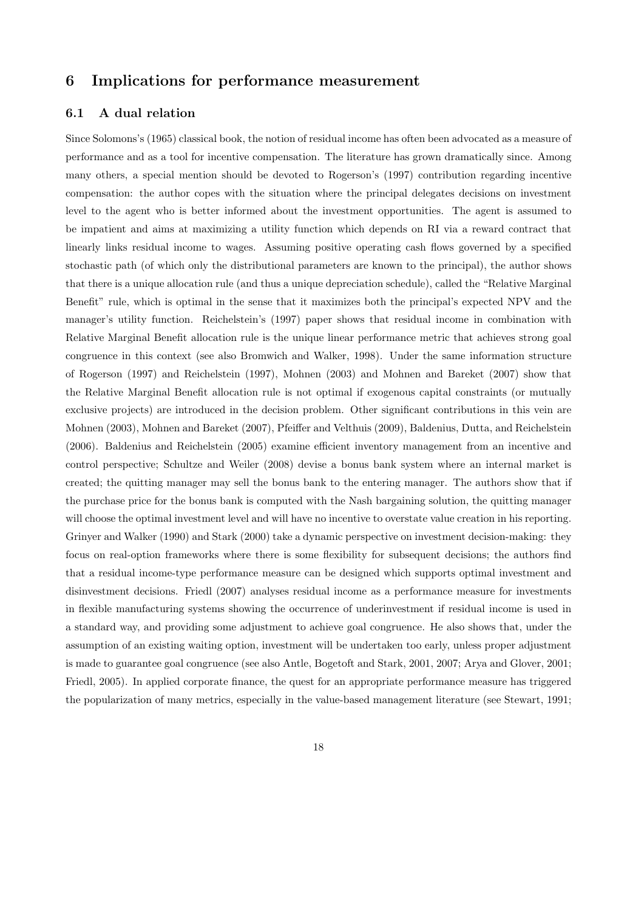## 6 Implications for performance measurement

### 6.1 A dual relation

Since Solomons's (1965) classical book, the notion of residual income has often been advocated as a measure of performance and as a tool for incentive compensation. The literature has grown dramatically since. Among many others, a special mention should be devoted to Rogerson's (1997) contribution regarding incentive compensation: the author copes with the situation where the principal delegates decisions on investment level to the agent who is better informed about the investment opportunities. The agent is assumed to be impatient and aims at maximizing a utility function which depends on RI via a reward contract that linearly links residual income to wages. Assuming positive operating cash flows governed by a specified stochastic path (of which only the distributional parameters are known to the principal), the author shows that there is a unique allocation rule (and thus a unique depreciation schedule), called the "Relative Marginal Benefit" rule, which is optimal in the sense that it maximizes both the principal's expected NPV and the manager's utility function. Reichelstein's (1997) paper shows that residual income in combination with Relative Marginal Benefit allocation rule is the unique linear performance metric that achieves strong goal congruence in this context (see also Bromwich and Walker, 1998). Under the same information structure of Rogerson (1997) and Reichelstein (1997), Mohnen (2003) and Mohnen and Bareket (2007) show that the Relative Marginal Benefit allocation rule is not optimal if exogenous capital constraints (or mutually exclusive projects) are introduced in the decision problem. Other significant contributions in this vein are Mohnen (2003), Mohnen and Bareket (2007), Pfeiffer and Velthuis (2009), Baldenius, Dutta, and Reichelstein (2006). Baldenius and Reichelstein (2005) examine efficient inventory management from an incentive and control perspective; Schultze and Weiler (2008) devise a bonus bank system where an internal market is created; the quitting manager may sell the bonus bank to the entering manager. The authors show that if the purchase price for the bonus bank is computed with the Nash bargaining solution, the quitting manager will choose the optimal investment level and will have no incentive to overstate value creation in his reporting. Grinyer and Walker (1990) and Stark (2000) take a dynamic perspective on investment decision-making: they focus on real-option frameworks where there is some flexibility for subsequent decisions; the authors find that a residual income-type performance measure can be designed which supports optimal investment and disinvestment decisions. Friedl (2007) analyses residual income as a performance measure for investments in flexible manufacturing systems showing the occurrence of underinvestment if residual income is used in a standard way, and providing some adjustment to achieve goal congruence. He also shows that, under the assumption of an existing waiting option, investment will be undertaken too early, unless proper adjustment is made to guarantee goal congruence (see also Antle, Bogetoft and Stark, 2001, 2007; Arya and Glover, 2001; Friedl, 2005). In applied corporate finance, the quest for an appropriate performance measure has triggered the popularization of many metrics, especially in the value-based management literature (see Stewart, 1991;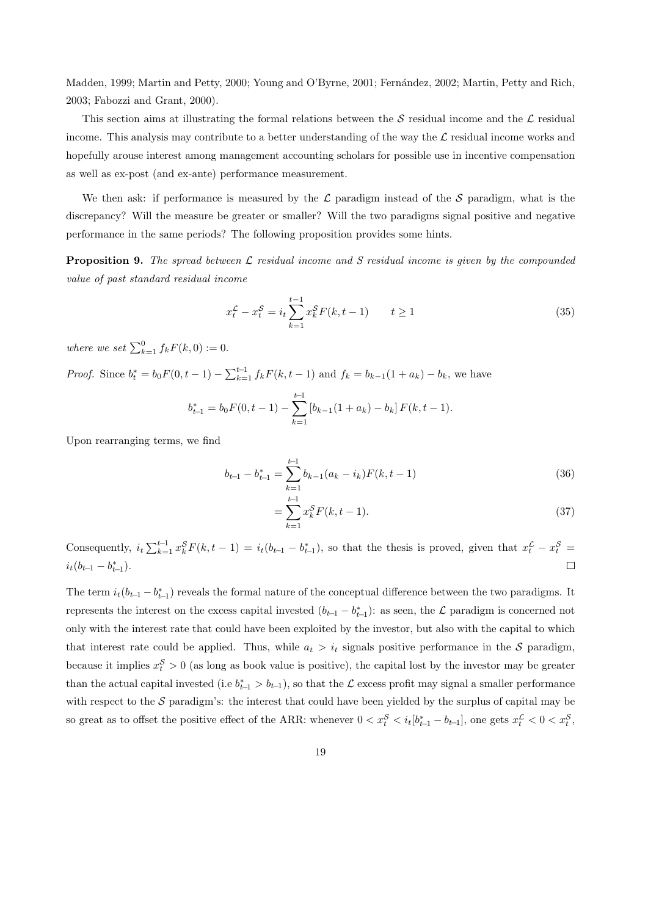Madden, 1999; Martin and Petty, 2000; Young and O'Byrne, 2001; Fernández, 2002; Martin, Petty and Rich, 2003; Fabozzi and Grant, 2000).

This section aims at illustrating the formal relations between the $\mathcal{S}$ residual income and the $\mathcal{L}$ residual income. This analysis may contribute to a better understanding of the way the $\mathcal{L}$ residual income works and hopefully arouse interest among management accounting scholars for possible use in incentive compensation as well as ex-post (and ex-ante) performance measurement.

We then ask: if performance is measured by the $\mathcal{L}$ paradigm instead of the $\mathcal{S}$ paradigm, what is the discrepancy? Will the measure be greater or smaller? Will the two paradigms signal positive and negative performance in the same periods? The following proposition provides some hints.

**Proposition 9.** *The spread between $\mathcal{L}$ residual income and $S$ residual income is given by the compounded value of past standard residual income*

$$x_t^{\mathcal{L}} - x_t^{\mathcal{S}} = i_t \sum_{k=1}^{t-1} x_k^{\mathcal{S}} F(k, t-1) \qquad t \geq 1 \tag{35}$$

*where we set $\sum_{k=1}^{0} f_k F(k, 0) := 0$.*

*Proof.* Since $b_t^* = b_0 F(0, t-1) - \sum_{k=1}^{t-1} f_k F(k, t-1)$ and $f_k = b_{k-1}(1 + a_k) - b_k$, we have

$$b_{t-1}^* = b_0 F(0, t-1) - \sum_{k=1}^{t-1} \left[b_{k-1}(1 + a_k) - b_k\right] F(k, t-1).$$

Upon rearranging terms, we find

$$b_{t-1} - b_{t-1}^* = \sum_{k=1}^{t-1} b_{k-1}(a_k - i_k) F(k, t-1) \tag{36}$$

$$= \sum_{k=1}^{t-1} x_k^{\mathcal{S}} F(k, t-1). \tag{37}$$

Consequently, $i_t \sum_{k=1}^{t-1} x_k^{\mathcal{S}} F(k, t-1) = i_t(b_{t-1} - b_{t-1}^*)$, so that the thesis is proved, given that $x_t^{\mathcal{L}} - x_t^{\mathcal{S}} = i_t(b_{t-1} - b_{t-1}^*)$. $\square$

The term $i_t(b_{t-1} - b_{t-1}^*)$ reveals the formal nature of the conceptual difference between the two paradigms. It represents the interest on the excess capital invested $(b_{t-1} - b_{t-1}^*)$: as seen, the $\mathcal{L}$ paradigm is concerned not only with the interest rate that could have been exploited by the investor, but also with the capital to which that interest rate could be applied. Thus, while $a_t > i_t$ signals positive performance in the $\mathcal{S}$ paradigm, because it implies $x_t^{\mathcal{S}} > 0$ (as long as book value is positive), the capital lost by the investor may be greater than the actual capital invested (i.e $b_{t-1}^* > b_{t-1}$), so that the $\mathcal{L}$ excess profit may signal a smaller performance with respect to the $\mathcal{S}$ paradigm's: the interest that could have been yielded by the surplus of capital may be so great as to offset the positive effect of the ARR: whenever $0 < x_t^{\mathcal{S}} < i_t[b_{t-1}^* - b_{t-1}]$, one gets $x_t^{\mathcal{L}} < 0 < x_t^{\mathcal{S}}$,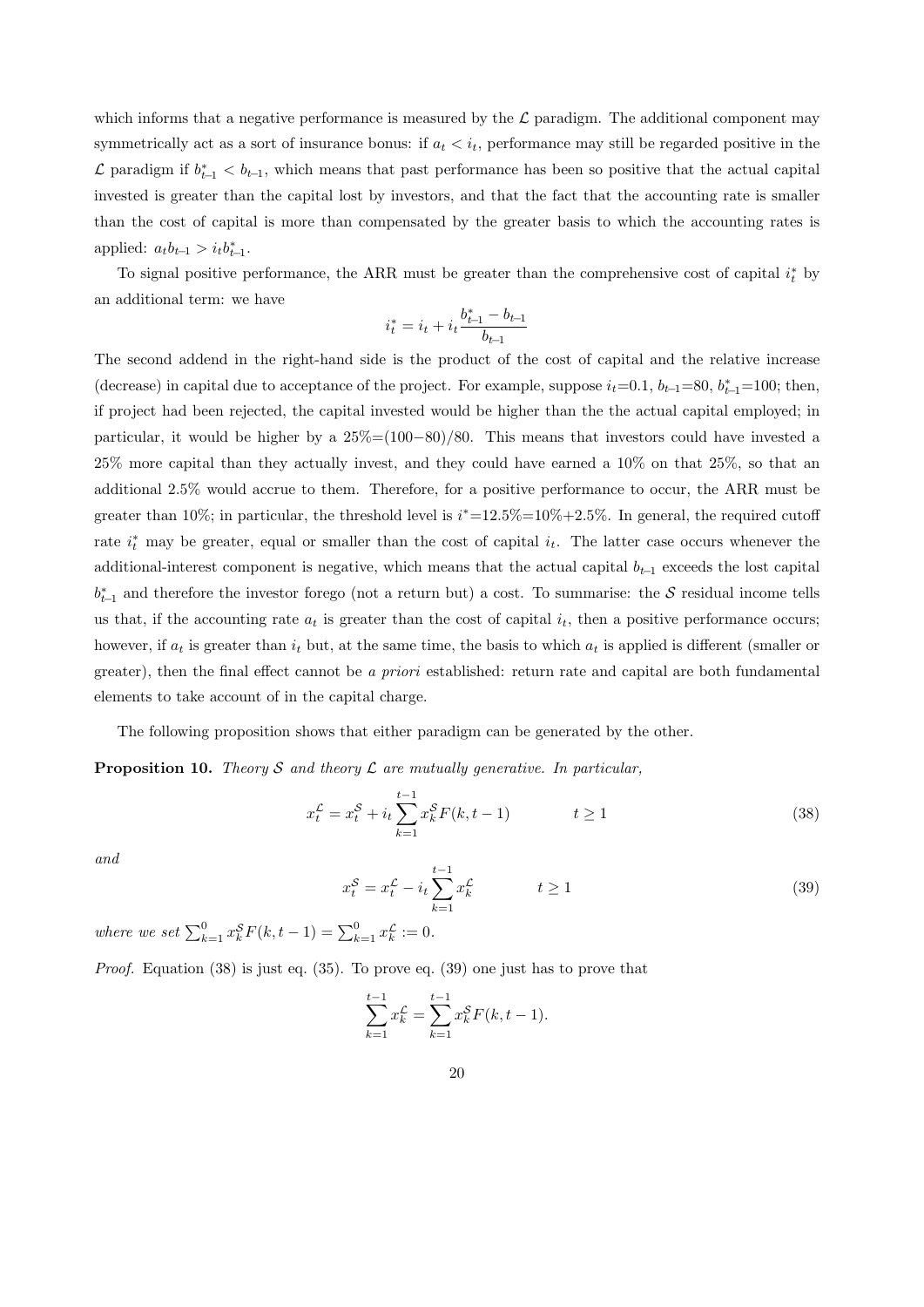which informs that a negative performance is measured by the $\mathcal{L}$ paradigm. The additional component may symmetrically act as a sort of insurance bonus: if $a_t < i_t$, performance may still be regarded positive in the $\mathcal{L}$ paradigm if $b^*_{t-1} < b_{t-1}$, which means that past performance has been so positive that the actual capital invested is greater than the capital lost by investors, and that the fact that the accounting rate is smaller than the cost of capital is more than compensated by the greater basis to which the accounting rates is applied: $a_t b_{t-1} > i_t b^*_{t-1}$.

To signal positive performance, the ARR must be greater than the comprehensive cost of capital $i^*_t$ by an additional term: we have

$$i^*_t = i_t + i_t \frac{b^*_{t-1} - b_{t-1}}{b_{t-1}}$$

The second addend in the right-hand side is the product of the cost of capital and the relative increase (decrease) in capital due to acceptance of the project. For example, suppose $i_t$=0.1, $b_{t-1}$=80, $b^*_{t-1}$=100; then, if project had been rejected, the capital invested would be higher than the the actual capital employed; in particular, it would be higher by a 25%=(100−80)/80. This means that investors could have invested a 25% more capital than they actually invest, and they could have earned a 10% on that 25%, so that an additional 2.5% would accrue to them. Therefore, for a positive performance to occur, the ARR must be greater than 10%; in particular, the threshold level is $i^*$=12.5%=10%+2.5%. In general, the required cutoff rate $i^*_t$ may be greater, equal or smaller than the cost of capital $i_t$. The latter case occurs whenever the additional-interest component is negative, which means that the actual capital $b_{t-1}$ exceeds the lost capital $b^*_{t-1}$ and therefore the investor forego (not a return but) a cost. To summarise: the $\mathcal{S}$ residual income tells us that, if the accounting rate $a_t$ is greater than the cost of capital $i_t$, then a positive performance occurs; however, if $a_t$ is greater than $i_t$ but, at the same time, the basis to which $a_t$ is applied is different (smaller or greater), then the final effect cannot be *a priori* established: return rate and capital are both fundamental elements to take account of in the capital charge.

The following proposition shows that either paradigm can be generated by the other.

**Proposition 10.** *Theory $\mathcal{S}$ and theory $\mathcal{L}$ are mutually generative. In particular,*

$$x^{\mathcal{L}}_t = x^{\mathcal{S}}_t + i_t \sum_{k=1}^{t-1} x^{\mathcal{S}}_k F(k, t-1) \qquad\qquad t \geq 1 \tag{38}$$

*and*

$$x^{\mathcal{S}}_t = x^{\mathcal{L}}_t - i_t \sum_{k=1}^{t-1} x^{\mathcal{L}}_k \qquad\qquad t \geq 1 \tag{39}$$

*where we set* $\sum_{k=1}^{0} x^{\mathcal{S}}_k F(k, t-1) = \sum_{k=1}^{0} x^{\mathcal{L}}_k := 0$.

*Proof.* Equation (38) is just eq. (35). To prove eq. (39) one just has to prove that

$$\sum_{k=1}^{t-1} x^{\mathcal{L}}_k = \sum_{k=1}^{t-1} x^{\mathcal{S}}_k F(k, t-1).$$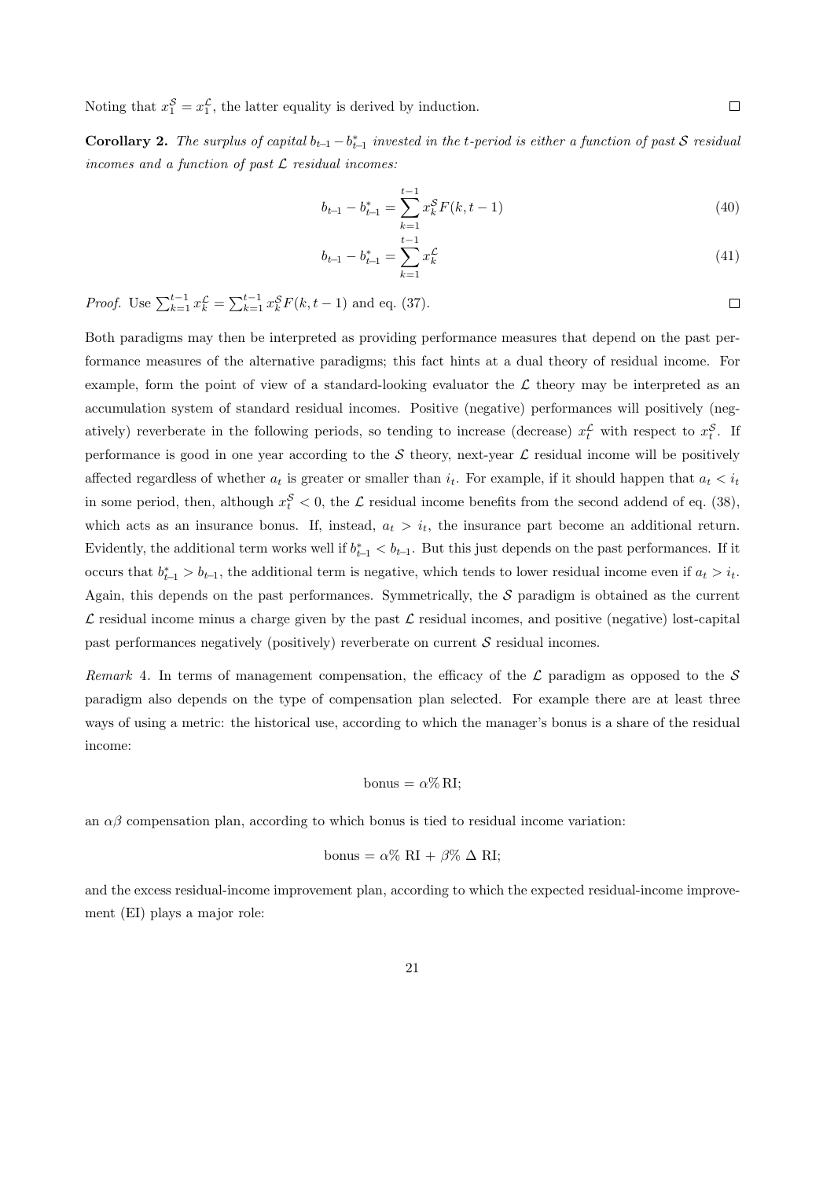Noting that $x_1^{\mathcal{S}} = x_1^{\mathcal{L}}$, the latter equality is derived by induction. $\square$

**Corollary 2.** *The surplus of capital $b_{t-1} - b^*_{t-1}$ invested in the t-period is either a function of past $\mathcal{S}$ residual incomes and a function of past $\mathcal{L}$ residual incomes:*

$$b_{t-1} - b^*_{t-1} = \sum_{k=1}^{t-1} x_k^{\mathcal{S}} F(k, t-1) \tag{40}$$

$$b_{t-1} - b^*_{t-1} = \sum_{k=1}^{t-1} x_k^{\mathcal{L}} \tag{41}$$

*Proof.* Use $\sum_{k=1}^{t-1} x_k^{\mathcal{L}} = \sum_{k=1}^{t-1} x_k^{\mathcal{S}} F(k, t-1)$ and eq. (37). $\square$

Both paradigms may then be interpreted as providing performance measures that depend on the past performance measures of the alternative paradigms; this fact hints at a dual theory of residual income. For example, form the point of view of a standard-looking evaluator the $\mathcal{L}$ theory may be interpreted as an accumulation system of standard residual incomes. Positive (negative) performances will positively (negatively) reverberate in the following periods, so tending to increase (decrease) $x_t^{\mathcal{L}}$ with respect to $x_t^{\mathcal{S}}$. If performance is good in one year according to the $\mathcal{S}$ theory, next-year $\mathcal{L}$ residual income will be positively affected regardless of whether $a_t$ is greater or smaller than $i_t$. For example, if it should happen that $a_t < i_t$ in some period, then, although $x_t^{\mathcal{S}} < 0$, the $\mathcal{L}$ residual income benefits from the second addend of eq. (38), which acts as an insurance bonus. If, instead, $a_t > i_t$, the insurance part become an additional return. Evidently, the additional term works well if $b^*_{t-1} < b_{t-1}$. But this just depends on the past performances. If it occurs that $b^*_{t-1} > b_{t-1}$, the additional term is negative, which tends to lower residual income even if $a_t > i_t$. Again, this depends on the past performances. Symmetrically, the $\mathcal{S}$ paradigm is obtained as the current $\mathcal{L}$ residual income minus a charge given by the past $\mathcal{L}$ residual incomes, and positive (negative) lost-capital past performances negatively (positively) reverberate on current $\mathcal{S}$ residual incomes.

*Remark* 4. In terms of management compensation, the efficacy of the $\mathcal{L}$ paradigm as opposed to the $\mathcal{S}$ paradigm also depends on the type of compensation plan selected. For example there are at least three ways of using a metric: the historical use, according to which the manager's bonus is a share of the residual income:

$$\text{bonus} = \alpha\%\,\text{RI};$$

an $\alpha\beta$ compensation plan, according to which bonus is tied to residual income variation:

$$\text{bonus} = \alpha\%\ \text{RI} + \beta\%\ \Delta\ \text{RI};$$

and the excess residual-income improvement plan, according to which the expected residual-income improvement (EI) plays a major role: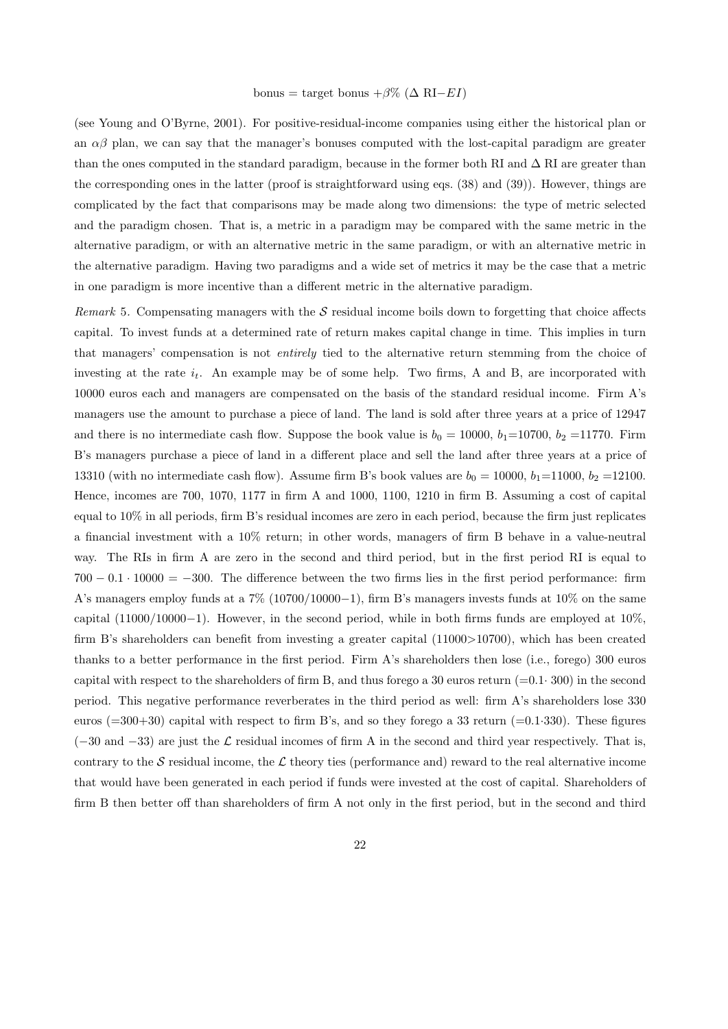$$\text{bonus} = \text{target bonus} + \beta\% \ (\Delta \ \text{RI} - EI)$$

(see Young and O'Byrne, 2001). For positive-residual-income companies using either the historical plan or an $\alpha\beta$ plan, we can say that the manager's bonuses computed with the lost-capital paradigm are greater than the ones computed in the standard paradigm, because in the former both RI and $\Delta$ RI are greater than the corresponding ones in the latter (proof is straightforward using eqs. (38) and (39)). However, things are complicated by the fact that comparisons may be made along two dimensions: the type of metric selected and the paradigm chosen. That is, a metric in a paradigm may be compared with the same metric in the alternative paradigm, or with an alternative metric in the same paradigm, or with an alternative metric in the alternative paradigm. Having two paradigms and a wide set of metrics it may be the case that a metric in one paradigm is more incentive than a different metric in the alternative paradigm.

*Remark* 5. Compensating managers with the $\mathcal{S}$ residual income boils down to forgetting that choice affects capital. To invest funds at a determined rate of return makes capital change in time. This implies in turn that managers' compensation is not *entirely* tied to the alternative return stemming from the choice of investing at the rate $i_t$. An example may be of some help. Two firms, A and B, are incorporated with 10000 euros each and managers are compensated on the basis of the standard residual income. Firm A's managers use the amount to purchase a piece of land. The land is sold after three years at a price of 12947 and there is no intermediate cash flow. Suppose the book value is $b_0 = 10000$, $b_1$=10700, $b_2$ =11770. Firm B's managers purchase a piece of land in a different place and sell the land after three years at a price of 13310 (with no intermediate cash flow). Assume firm B's book values are $b_0 = 10000$, $b_1$=11000, $b_2$ =12100. Hence, incomes are 700, 1070, 1177 in firm A and 1000, 1100, 1210 in firm B. Assuming a cost of capital equal to 10% in all periods, firm B's residual incomes are zero in each period, because the firm just replicates a financial investment with a 10% return; in other words, managers of firm B behave in a value-neutral way. The RIs in firm A are zero in the second and third period, but in the first period RI is equal to $700 - 0.1 \cdot 10000 = -300$. The difference between the two firms lies in the first period performance: firm A's managers employ funds at a 7% (10700/10000−1), firm B's managers invests funds at 10% on the same capital (11000/10000−1). However, in the second period, while in both firms funds are employed at 10%, firm B's shareholders can benefit from investing a greater capital (11000>10700), which has been created thanks to a better performance in the first period. Firm A's shareholders then lose (i.e., forego) 300 euros capital with respect to the shareholders of firm B, and thus forego a 30 euros return (=0.1· 300) in the second period. This negative performance reverberates in the third period as well: firm A's shareholders lose 330 euros (=300+30) capital with respect to firm B's, and so they forego a 33 return (=0.1·330). These figures ($-30$ and $-33$) are just the $\mathcal{L}$ residual incomes of firm A in the second and third year respectively. That is, contrary to the $\mathcal{S}$ residual income, the $\mathcal{L}$ theory ties (performance and) reward to the real alternative income that would have been generated in each period if funds were invested at the cost of capital. Shareholders of firm B then better off than shareholders of firm A not only in the first period, but in the second and third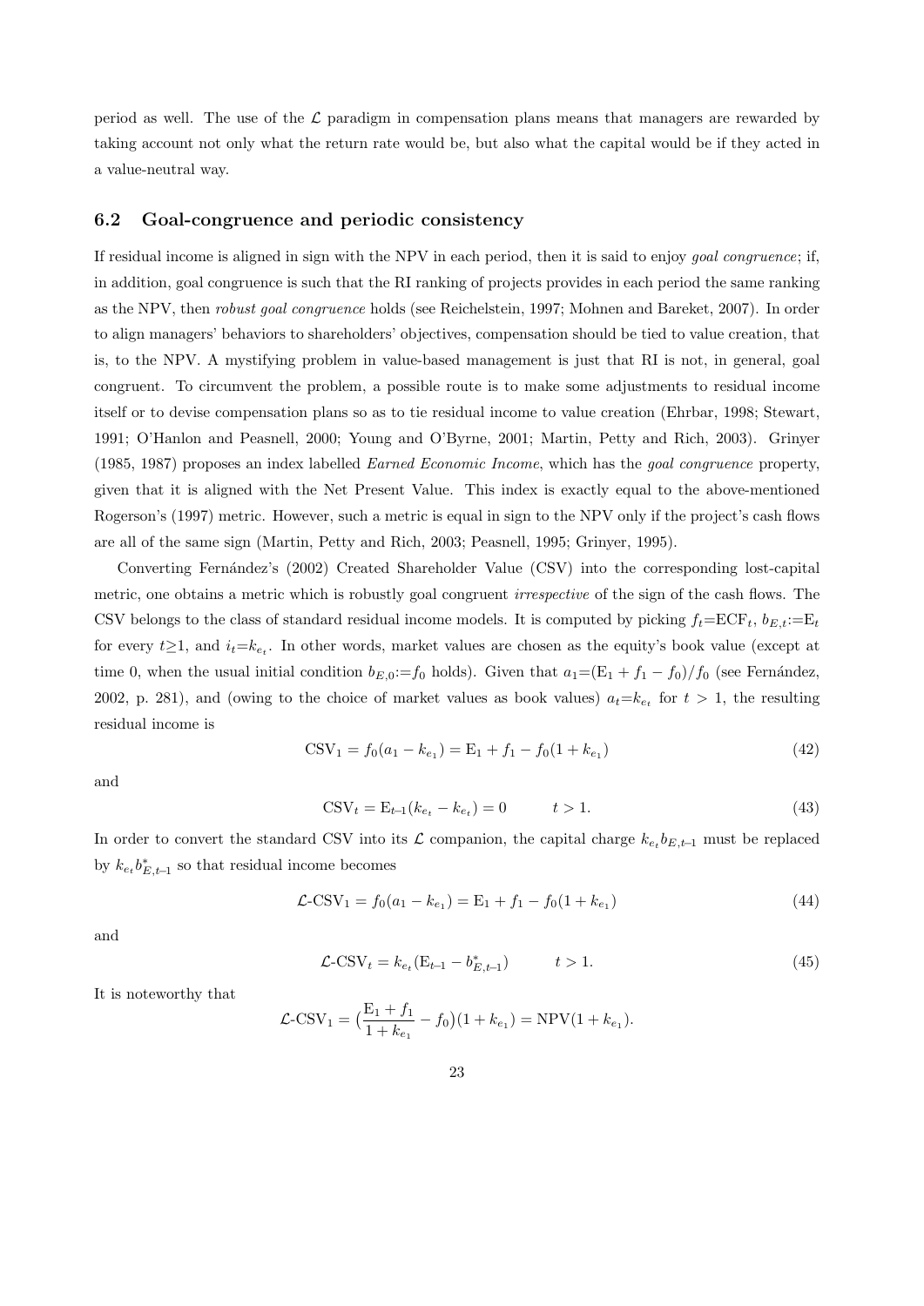period as well. The use of the $\mathcal{L}$ paradigm in compensation plans means that managers are rewarded by taking account not only what the return rate would be, but also what the capital would be if they acted in a value-neutral way.

### 6.2 Goal-congruence and periodic consistency

If residual income is aligned in sign with the NPV in each period, then it is said to enjoy *goal congruence*; if, in addition, goal congruence is such that the RI ranking of projects provides in each period the same ranking as the NPV, then *robust goal congruence* holds (see Reichelstein, 1997; Mohnen and Bareket, 2007). In order to align managers' behaviors to shareholders' objectives, compensation should be tied to value creation, that is, to the NPV. A mystifying problem in value-based management is just that RI is not, in general, goal congruent. To circumvent the problem, a possible route is to make some adjustments to residual income itself or to devise compensation plans so as to tie residual income to value creation (Ehrbar, 1998; Stewart, 1991; O'Hanlon and Peasnell, 2000; Young and O'Byrne, 2001; Martin, Petty and Rich, 2003). Grinyer (1985, 1987) proposes an index labelled *Earned Economic Income*, which has the *goal congruence* property, given that it is aligned with the Net Present Value. This index is exactly equal to the above-mentioned Rogerson's (1997) metric. However, such a metric is equal in sign to the NPV only if the project's cash flows are all of the same sign (Martin, Petty and Rich, 2003; Peasnell, 1995; Grinyer, 1995).

Converting Fernández's (2002) Created Shareholder Value (CSV) into the corresponding lost-capital metric, one obtains a metric which is robustly goal congruent *irrespective* of the sign of the cash flows. The CSV belongs to the class of standard residual income models. It is computed by picking $f_t$=ECF$_t$, $b_{E,t}$:=E$_t$ for every $t \geq 1$, and $i_t = k_{e_t}$. In other words, market values are chosen as the equity's book value (except at time 0, when the usual initial condition $b_{E,0} := f_0$ holds). Given that $a_1 = (\mathrm{E}_1 + f_1 - f_0)/f_0$ (see Fernández, 2002, p. 281), and (owing to the choice of market values as book values) $a_t = k_{e_t}$ for $t > 1$, the resulting residual income is

$$\mathrm{CSV}_1 = f_0(a_1 - k_{e_1}) = \mathrm{E}_1 + f_1 - f_0(1 + k_{e_1}) \tag{42}$$

and

$$\mathrm{CSV}_t = \mathrm{E}_{t\text{-}1}(k_{e_t} - k_{e_t}) = 0 \qquad t > 1. \tag{43}$$

In order to convert the standard CSV into its $\mathcal{L}$ companion, the capital charge $k_{e_t} b_{E,t\text{-}1}$ must be replaced by $k_{e_t} b^*_{E,t\text{-}1}$ so that residual income becomes

$$\mathcal{L}\text{-CSV}_1 = f_0(a_1 - k_{e_1}) = \mathrm{E}_1 + f_1 - f_0(1 + k_{e_1}) \tag{44}$$

and

$$\mathcal{L}\text{-CSV}_t = k_{e_t}(\mathrm{E}_{t\text{-}1} - b^*_{E,t\text{-}1}) \qquad t > 1. \tag{45}$$

It is noteworthy that

$$\mathcal{L}\text{-CSV}_1 = \big(\frac{\mathrm{E}_1 + f_1}{1 + k_{e_1}} - f_0\big)(1 + k_{e_1}) = \mathrm{NPV}(1 + k_{e_1}).$$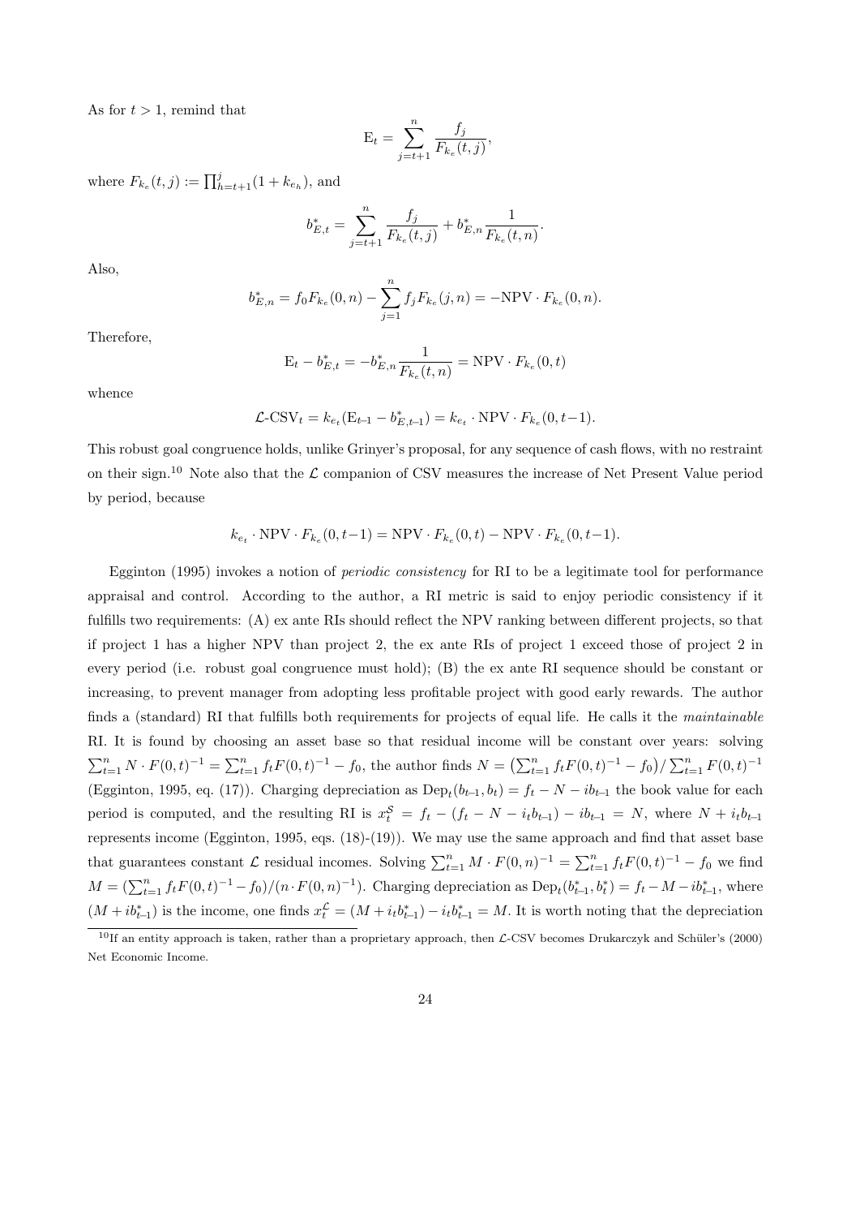As for $t > 1$, remind that

$$\mathrm{E}_t = \sum_{j=t+1}^{n} \frac{f_j}{F_{k_e}(t,j)},$$

where $F_{k_e}(t,j) := \prod_{h=t+1}^{j}(1+k_{e_h})$, and

$$b^*_{E,t} = \sum_{j=t+1}^{n} \frac{f_j}{F_{k_e}(t,j)} + b^*_{E,n}\frac{1}{F_{k_e}(t,n)}.$$

Also,

$$b^*_{E,n} = f_0 F_{k_e}(0,n) - \sum_{j=1}^{n} f_j F_{k_e}(j,n) = -\mathrm{NPV} \cdot F_{k_e}(0,n).$$

Therefore,

$$\mathrm{E}_t - b^*_{E,t} = -b^*_{E,n}\frac{1}{F_{k_e}(t,n)} = \mathrm{NPV} \cdot F_{k_e}(0,t)$$

whence

$$\mathcal{L}\text{-CSV}_t = k_{e_t}(\mathrm{E}_{t-1} - b^*_{E,t-1}) = k_{e_t} \cdot \mathrm{NPV} \cdot F_{k_e}(0,t-1).$$

This robust goal congruence holds, unlike Grinyer's proposal, for any sequence of cash flows, with no restraint on their sign.[10] Note also that the $\mathcal{L}$ companion of CSV measures the increase of Net Present Value period by period, because

$$k_{e_t} \cdot \mathrm{NPV} \cdot F_{k_e}(0,t-1) = \mathrm{NPV} \cdot F_{k_e}(0,t) - \mathrm{NPV} \cdot F_{k_e}(0,t-1).$$

Egginton (1995) invokes a notion of *periodic consistency* for RI to be a legitimate tool for performance appraisal and control. According to the author, a RI metric is said to enjoy periodic consistency if it fulfills two requirements: (A) ex ante RIs should reflect the NPV ranking between different projects, so that if project 1 has a higher NPV than project 2, the ex ante RIs of project 1 exceed those of project 2 in every period (i.e. robust goal congruence must hold); (B) the ex ante RI sequence should be constant or increasing, to prevent manager from adopting less profitable project with good early rewards. The author finds a (standard) RI that fulfills both requirements for projects of equal life. He calls it the *maintainable* RI. It is found by choosing an asset base so that residual income will be constant over years: solving $\sum_{t=1}^{n} N \cdot F(0,t)^{-1} = \sum_{t=1}^{n} f_t F(0,t)^{-1} - f_0$, the author finds $N = \left(\sum_{t=1}^{n} f_t F(0,t)^{-1} - f_0\right)/\sum_{t=1}^{n} F(0,t)^{-1}$ (Egginton, 1995, eq. (17)). Charging depreciation as $\mathrm{Dep}_t(b_{t-1}, b_t) = f_t - N - ib_{t-1}$ the book value for each period is computed, and the resulting RI is $x^{\mathcal{S}}_t = f_t - (f_t - N - i_t b_{t-1}) - ib_{t-1} = N$, where $N + i_t b_{t-1}$ represents income (Egginton, 1995, eqs. (18)-(19)). We may use the same approach and find that asset base that guarantees constant $\mathcal{L}$ residual incomes. Solving $\sum_{t=1}^{n} M \cdot F(0,n)^{-1} = \sum_{t=1}^{n} f_t F(0,t)^{-1} - f_0$ we find $M = (\sum_{t=1}^{n} f_t F(0,t)^{-1} - f_0)/(n \cdot F(0,n)^{-1})$. Charging depreciation as $\mathrm{Dep}_t(b^*_{t-1}, b^*_t) = f_t - M - ib^*_{t-1}$, where $(M + ib^*_{t-1})$ is the income, one finds $x^{\mathcal{L}}_t = (M + i_t b^*_{t-1}) - i_t b^*_{t-1} = M$. It is worth noting that the depreciation

[10] If an entity approach is taken, rather than a proprietary approach, then $\mathcal{L}$-CSV becomes Drukarczyk and Schüler's (2000) Net Economic Income.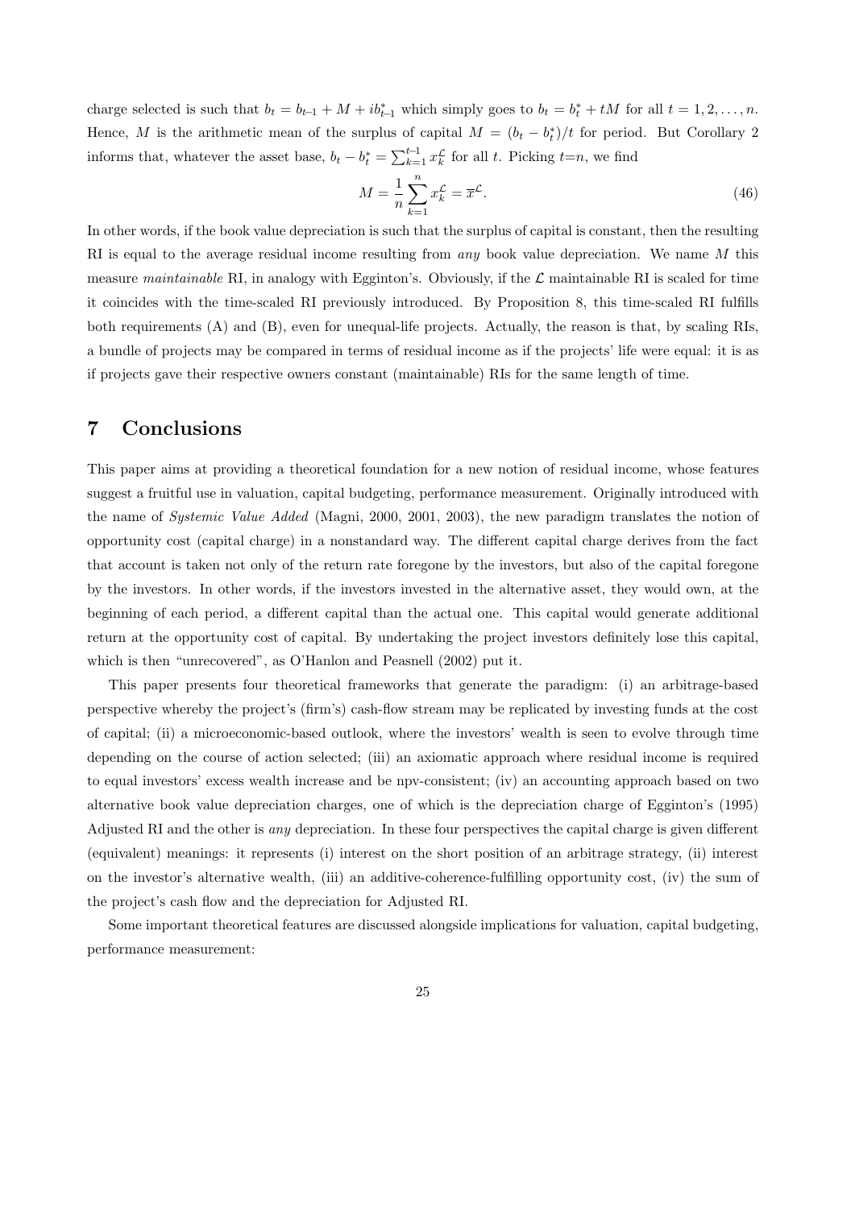charge selected is such that $b_t = b_{t-1} + M + ib^*_{t-1}$ which simply goes to $b_t = b^*_t + tM$ for all $t = 1, 2, \ldots, n$. Hence, $M$ is the arithmetic mean of the surplus of capital $M = (b_t - b^*_t)/t$ for period. But Corollary 2 informs that, whatever the asset base, $b_t - b^*_t = \sum_{k=1}^{t-1} x^{\mathcal{L}}_k$ for all $t$. Picking $t$=$n$, we find

$$M = \frac{1}{n}\sum_{k=1}^{n} x^{\mathcal{L}}_k = \overline{x}^{\mathcal{L}}. \tag{46}$$

In other words, if the book value depreciation is such that the surplus of capital is constant, then the resulting RI is equal to the average residual income resulting from *any* book value depreciation. We name $M$ this measure *maintainable* RI, in analogy with Egginton's. Obviously, if the $\mathcal{L}$ maintainable RI is scaled for time it coincides with the time-scaled RI previously introduced. By Proposition 8, this time-scaled RI fulfills both requirements (A) and (B), even for unequal-life projects. Actually, the reason is that, by scaling RIs, a bundle of projects may be compared in terms of residual income as if the projects' life were equal: it is as if projects gave their respective owners constant (maintainable) RIs for the same length of time.

# 7 Conclusions

This paper aims at providing a theoretical foundation for a new notion of residual income, whose features suggest a fruitful use in valuation, capital budgeting, performance measurement. Originally introduced with the name of *Systemic Value Added* (Magni, 2000, 2001, 2003), the new paradigm translates the notion of opportunity cost (capital charge) in a nonstandard way. The different capital charge derives from the fact that account is taken not only of the return rate foregone by the investors, but also of the capital foregone by the investors. In other words, if the investors invested in the alternative asset, they would own, at the beginning of each period, a different capital than the actual one. This capital would generate additional return at the opportunity cost of capital. By undertaking the project investors definitely lose this capital, which is then "unrecovered", as O'Hanlon and Peasnell (2002) put it.

This paper presents four theoretical frameworks that generate the paradigm: (i) an arbitrage-based perspective whereby the project's (firm's) cash-flow stream may be replicated by investing funds at the cost of capital; (ii) a microeconomic-based outlook, where the investors' wealth is seen to evolve through time depending on the course of action selected; (iii) an axiomatic approach where residual income is required to equal investors' excess wealth increase and be npv-consistent; (iv) an accounting approach based on two alternative book value depreciation charges, one of which is the depreciation charge of Egginton's (1995) Adjusted RI and the other is *any* depreciation. In these four perspectives the capital charge is given different (equivalent) meanings: it represents (i) interest on the short position of an arbitrage strategy, (ii) interest on the investor's alternative wealth, (iii) an additive-coherence-fulfilling opportunity cost, (iv) the sum of the project's cash flow and the depreciation for Adjusted RI.

Some important theoretical features are discussed alongside implications for valuation, capital budgeting, performance measurement: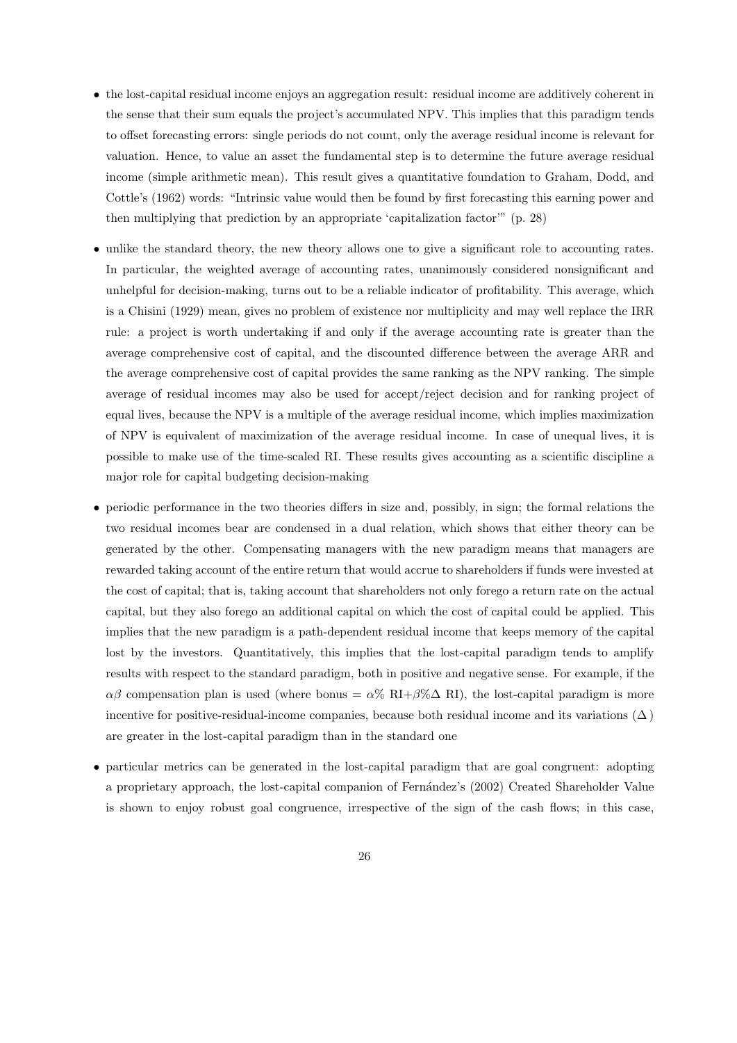- the lost-capital residual income enjoys an aggregation result: residual income are additively coherent in the sense that their sum equals the project's accumulated NPV. This implies that this paradigm tends to offset forecasting errors: single periods do not count, only the average residual income is relevant for valuation. Hence, to value an asset the fundamental step is to determine the future average residual income (simple arithmetic mean). This result gives a quantitative foundation to Graham, Dodd, and Cottle's (1962) words: "Intrinsic value would then be found by first forecasting this earning power and then multiplying that prediction by an appropriate 'capitalization factor'" (p. 28)

- unlike the standard theory, the new theory allows one to give a significant role to accounting rates. In particular, the weighted average of accounting rates, unanimously considered nonsignificant and unhelpful for decision-making, turns out to be a reliable indicator of profitability. This average, which is a Chisini (1929) mean, gives no problem of existence nor multiplicity and may well replace the IRR rule: a project is worth undertaking if and only if the average accounting rate is greater than the average comprehensive cost of capital, and the discounted difference between the average ARR and the average comprehensive cost of capital provides the same ranking as the NPV ranking. The simple average of residual incomes may also be used for accept/reject decision and for ranking project of equal lives, because the NPV is a multiple of the average residual income, which implies maximization of NPV is equivalent of maximization of the average residual income. In case of unequal lives, it is possible to make use of the time-scaled RI. These results gives accounting as a scientific discipline a major role for capital budgeting decision-making

- periodic performance in the two theories differs in size and, possibly, in sign; the formal relations the two residual incomes bear are condensed in a dual relation, which shows that either theory can be generated by the other. Compensating managers with the new paradigm means that managers are rewarded taking account of the entire return that would accrue to shareholders if funds were invested at the cost of capital; that is, taking account that shareholders not only forego a return rate on the actual capital, but they also forego an additional capital on which the cost of capital could be applied. This implies that the new paradigm is a path-dependent residual income that keeps memory of the capital lost by the investors. Quantitatively, this implies that the lost-capital paradigm tends to amplify results with respect to the standard paradigm, both in positive and negative sense. For example, if the $\alpha\beta$ compensation plan is used (where bonus = $\alpha\%$ RI+$\beta\%\Delta$ RI), the lost-capital paradigm is more incentive for positive-residual-income companies, because both residual income and its variations ($\Delta$) are greater in the lost-capital paradigm than in the standard one

- particular metrics can be generated in the lost-capital paradigm that are goal congruent: adopting a proprietary approach, the lost-capital companion of Fernández's (2002) Created Shareholder Value is shown to enjoy robust goal congruence, irrespective of the sign of the cash flows; in this case,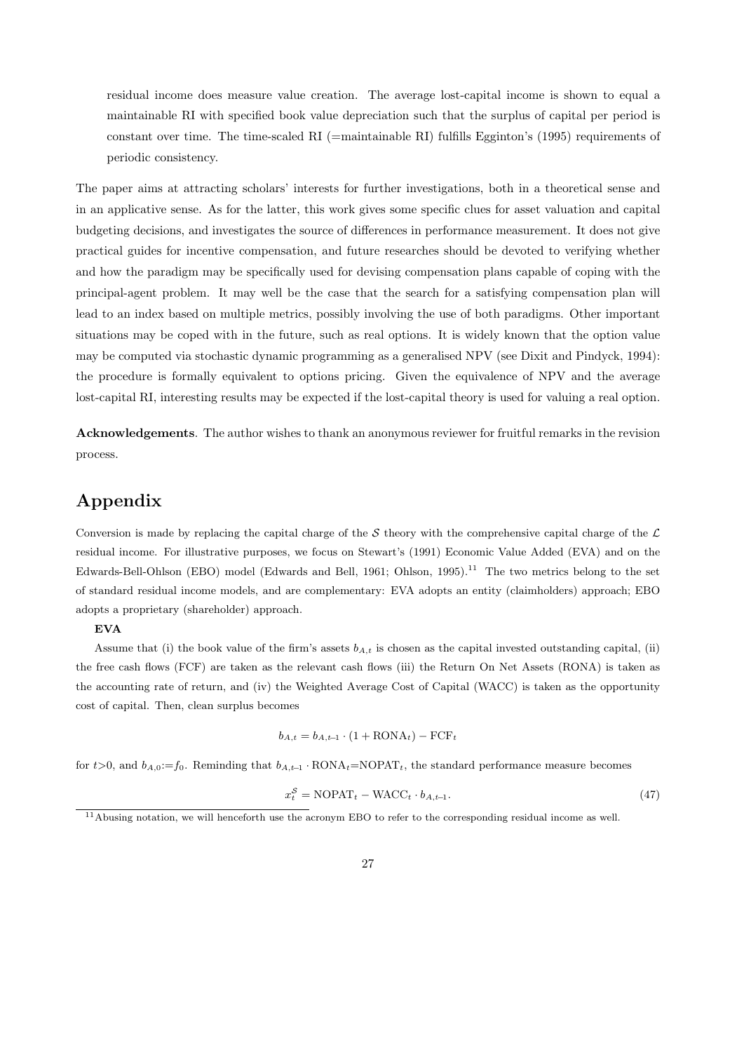residual income does measure value creation. The average lost-capital income is shown to equal a maintainable RI with specified book value depreciation such that the surplus of capital per period is constant over time. The time-scaled RI (=maintainable RI) fulfills Egginton's (1995) requirements of periodic consistency.

The paper aims at attracting scholars' interests for further investigations, both in a theoretical sense and in an applicative sense. As for the latter, this work gives some specific clues for asset valuation and capital budgeting decisions, and investigates the source of differences in performance measurement. It does not give practical guides for incentive compensation, and future researches should be devoted to verifying whether and how the paradigm may be specifically used for devising compensation plans capable of coping with the principal-agent problem. It may well be the case that the search for a satisfying compensation plan will lead to an index based on multiple metrics, possibly involving the use of both paradigms. Other important situations may be coped with in the future, such as real options. It is widely known that the option value may be computed via stochastic dynamic programming as a generalised NPV (see Dixit and Pindyck, 1994): the procedure is formally equivalent to options pricing. Given the equivalence of NPV and the average lost-capital RI, interesting results may be expected if the lost-capital theory is used for valuing a real option.

**Acknowledgements**. The author wishes to thank an anonymous reviewer for fruitful remarks in the revision process.

# Appendix

Conversion is made by replacing the capital charge of the $\mathcal{S}$ theory with the comprehensive capital charge of the $\mathcal{L}$ residual income. For illustrative purposes, we focus on Stewart's (1991) Economic Value Added (EVA) and on the Edwards-Bell-Ohlson (EBO) model (Edwards and Bell, 1961; Ohlson, 1995).[11] The two metrics belong to the set of standard residual income models, and are complementary: EVA adopts an entity (claimholders) approach; EBO adopts a proprietary (shareholder) approach.

**EVA**

Assume that (i) the book value of the firm's assets $b_{A,t}$ is chosen as the capital invested outstanding capital, (ii) the free cash flows (FCF) are taken as the relevant cash flows (iii) the Return On Net Assets (RONA) is taken as the accounting rate of return, and (iv) the Weighted Average Cost of Capital (WACC) is taken as the opportunity cost of capital. Then, clean surplus becomes

$$b_{A,t} = b_{A,t-1} \cdot (1 + \text{RONA}_t) - \text{FCF}_t$$

for $t>0$, and $b_{A,0}:=f_0$. Reminding that $b_{A,t-1} \cdot \text{RONA}_t = \text{NOPAT}_t$, the standard performance measure becomes

$$x_t^{\mathcal{S}} = \text{NOPAT}_t - \text{WACC}_t \cdot b_{A,t-1}. \tag{47}$$

[11] Abusing notation, we will henceforth use the acronym EBO to refer to the corresponding residual income as well.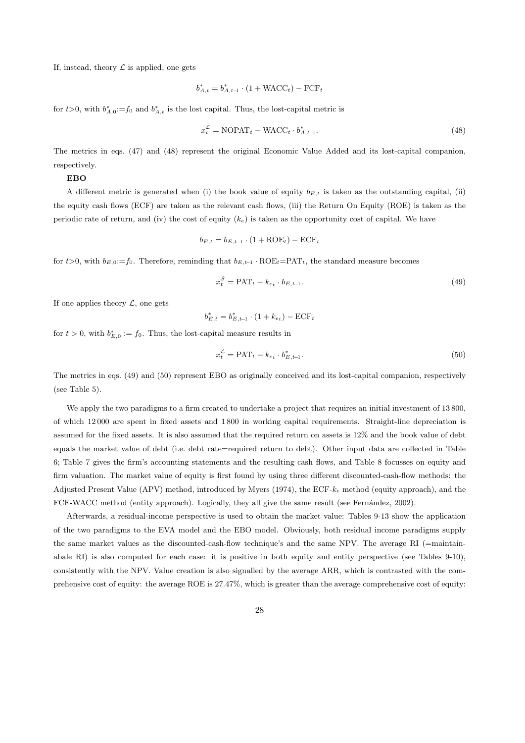If, instead, theory $\mathcal{L}$ is applied, one gets

$$b^*_{A,t} = b^*_{A,t\text{-}1} \cdot (1 + \text{WACC}_t) - \text{FCF}_t$$

for $t$>0, with $b^*_{A,0}$:=$f_0$ and $b^*_{A,t}$ is the lost capital. Thus, the lost-capital metric is

$$x^{\mathcal{L}}_t = \text{NOPAT}_t - \text{WACC}_t \cdot b^*_{A,t\text{-}1}. \tag{48}$$

The metrics in eqs. (47) and (48) represent the original Economic Value Added and its lost-capital companion, respectively.

**EBO**

A different metric is generated when (i) the book value of equity $b_{E,t}$ is taken as the outstanding capital, (ii) the equity cash flows (ECF) are taken as the relevant cash flows, (iii) the Return On Equity (ROE) is taken as the periodic rate of return, and (iv) the cost of equity ($k_e$) is taken as the opportunity cost of capital. We have

$$b_{E,t} = b_{E,t\text{-}1} \cdot (1 + \text{ROE}_t) - \text{ECF}_t$$

for $t$>0, with $b_{E,0}$:=$f_0$. Therefore, reminding that $b_{E,t\text{-}1} \cdot \text{ROE}_t$=$\text{PAT}_t$, the standard measure becomes

$$x^{\mathcal{S}}_t = \text{PAT}_t - k_{e_t} \cdot b_{E,t\text{-}1}. \tag{49}$$

If one applies theory $\mathcal{L}$, one gets

$$b^*_{E,t} = b^*_{E,t\text{-}1} \cdot (1 + k_{e_t}) - \text{ECF}_t$$

for $t > 0$, with $b^*_{E,0} := f_0$. Thus, the lost-capital measure results in

$$x^{\mathcal{L}}_t = \text{PAT}_t - k_{e_t} \cdot b^*_{E,t\text{-}1}. \tag{50}$$

The metrics in eqs. (49) and (50) represent EBO as originally conceived and its lost-capital companion, respectively (see Table 5).

We apply the two paradigms to a firm created to undertake a project that requires an initial investment of 13 800, of which 12 000 are spent in fixed assets and 1 800 in working capital requirements. Straight-line depreciation is assumed for the fixed assets. It is also assumed that the required return on assets is 12% and the book value of debt equals the market value of debt (i.e. debt rate=required return to debt). Other input data are collected in Table 6; Table 7 gives the firm's accounting statements and the resulting cash flows, and Table 8 focusses on equity and firm valuation. The market value of equity is first found by using three different discounted-cash-flow methods: the Adjusted Present Value (APV) method, introduced by Myers (1974), the ECF-$k_e$ method (equity approach), and the FCF-WACC method (entity approach). Logically, they all give the same result (see Fernández, 2002).

Afterwards, a residual-income perspective is used to obtain the market value: Tables 9-13 show the application of the two paradigms to the EVA model and the EBO model. Obviously, both residual income paradigms supply the same market values as the discounted-cash-flow technique's and the same NPV. The average RI (=maintainabale RI) is also computed for each case: it is positive in both equity and entity perspective (see Tables 9-10), consistently with the NPV. Value creation is also signalled by the average ARR, which is contrasted with the comprehensive cost of equity: the average ROE is 27.47%, which is greater than the average comprehensive cost of equity: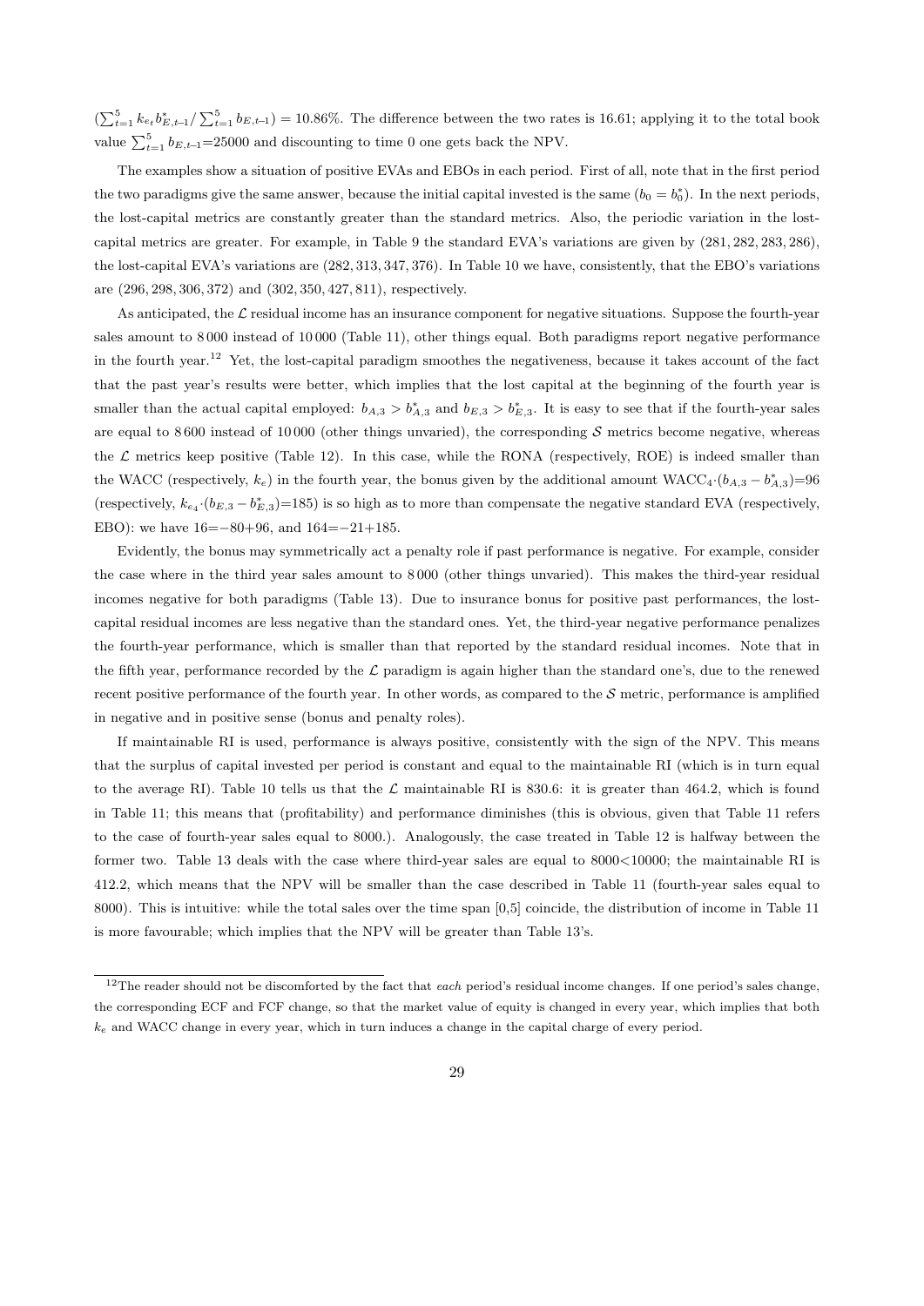$(\sum_{t=1}^{5} k_{e_t} b^*_{E,t-1} / \sum_{t=1}^{5} b_{E,t-1}) = 10.86\%$. The difference between the two rates is 16.61; applying it to the total book value $\sum_{t=1}^{5} b_{E,t-1}$=25000 and discounting to time 0 one gets back the NPV.

The examples show a situation of positive EVAs and EBOs in each period. First of all, note that in the first period the two paradigms give the same answer, because the initial capital invested is the same ($b_0 = b^*_0$). In the next periods, the lost-capital metrics are constantly greater than the standard metrics. Also, the periodic variation in the lost-capital metrics are greater. For example, in Table 9 the standard EVA's variations are given by $(281, 282, 283, 286)$, the lost-capital EVA's variations are $(282, 313, 347, 376)$. In Table 10 we have, consistently, that the EBO's variations are $(296, 298, 306, 372)$ and $(302, 350, 427, 811)$, respectively.

As anticipated, the $\mathcal{L}$ residual income has an insurance component for negative situations. Suppose the fourth-year sales amount to 8 000 instead of 10 000 (Table 11), other things equal. Both paradigms report negative performance in the fourth year.[12] Yet, the lost-capital paradigm smoothes the negativeness, because it takes account of the fact that the past year's results were better, which implies that the lost capital at the beginning of the fourth year is smaller than the actual capital employed: $b_{A,3} > b^*_{A,3}$ and $b_{E,3} > b^*_{E,3}$. It is easy to see that if the fourth-year sales are equal to 8 600 instead of 10 000 (other things unvaried), the corresponding $\mathcal{S}$ metrics become negative, whereas the $\mathcal{L}$ metrics keep positive (Table 12). In this case, while the RONA (respectively, ROE) is indeed smaller than the WACC (respectively, $k_e$) in the fourth year, the bonus given by the additional amount $\text{WACC}_4 \cdot (b_{A,3} - b^*_{A,3})$=96 (respectively, $k_{e_4} \cdot (b_{E,3} - b^*_{E,3})$=185) is so high as to more than compensate the negative standard EVA (respectively, EBO): we have 16=−80+96, and 164=−21+185.

Evidently, the bonus may symmetrically act a penalty role if past performance is negative. For example, consider the case where in the third year sales amount to 8 000 (other things unvaried). This makes the third-year residual incomes negative for both paradigms (Table 13). Due to insurance bonus for positive past performances, the lost-capital residual incomes are less negative than the standard ones. Yet, the third-year negative performance penalizes the fourth-year performance, which is smaller than that reported by the standard residual incomes. Note that in the fifth year, performance recorded by the $\mathcal{L}$ paradigm is again higher than the standard one's, due to the renewed recent positive performance of the fourth year. In other words, as compared to the $\mathcal{S}$ metric, performance is amplified in negative and in positive sense (bonus and penalty roles).

If maintainable RI is used, performance is always positive, consistently with the sign of the NPV. This means that the surplus of capital invested per period is constant and equal to the maintainable RI (which is in turn equal to the average RI). Table 10 tells us that the $\mathcal{L}$ maintainable RI is 830.6: it is greater than 464.2, which is found in Table 11; this means that (profitability) and performance diminishes (this is obvious, given that Table 11 refers to the case of fourth-year sales equal to 8000.). Analogously, the case treated in Table 12 is halfway between the former two. Table 13 deals with the case where third-year sales are equal to 8000<10000; the maintainable RI is 412.2, which means that the NPV will be smaller than the case described in Table 11 (fourth-year sales equal to 8000). This is intuitive: while the total sales over the time span [0,5] coincide, the distribution of income in Table 11 is more favourable; which implies that the NPV will be greater than Table 13's.

---

[12] The reader should not be discomforted by the fact that *each* period's residual income changes. If one period's sales change, the corresponding ECF and FCF change, so that the market value of equity is changed in every year, which implies that both $k_e$ and WACC change in every year, which in turn induces a change in the capital charge of every period.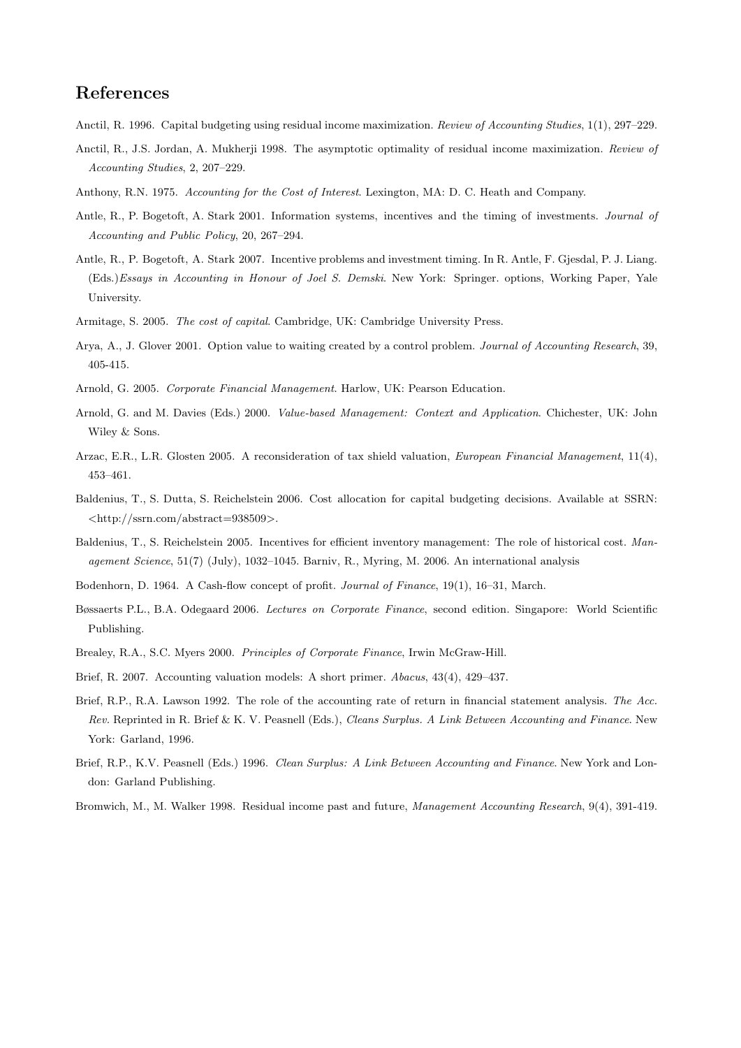## References

Anctil, R. 1996. Capital budgeting using residual income maximization. *Review of Accounting Studies*, 1(1), 297–229.

Anctil, R., J.S. Jordan, A. Mukherji 1998. The asymptotic optimality of residual income maximization. *Review of Accounting Studies*, 2, 207–229.

Anthony, R.N. 1975. *Accounting for the Cost of Interest*. Lexington, MA: D. C. Heath and Company.

Antle, R., P. Bogetoft, A. Stark 2001. Information systems, incentives and the timing of investments. *Journal of Accounting and Public Policy*, 20, 267–294.

Antle, R., P. Bogetoft, A. Stark 2007. Incentive problems and investment timing. In R. Antle, F. Gjesdal, P. J. Liang. (Eds.)*Essays in Accounting in Honour of Joel S. Demski*. New York: Springer. options, Working Paper, Yale University.

Armitage, S. 2005. *The cost of capital*. Cambridge, UK: Cambridge University Press.

Arya, A., J. Glover 2001. Option value to waiting created by a control problem. *Journal of Accounting Research*, 39, 405-415.

Arnold, G. 2005. *Corporate Financial Management*. Harlow, UK: Pearson Education.

Arnold, G. and M. Davies (Eds.) 2000. *Value-based Management: Context and Application*. Chichester, UK: John Wiley & Sons.

Arzac, E.R., L.R. Glosten 2005. A reconsideration of tax shield valuation, *European Financial Management*, 11(4), 453–461.

Baldenius, T., S. Dutta, S. Reichelstein 2006. Cost allocation for capital budgeting decisions. Available at SSRN: <http://ssrn.com/abstract=938509>.

Baldenius, T., S. Reichelstein 2005. Incentives for efficient inventory management: The role of historical cost. *Management Science*, 51(7) (July), 1032–1045. Barniv, R., Myring, M. 2006. An international analysis

Bodenhorn, D. 1964. A Cash-flow concept of profit. *Journal of Finance*, 19(1), 16–31, March.

Bøssaerts P.L., B.A. Odegaard 2006. *Lectures on Corporate Finance*, second edition. Singapore: World Scientific Publishing.

Brealey, R.A., S.C. Myers 2000. *Principles of Corporate Finance*, Irwin McGraw-Hill.

Brief, R. 2007. Accounting valuation models: A short primer. *Abacus*, 43(4), 429–437.

Brief, R.P., R.A. Lawson 1992. The role of the accounting rate of return in financial statement analysis. *The Acc. Rev.* Reprinted in R. Brief & K. V. Peasnell (Eds.), *Cleans Surplus. A Link Between Accounting and Finance*. New York: Garland, 1996.

Brief, R.P., K.V. Peasnell (Eds.) 1996. *Clean Surplus: A Link Between Accounting and Finance*. New York and London: Garland Publishing.

Bromwich, M., M. Walker 1998. Residual income past and future, *Management Accounting Research*, 9(4), 391-419.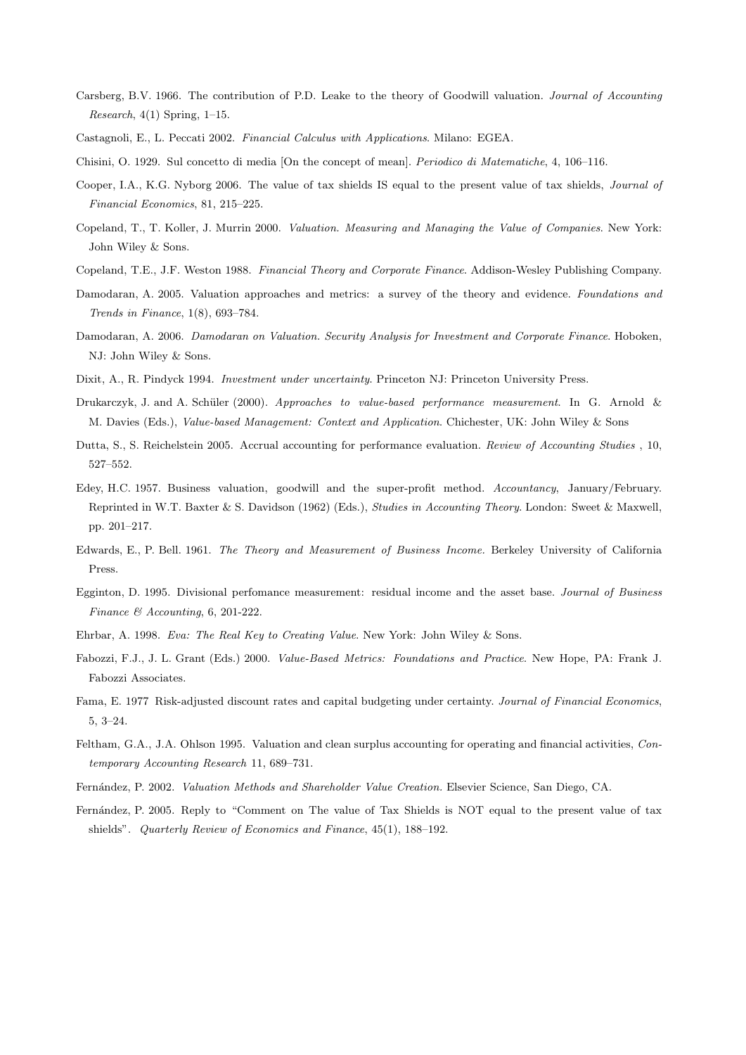Carsberg, B.V. 1966. The contribution of P.D. Leake to the theory of Goodwill valuation. *Journal of Accounting Research*, 4(1) Spring, 1–15.

Castagnoli, E., L. Peccati 2002. *Financial Calculus with Applications*. Milano: EGEA.

Chisini, O. 1929. Sul concetto di media [On the concept of mean]. *Periodico di Matematiche*, 4, 106–116.

Cooper, I.A., K.G. Nyborg 2006. The value of tax shields IS equal to the present value of tax shields, *Journal of Financial Economics*, 81, 215–225.

Copeland, T., T. Koller, J. Murrin 2000. *Valuation. Measuring and Managing the Value of Companies*. New York: John Wiley & Sons.

Copeland, T.E., J.F. Weston 1988. *Financial Theory and Corporate Finance*. Addison-Wesley Publishing Company.

Damodaran, A. 2005. Valuation approaches and metrics: a survey of the theory and evidence. *Foundations and Trends in Finance*, 1(8), 693–784.

Damodaran, A. 2006. *Damodaran on Valuation. Security Analysis for Investment and Corporate Finance*. Hoboken, NJ: John Wiley & Sons.

Dixit, A., R. Pindyck 1994. *Investment under uncertainty*. Princeton NJ: Princeton University Press.

Drukarczyk, J. and A. Schüler (2000). *Approaches to value-based performance measurement*. In G. Arnold & M. Davies (Eds.), *Value-based Management: Context and Application*. Chichester, UK: John Wiley & Sons

Dutta, S., S. Reichelstein 2005. Accrual accounting for performance evaluation. *Review of Accounting Studies* , 10, 527–552.

Edey, H.C. 1957. Business valuation, goodwill and the super-profit method. *Accountancy*, January/February. Reprinted in W.T. Baxter & S. Davidson (1962) (Eds.), *Studies in Accounting Theory*. London: Sweet & Maxwell, pp. 201–217.

Edwards, E., P. Bell. 1961. *The Theory and Measurement of Business Income*. Berkeley University of California Press.

Egginton, D. 1995. Divisional perfomance measurement: residual income and the asset base. *Journal of Business Finance & Accounting*, 6, 201-222.

Ehrbar, A. 1998. *Eva: The Real Key to Creating Value*. New York: John Wiley & Sons.

Fabozzi, F.J., J. L. Grant (Eds.) 2000. *Value-Based Metrics: Foundations and Practice*. New Hope, PA: Frank J. Fabozzi Associates.

Fama, E. 1977 Risk-adjusted discount rates and capital budgeting under certainty. *Journal of Financial Economics*, 5, 3–24.

Feltham, G.A., J.A. Ohlson 1995. Valuation and clean surplus accounting for operating and financial activities, *Contemporary Accounting Research* 11, 689–731.

Fernández, P. 2002. *Valuation Methods and Shareholder Value Creation*. Elsevier Science, San Diego, CA.

Fernández, P. 2005. Reply to "Comment on The value of Tax Shields is NOT equal to the present value of tax shields". *Quarterly Review of Economics and Finance*, 45(1), 188–192.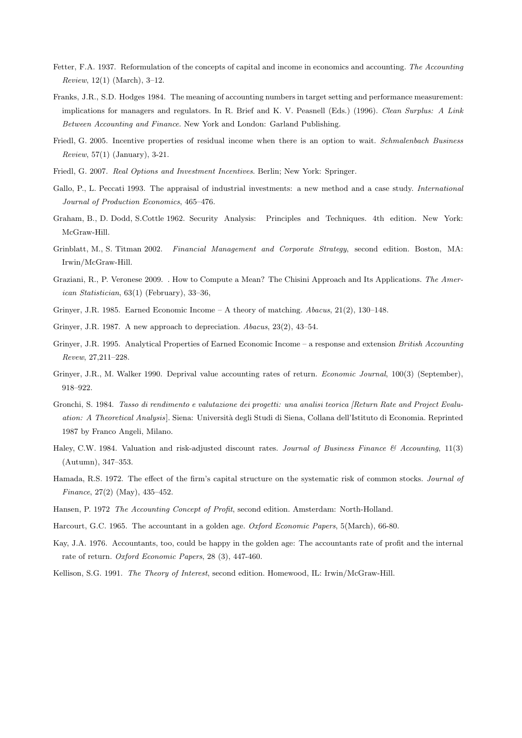Fetter, F.A. 1937. Reformulation of the concepts of capital and income in economics and accounting. *The Accounting Review*, 12(1) (March), 3–12.

Franks, J.R., S.D. Hodges 1984. The meaning of accounting numbers in target setting and performance measurement: implications for managers and regulators. In R. Brief and K. V. Peasnell (Eds.) (1996). *Clean Surplus: A Link Between Accounting and Finance*. New York and London: Garland Publishing.

Friedl, G. 2005. Incentive properties of residual income when there is an option to wait. *Schmalenbach Business Review*, 57(1) (January), 3-21.

Friedl, G. 2007. *Real Options and Investment Incentives*. Berlin; New York: Springer.

Gallo, P., L. Peccati 1993. The appraisal of industrial investments: a new method and a case study. *International Journal of Production Economics*, 465–476.

Graham, B., D. Dodd, S.Cottle 1962. Security Analysis: Principles and Techniques. 4th edition. New York: McGraw-Hill.

Grinblatt, M., S. Titman 2002. *Financial Management and Corporate Strategy*, second edition. Boston, MA: Irwin/McGraw-Hill.

Graziani, R., P. Veronese 2009. . How to Compute a Mean? The Chisini Approach and Its Applications. *The American Statistician*, 63(1) (February), 33–36,

Grinyer, J.R. 1985. Earned Economic Income – A theory of matching. *Abacus*, 21(2), 130–148.

Grinyer, J.R. 1987. A new approach to depreciation. *Abacus*, 23(2), 43–54.

Grinyer, J.R. 1995. Analytical Properties of Earned Economic Income – a response and extension *British Accounting Revew*, 27,211–228.

Grinyer, J.R., M. Walker 1990. Deprival value accounting rates of return. *Economic Journal*, 100(3) (September), 918–922.

Gronchi, S. 1984. *Tasso di rendimento e valutazione dei progetti: una analisi teorica [Return Rate and Project Evaluation: A Theoretical Analysis]*. Siena: Università degli Studi di Siena, Collana dell'Istituto di Economia. Reprinted 1987 by Franco Angeli, Milano.

Haley, C.W. 1984. Valuation and risk-adjusted discount rates. *Journal of Business Finance & Accounting*, 11(3) (Autumn), 347–353.

Hamada, R.S. 1972. The effect of the firm's capital structure on the systematic risk of common stocks. *Journal of Finance*, 27(2) (May), 435–452.

Hansen, P. 1972 *The Accounting Concept of Profit*, second edition. Amsterdam: North-Holland.

Harcourt, G.C. 1965. The accountant in a golden age. *Oxford Economic Papers*, 5(March), 66-80.

Kay, J.A. 1976. Accountants, too, could be happy in the golden age: The accountants rate of profit and the internal rate of return. *Oxford Economic Papers*, 28 (3), 447-460.

Kellison, S.G. 1991. *The Theory of Interest*, second edition. Homewood, IL: Irwin/McGraw-Hill.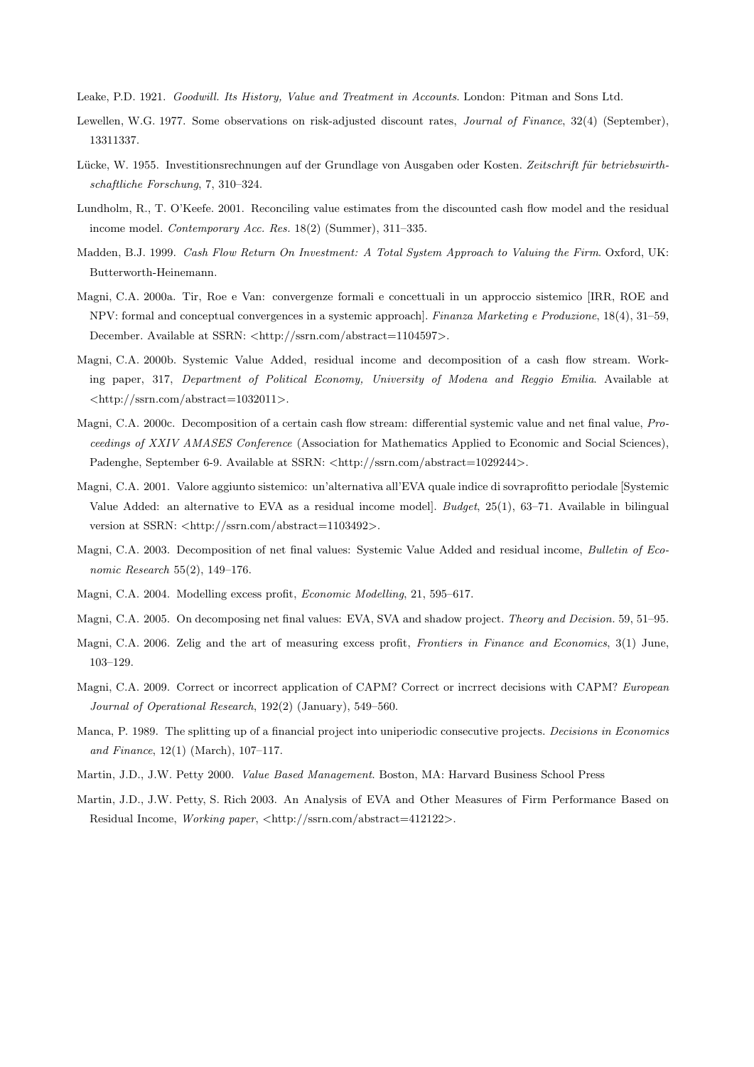Leake, P.D. 1921. *Goodwill. Its History, Value and Treatment in Accounts*. London: Pitman and Sons Ltd.

Lewellen, W.G. 1977. Some observations on risk-adjusted discount rates, *Journal of Finance*, 32(4) (September), 13311337.

Lücke, W. 1955. Investitionsrechnungen auf der Grundlage von Ausgaben oder Kosten. *Zeitschrift für betriebswirthschaftliche Forschung*, 7, 310–324.

Lundholm, R., T. O'Keefe. 2001. Reconciling value estimates from the discounted cash flow model and the residual income model. *Contemporary Acc. Res.* 18(2) (Summer), 311–335.

Madden, B.J. 1999. *Cash Flow Return On Investment: A Total System Approach to Valuing the Firm*. Oxford, UK: Butterworth-Heinemann.

Magni, C.A. 2000a. Tir, Roe e Van: convergenze formali e concettuali in un approccio sistemico [IRR, ROE and NPV: formal and conceptual convergences in a systemic approach]. *Finanza Marketing e Produzione*, 18(4), 31–59, December. Available at SSRN: <http://ssrn.com/abstract=1104597>.

Magni, C.A. 2000b. Systemic Value Added, residual income and decomposition of a cash flow stream. Working paper, 317, *Department of Political Economy, University of Modena and Reggio Emilia*. Available at <http://ssrn.com/abstract=1032011>.

Magni, C.A. 2000c. Decomposition of a certain cash flow stream: differential systemic value and net final value, *Proceedings of XXIV AMASES Conference* (Association for Mathematics Applied to Economic and Social Sciences), Padenghe, September 6-9. Available at SSRN: <http://ssrn.com/abstract=1029244>.

Magni, C.A. 2001. Valore aggiunto sistemico: un'alternativa all'EVA quale indice di sovraprofitto periodale [Systemic Value Added: an alternative to EVA as a residual income model]. *Budget*, 25(1), 63–71. Available in bilingual version at SSRN: <http://ssrn.com/abstract=1103492>.

Magni, C.A. 2003. Decomposition of net final values: Systemic Value Added and residual income, *Bulletin of Economic Research* 55(2), 149–176.

Magni, C.A. 2004. Modelling excess profit, *Economic Modelling*, 21, 595–617.

Magni, C.A. 2005. On decomposing net final values: EVA, SVA and shadow project. *Theory and Decision.* 59, 51–95.

Magni, C.A. 2006. Zelig and the art of measuring excess profit, *Frontiers in Finance and Economics*, 3(1) June, 103–129.

Magni, C.A. 2009. Correct or incorrect application of CAPM? Correct or incrrect decisions with CAPM? *European Journal of Operational Research*, 192(2) (January), 549–560.

Manca, P. 1989. The splitting up of a financial project into uniperiodic consecutive projects. *Decisions in Economics and Finance*, 12(1) (March), 107–117.

Martin, J.D., J.W. Petty 2000. *Value Based Management*. Boston, MA: Harvard Business School Press

Martin, J.D., J.W. Petty, S. Rich 2003. An Analysis of EVA and Other Measures of Firm Performance Based on Residual Income, *Working paper*, <http://ssrn.com/abstract=412122>.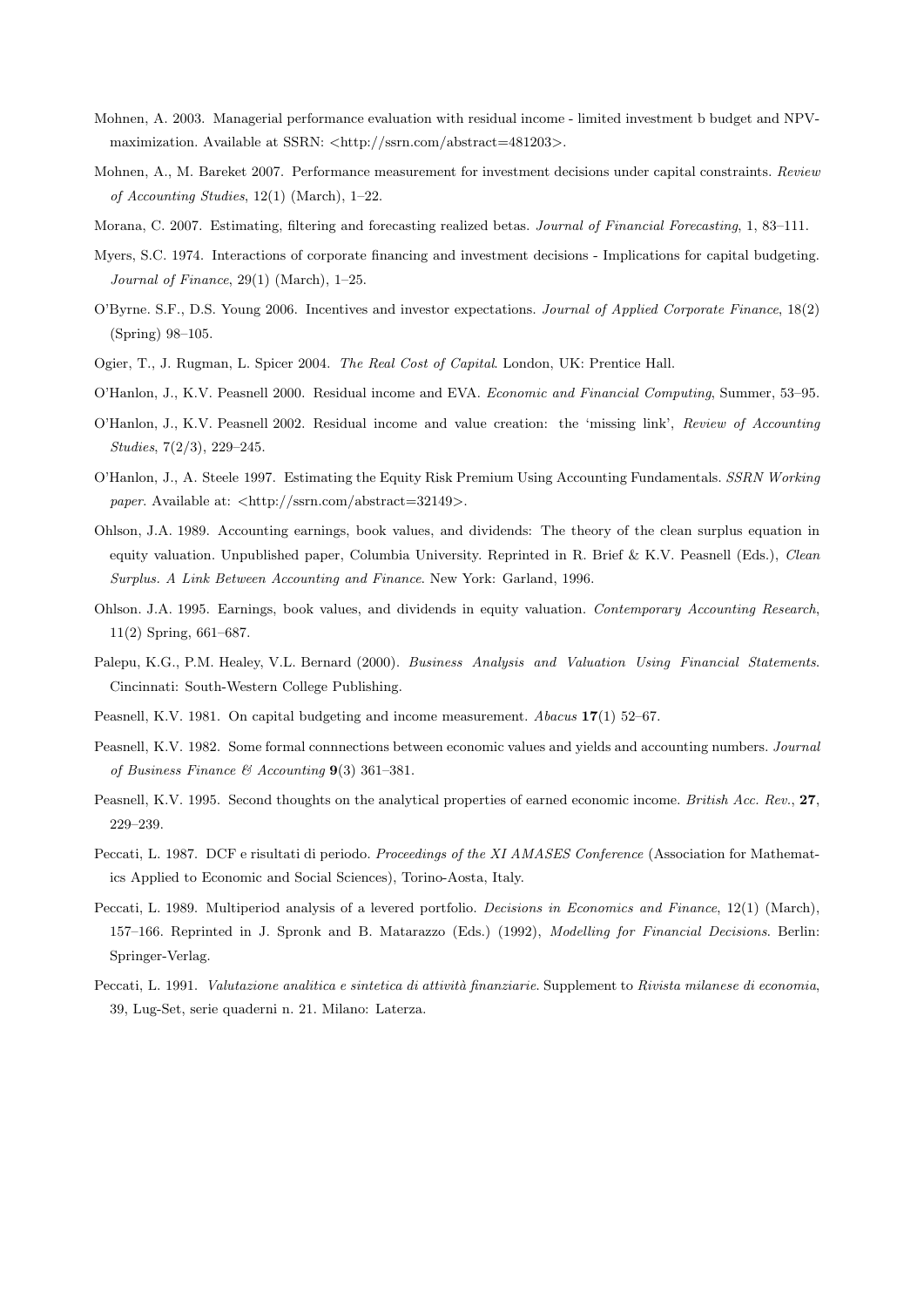Mohnen, A. 2003. Managerial performance evaluation with residual income - limited investment b budget and NPV-maximization. Available at SSRN: <http://ssrn.com/abstract=481203>.

Mohnen, A., M. Bareket 2007. Performance measurement for investment decisions under capital constraints. *Review of Accounting Studies*, 12(1) (March), 1–22.

Morana, C. 2007. Estimating, filtering and forecasting realized betas. *Journal of Financial Forecasting*, 1, 83–111.

Myers, S.C. 1974. Interactions of corporate financing and investment decisions - Implications for capital budgeting. *Journal of Finance*, 29(1) (March), 1–25.

O'Byrne. S.F., D.S. Young 2006. Incentives and investor expectations. *Journal of Applied Corporate Finance*, 18(2) (Spring) 98–105.

Ogier, T., J. Rugman, L. Spicer 2004. *The Real Cost of Capital*. London, UK: Prentice Hall.

O'Hanlon, J., K.V. Peasnell 2000. Residual income and EVA. *Economic and Financial Computing*, Summer, 53–95.

O'Hanlon, J., K.V. Peasnell 2002. Residual income and value creation: the 'missing link', *Review of Accounting Studies*, 7(2/3), 229–245.

O'Hanlon, J., A. Steele 1997. Estimating the Equity Risk Premium Using Accounting Fundamentals. *SSRN Working paper*. Available at: <http://ssrn.com/abstract=32149>.

Ohlson, J.A. 1989. Accounting earnings, book values, and dividends: The theory of the clean surplus equation in equity valuation. Unpublished paper, Columbia University. Reprinted in R. Brief & K.V. Peasnell (Eds.), *Clean Surplus. A Link Between Accounting and Finance*. New York: Garland, 1996.

Ohlson. J.A. 1995. Earnings, book values, and dividends in equity valuation. *Contemporary Accounting Research*, 11(2) Spring, 661–687.

Palepu, K.G., P.M. Healey, V.L. Bernard (2000). *Business Analysis and Valuation Using Financial Statements*. Cincinnati: South-Western College Publishing.

Peasnell, K.V. 1981. On capital budgeting and income measurement. *Abacus* **17**(1) 52–67.

Peasnell, K.V. 1982. Some formal connnections between economic values and yields and accounting numbers. *Journal of Business Finance & Accounting* **9**(3) 361–381.

Peasnell, K.V. 1995. Second thoughts on the analytical properties of earned economic income. *British Acc. Rev.*, **27**, 229–239.

Peccati, L. 1987. DCF e risultati di periodo. *Proceedings of the XI AMASES Conference* (Association for Mathematics Applied to Economic and Social Sciences), Torino-Aosta, Italy.

Peccati, L. 1989. Multiperiod analysis of a levered portfolio. *Decisions in Economics and Finance*, 12(1) (March), 157–166. Reprinted in J. Spronk and B. Matarazzo (Eds.) (1992), *Modelling for Financial Decisions*. Berlin: Springer-Verlag.

Peccati, L. 1991. *Valutazione analitica e sintetica di attività finanziarie*. Supplement to *Rivista milanese di economia*, 39, Lug-Set, serie quaderni n. 21. Milano: Laterza.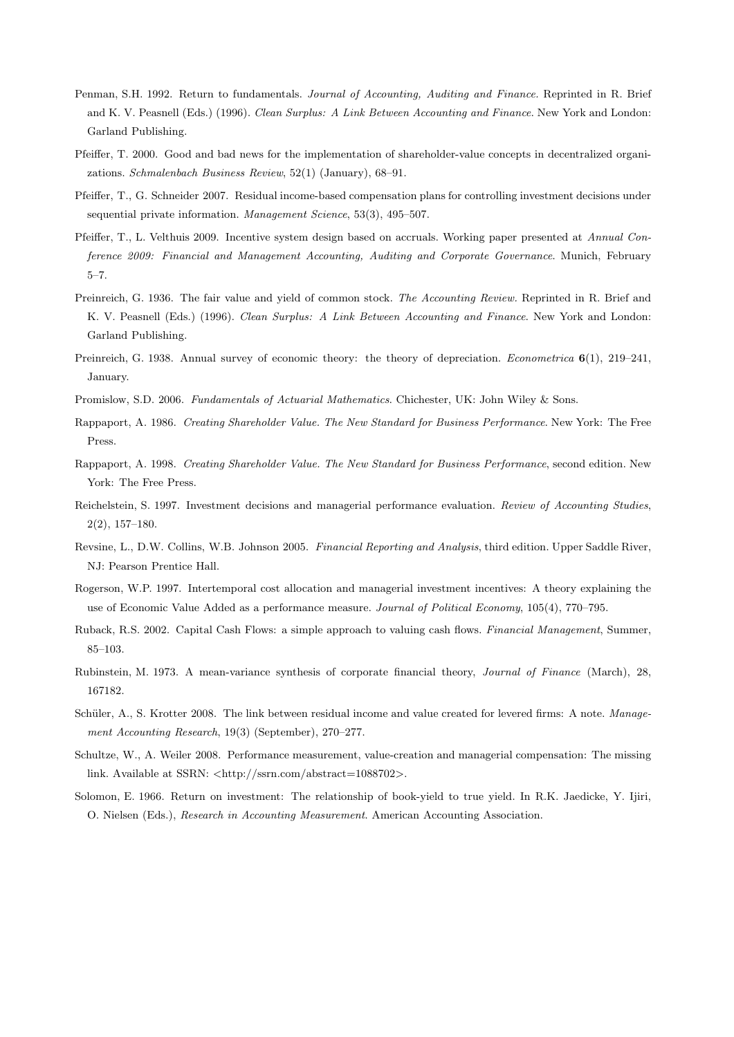Penman, S.H. 1992. Return to fundamentals. *Journal of Accounting, Auditing and Finance*. Reprinted in R. Brief and K. V. Peasnell (Eds.) (1996). *Clean Surplus: A Link Between Accounting and Finance*. New York and London: Garland Publishing.

Pfeiffer, T. 2000. Good and bad news for the implementation of shareholder-value concepts in decentralized organizations. *Schmalenbach Business Review*, 52(1) (January), 68–91.

Pfeiffer, T., G. Schneider 2007. Residual income-based compensation plans for controlling investment decisions under sequential private information. *Management Science*, 53(3), 495–507.

Pfeiffer, T., L. Velthuis 2009. Incentive system design based on accruals. Working paper presented at *Annual Conference 2009: Financial and Management Accounting, Auditing and Corporate Governance*. Munich, February 5–7.

Preinreich, G. 1936. The fair value and yield of common stock. *The Accounting Review*. Reprinted in R. Brief and K. V. Peasnell (Eds.) (1996). *Clean Surplus: A Link Between Accounting and Finance*. New York and London: Garland Publishing.

Preinreich, G. 1938. Annual survey of economic theory: the theory of depreciation. *Econometrica* **6**(1), 219–241, January.

Promislow, S.D. 2006. *Fundamentals of Actuarial Mathematics*. Chichester, UK: John Wiley & Sons.

Rappaport, A. 1986. *Creating Shareholder Value. The New Standard for Business Performance*. New York: The Free Press.

Rappaport, A. 1998. *Creating Shareholder Value. The New Standard for Business Performance*, second edition. New York: The Free Press.

Reichelstein, S. 1997. Investment decisions and managerial performance evaluation. *Review of Accounting Studies*, 2(2), 157–180.

Revsine, L., D.W. Collins, W.B. Johnson 2005. *Financial Reporting and Analysis*, third edition. Upper Saddle River, NJ: Pearson Prentice Hall.

Rogerson, W.P. 1997. Intertemporal cost allocation and managerial investment incentives: A theory explaining the use of Economic Value Added as a performance measure. *Journal of Political Economy*, 105(4), 770–795.

Ruback, R.S. 2002. Capital Cash Flows: a simple approach to valuing cash flows. *Financial Management*, Summer, 85–103.

Rubinstein, M. 1973. A mean-variance synthesis of corporate financial theory, *Journal of Finance* (March), 28, 167182.

Schüler, A., S. Krotter 2008. The link between residual income and value created for levered firms: A note. *Management Accounting Research*, 19(3) (September), 270–277.

Schultze, W., A. Weiler 2008. Performance measurement, value-creation and managerial compensation: The missing link. Available at SSRN: <http://ssrn.com/abstract=1088702>.

Solomon, E. 1966. Return on investment: The relationship of book-yield to true yield. In R.K. Jaedicke, Y. Ijiri, O. Nielsen (Eds.), *Research in Accounting Measurement*. American Accounting Association.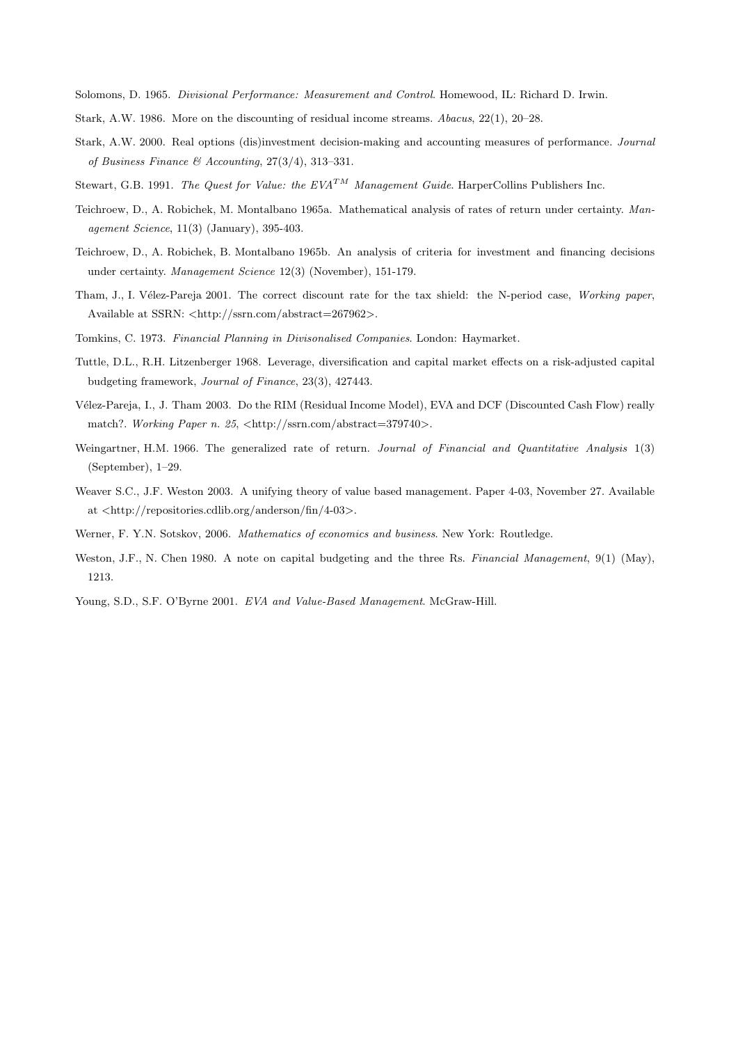Solomons, D. 1965. *Divisional Performance: Measurement and Control*. Homewood, IL: Richard D. Irwin.

Stark, A.W. 1986. More on the discounting of residual income streams. *Abacus*, 22(1), 20–28.

Stark, A.W. 2000. Real options (dis)investment decision-making and accounting measures of performance. *Journal of Business Finance & Accounting*, 27(3/4), 313–331.

Stewart, G.B. 1991. *The Quest for Value: the EVA$^{TM}$ Management Guide*. HarperCollins Publishers Inc.

Teichroew, D., A. Robichek, M. Montalbano 1965a. Mathematical analysis of rates of return under certainty. *Management Science*, 11(3) (January), 395-403.

Teichroew, D., A. Robichek, B. Montalbano 1965b. An analysis of criteria for investment and financing decisions under certainty. *Management Science* 12(3) (November), 151-179.

Tham, J., I. Vélez-Pareja 2001. The correct discount rate for the tax shield: the N-period case, *Working paper*, Available at SSRN: <http://ssrn.com/abstract=267962>.

Tomkins, C. 1973. *Financial Planning in Divisonalised Companies*. London: Haymarket.

Tuttle, D.L., R.H. Litzenberger 1968. Leverage, diversification and capital market effects on a risk-adjusted capital budgeting framework, *Journal of Finance*, 23(3), 427443.

Vélez-Pareja, I., J. Tham 2003. Do the RIM (Residual Income Model), EVA and DCF (Discounted Cash Flow) really match?. *Working Paper n. 25*, <http://ssrn.com/abstract=379740>.

Weingartner, H.M. 1966. The generalized rate of return. *Journal of Financial and Quantitative Analysis* 1(3) (September), 1–29.

Weaver S.C., J.F. Weston 2003. A unifying theory of value based management. Paper 4-03, November 27. Available at <http://repositories.cdlib.org/anderson/fin/4-03>.

Werner, F. Y.N. Sotskov, 2006. *Mathematics of economics and business*. New York: Routledge.

Weston, J.F., N. Chen 1980. A note on capital budgeting and the three Rs. *Financial Management*, 9(1) (May), 1213.

Young, S.D., S.F. O'Byrne 2001. *EVA and Value-Based Management*. McGraw-Hill.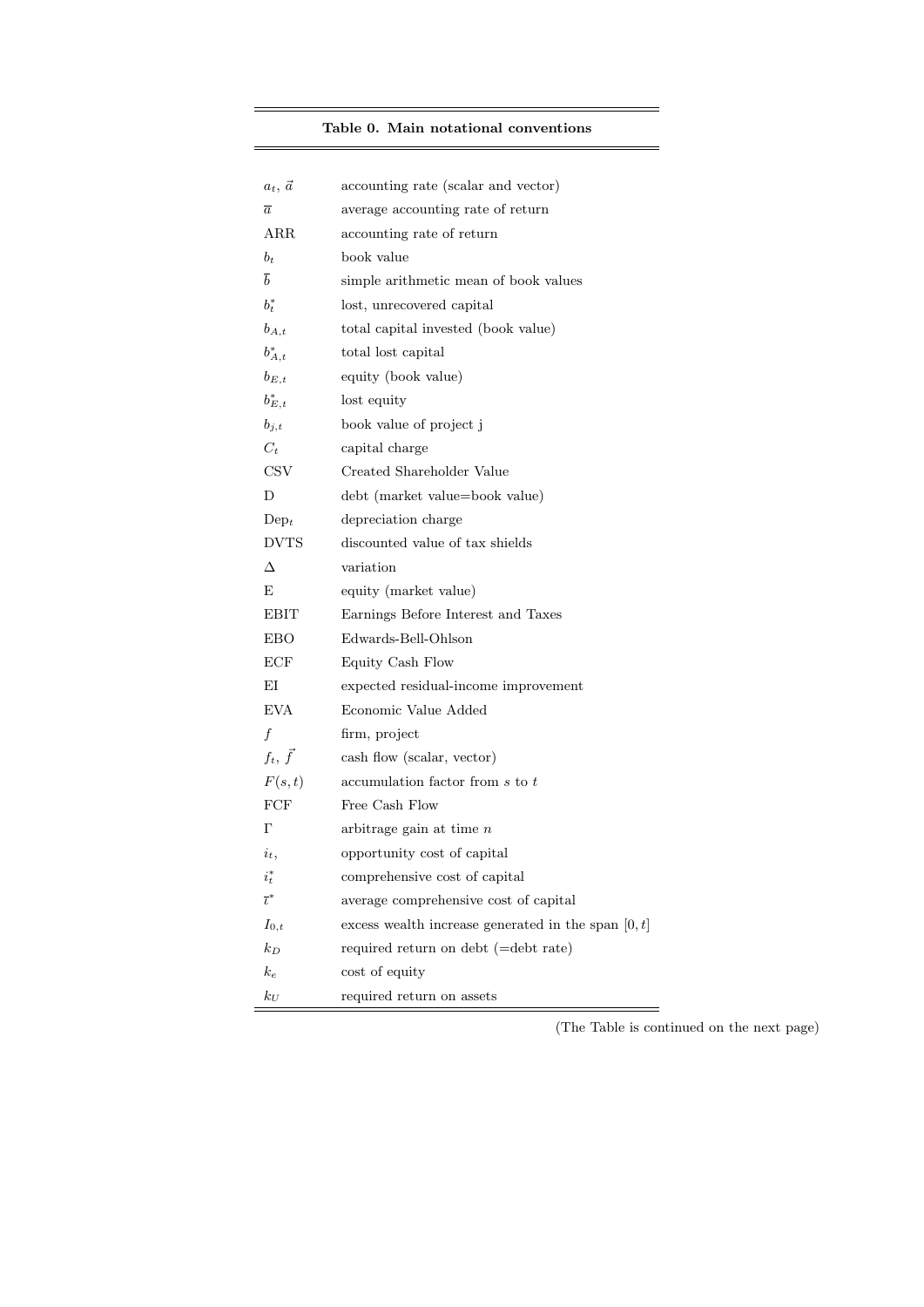**Table 0. Main notational conventions**

| | |
|---|---|
| $a_t$, $\vec{a}$ | accounting rate (scalar and vector) |
| $\overline{a}$ | average accounting rate of return |
| ARR | accounting rate of return |
| $b_t$ | book value |
| $\overline{b}$ | simple arithmetic mean of book values |
| $b^*_t$ | lost, unrecovered capital |
| $b_{A,t}$ | total capital invested (book value) |
| $b^*_{A,t}$ | total lost capital |
| $b_{E,t}$ | equity (book value) |
| $b^*_{E,t}$ | lost equity |
| $b_{j,t}$ | book value of project j |
| $C_t$ | capital charge |
| CSV | Created Shareholder Value |
| D | debt (market value=book value) |
| $\text{Dep}_t$ | depreciation charge |
| DVTS | discounted value of tax shields |
| $\Delta$ | variation |
| E | equity (market value) |
| EBIT | Earnings Before Interest and Taxes |
| EBO | Edwards-Bell-Ohlson |
| ECF | Equity Cash Flow |
| EI | expected residual-income improvement |
| EVA | Economic Value Added |
| $f$ | firm, project |
| $f_t$, $\vec{f}$ | cash flow (scalar, vector) |
| $F(s,t)$ | accumulation factor from $s$ to $t$ |
| FCF | Free Cash Flow |
| $\Gamma$ | arbitrage gain at time $n$ |
| $i_t$, | opportunity cost of capital |
| $i^*_t$ | comprehensive cost of capital |
| $\overline{\imath}^*$ | average comprehensive cost of capital |
| $I_{0,t}$ | excess wealth increase generated in the span $[0,t]$ |
| $k_D$ | required return on debt (=debt rate) |
| $k_e$ | cost of equity |
| $k_U$ | required return on assets |

(The Table is continued on the next page)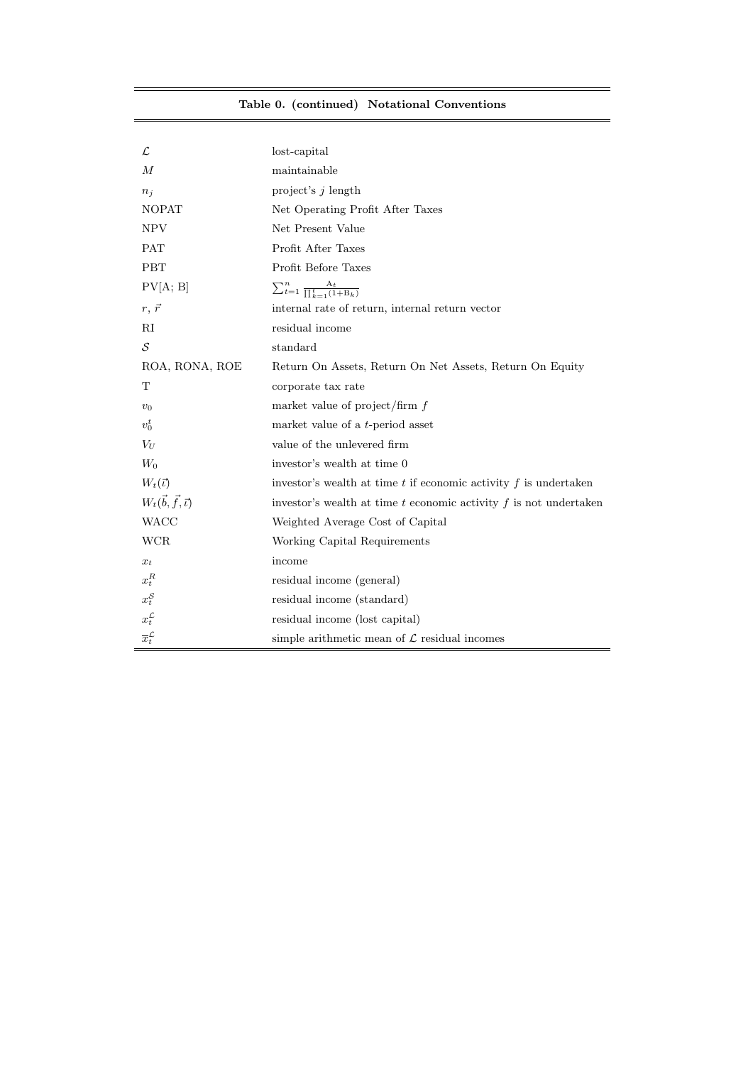**Table 0. (continued) Notational Conventions**

| | |
|---|---|
| $\mathcal{L}$ | lost-capital |
| $M$ | maintainable |
| $n_j$ | project's $j$ length |
| NOPAT | Net Operating Profit After Taxes |
| NPV | Net Present Value |
| PAT | Profit After Taxes |
| PBT | Profit Before Taxes |
| PV[A; B] | $\sum_{t=1}^{n} \frac{\mathrm{A}_t}{\prod_{k=1}^{t}(1+\mathrm{B}_k)}$ |
| $r$, $\vec{r}$ | internal rate of return, internal return vector |
| RI | residual income |
| $\mathcal{S}$ | standard |
| ROA, RONA, ROE | Return On Assets, Return On Net Assets, Return On Equity |
| T | corporate tax rate |
| $v_0$ | market value of project/firm $f$ |
| $v_0^t$ | market value of a $t$-period asset |
| $V_U$ | value of the unlevered firm |
| $W_0$ | investor's wealth at time 0 |
| $W_t(\vec{\iota})$ | investor's wealth at time $t$ if economic activity $f$ is undertaken |
| $W_t(\vec{b}, \vec{f}, \vec{\iota})$ | investor's wealth at time $t$ economic activity $f$ is not undertaken |
| WACC | Weighted Average Cost of Capital |
| WCR | Working Capital Requirements |
| $x_t$ | income |
| $x_t^R$ | residual income (general) |
| $x_t^{\mathcal{S}}$ | residual income (standard) |
| $x_t^{\mathcal{L}}$ | residual income (lost capital) |
| $\overline{x}_t^{\mathcal{L}}$ | simple arithmetic mean of $\mathcal{L}$ residual incomes |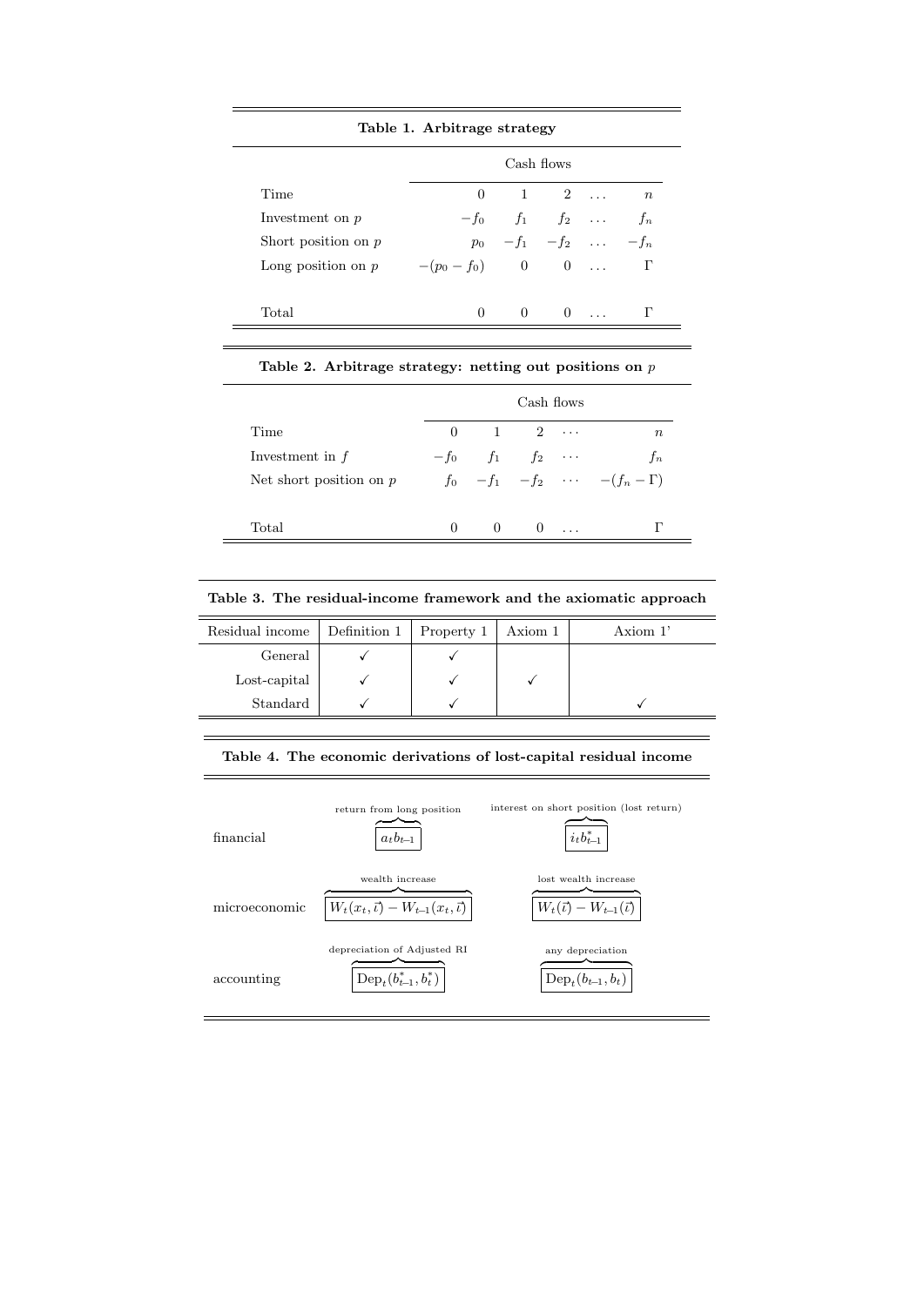**Table 1. Arbitrage strategy**

| | Cash flows | | | | |
|---|---|---|---|---|---|
| Time | $0$ | $1$ | $2$ | $\dots$ | $n$ |
| Investment on $p$ | $-f_0$ | $f_1$ | $f_2$ | $\dots$ | $f_n$ |
| Short position on $p$ | $p_0$ | $-f_1$ | $-f_2$ | $\dots$ | $-f_n$ |
| Long position on $p$ | $-(p_0 - f_0)$ | $0$ | $0$ | $\dots$ | $\Gamma$ |
| Total | $0$ | $0$ | $0$ | $\dots$ | $\Gamma$ |

**Table 2. Arbitrage strategy: netting out positions on $p$**

| | Cash flows | | | | |
|---|---|---|---|---|---|
| Time | $0$ | $1$ | $2$ | $\cdots$ | $n$ |
| Investment in $f$ | $-f_0$ | $f_1$ | $f_2$ | $\cdots$ | $f_n$ |
| Net short position on $p$ | $f_0$ | $-f_1$ | $-f_2$ | $\cdots$ | $-(f_n - \Gamma)$ |
| Total | $0$ | $0$ | $0$ | $\dots$ | $\Gamma$ |

**Table 3. The residual-income framework and the axiomatic approach**

| Residual income | Definition 1 | Property 1 | Axiom 1 | Axiom 1' |
|---|---|---|---|---|
| General | ✓ | ✓ | | |
| Lost-capital | ✓ | ✓ | ✓ | |
| Standard | ✓ | ✓ | | ✓ |

**Table 4. The economic derivations of lost-capital residual income**

| | | |
|---|---|---|
| financial | $\overbrace{a_t b_{t-1}}^{\text{return from long position}}$ | $\overbrace{i_t b^*_{t-1}}^{\text{interest on short position (lost return)}}$ |
| microeconomic | $\overbrace{W_t(x_t, \vec{\imath}) - W_{t-1}(x_t, \vec{\imath})}^{\text{wealth increase}}$ | $\overbrace{W_t(\vec{\imath}) - W_{t-1}(\vec{\imath})}^{\text{lost wealth increase}}$ |
| accounting | $\overbrace{\text{Dep}_t(b^*_{t-1}, b^*_t)}^{\text{depreciation of Adjusted RI}}$ | $\overbrace{\text{Dep}_t(b_{t-1}, b_t)}^{\text{any depreciation}}$ |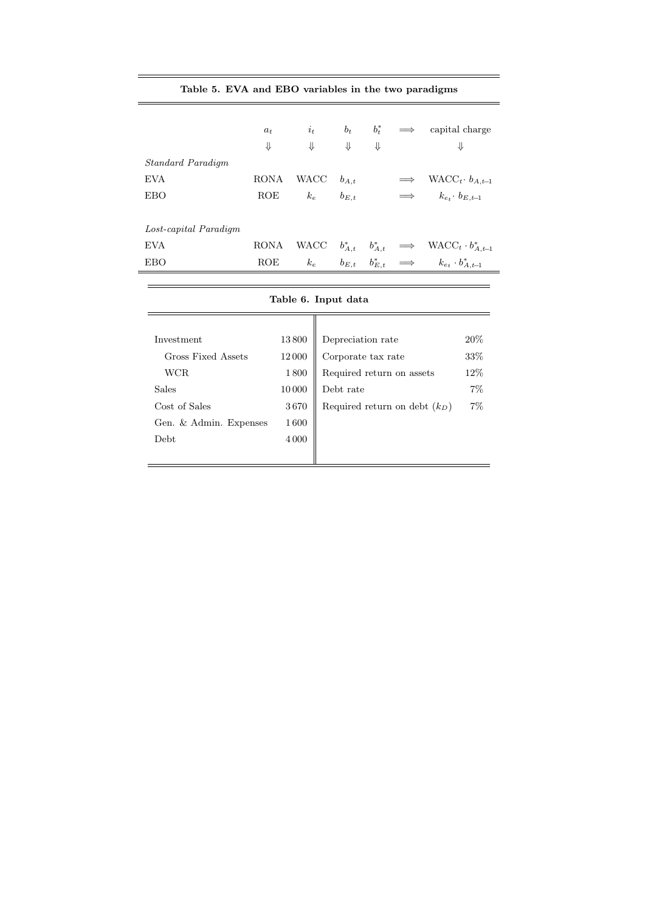**Table 5. EVA and EBO variables in the two paradigms**

| | $a_t$ | $i_t$ | $b_t$ | $b_t^*$ | $\Longrightarrow$ | capital charge |
|---|---|---|---|---|---|---|
| | $\Downarrow$ | $\Downarrow$ | $\Downarrow$ | $\Downarrow$ | | $\Downarrow$ |
| *Standard Paradigm* | | | | | | |
| EVA | RONA | WACC | $b_{A,t}$ | | $\Longrightarrow$ | $\text{WACC}_t \cdot b_{A,t-1}$ |
| EBO | ROE | $k_e$ | $b_{E,t}$ | | $\Longrightarrow$ | $k_{e_t} \cdot b_{E,t-1}$ |
| *Lost-capital Paradigm* | | | | | | |
| EVA | RONA | WACC | $b^*_{A,t}$ | $b^*_{A,t}$ | $\Longrightarrow$ | $\text{WACC}_t \cdot b^*_{A,t-1}$ |
| EBO | ROE | $k_e$ | $b_{E,t}$ | $b^*_{E,t}$ | $\Longrightarrow$ | $k_{e_t} \cdot b^*_{A,t-1}$ |

**Table 6. Input data**

| | | | |
|---|---|---|---|
| Investment | 13 800 | Depreciation rate | 20% |
| Gross Fixed Assets | 12 000 | Corporate tax rate | 33% |
| WCR | 1 800 | Required return on assets | 12% |
| Sales | 10 000 | Debt rate | 7% |
| Cost of Sales | 3 670 | Required return on debt ($k_D$) | 7% |
| Gen. & Admin. Expenses | 1 600 | | |
| Debt | 4 000 | | |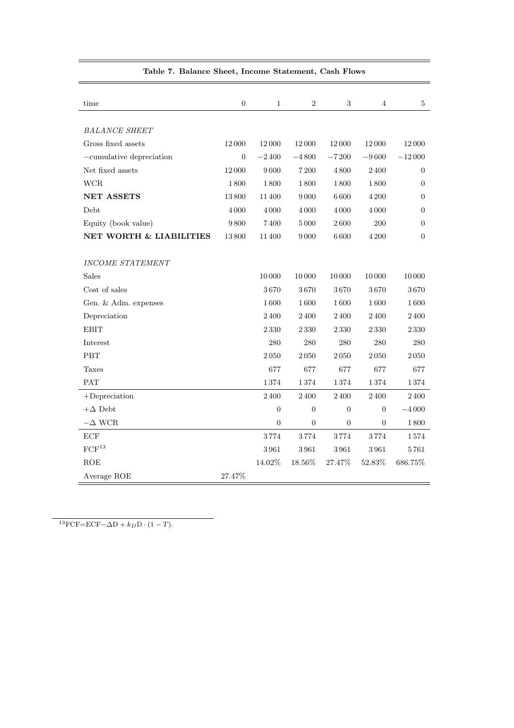**Table 7. Balance Sheet, Income Statement, Cash Flows**

| time | 0 | 1 | 2 | 3 | 4 | 5 |
|---|---|---|---|---|---|---|
| *BALANCE SHEET* | | | | | | |
| Gross fixed assets | 12 000 | 12 000 | 12 000 | 12 000 | 12 000 | 12 000 |
| −cumulative depreciation | 0 | −2 400 | −4 800 | −7 200 | −9 600 | −12 000 |
| Net fixed assets | 12 000 | 9 600 | 7 200 | 4 800 | 2 400 | 0 |
| WCR | 1 800 | 1 800 | 1 800 | 1 800 | 1 800 | 0 |
| **NET ASSETS** | 13 800 | 11 400 | 9 000 | 6 600 | 4 200 | 0 |
| Debt | 4 000 | 4 000 | 4 000 | 4 000 | 4 000 | 0 |
| Equity (book value) | 9 800 | 7 400 | 5 000 | 2 600 | 200 | 0 |
| **NET WORTH & LIABILITIES** | 13 800 | 11 400 | 9 000 | 6 600 | 4 200 | 0 |
| *INCOME STATEMENT* | | | | | | |
| Sales | | 10 000 | 10 000 | 10 000 | 10 000 | 10 000 |
| Cost of sales | | 3 670 | 3 670 | 3 670 | 3 670 | 3 670 |
| Gen. & Adm. expenses | | 1 600 | 1 600 | 1 600 | 1 600 | 1 600 |
| Depreciation | | 2 400 | 2 400 | 2 400 | 2 400 | 2 400 |
| EBIT | | 2 330 | 2 330 | 2 330 | 2 330 | 2 330 |
| Interest | | 280 | 280 | 280 | 280 | 280 |
| PBT | | 2 050 | 2 050 | 2 050 | 2 050 | 2 050 |
| Taxes | | 677 | 677 | 677 | 677 | 677 |
| PAT | | 1 374 | 1 374 | 1 374 | 1 374 | 1 374 |
| +Depreciation | | 2 400 | 2 400 | 2 400 | 2 400 | 2 400 |
| $+\Delta$ Debt | | 0 | 0 | 0 | 0 | −4 000 |
| $-\Delta$ WCR | | 0 | 0 | 0 | 0 | 1 800 |
| ECF | | 3 774 | 3 774 | 3 774 | 3 774 | 1 574 |
| FCF[13] | | 3 961 | 3 961 | 3 961 | 3 961 | 5 761 |
| ROE | | 14.02% | 18.56% | 27.47% | 52.83% | 686.75% |
| Average ROE | 27.47% | | | | | |

[13] $\text{FCF} = \text{ECF} - \Delta \text{D} + k_D \text{D} \cdot (1 - T)$.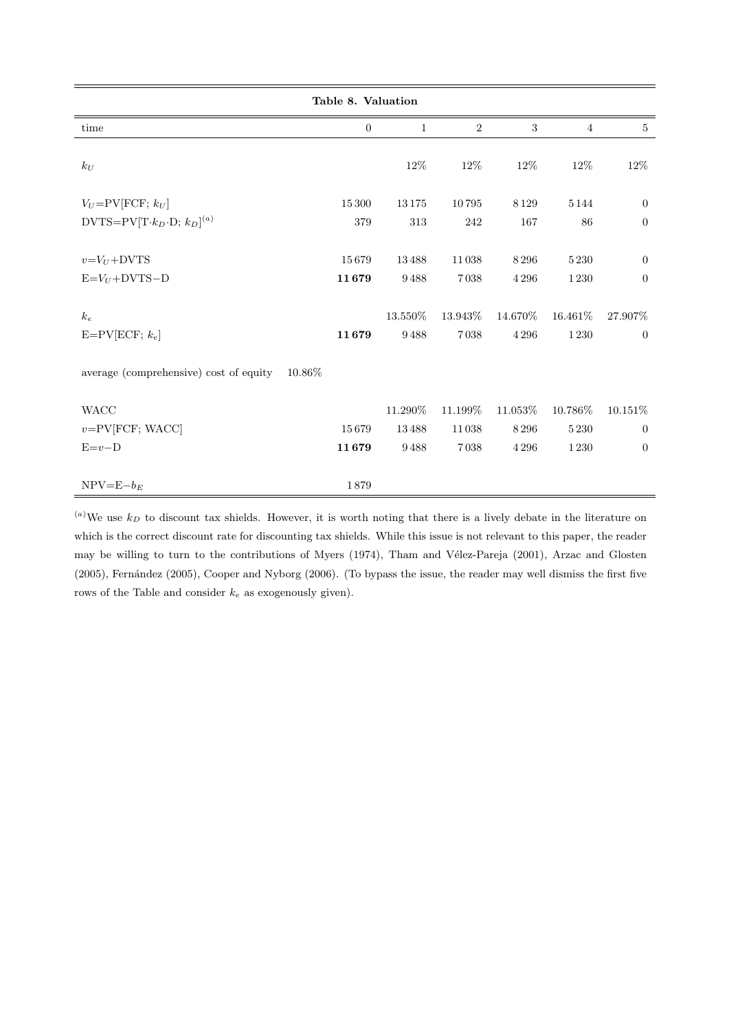**Table 8. Valuation**

| time | 0 | 1 | 2 | 3 | 4 | 5 |
|---|---|---|---|---|---|---|
| $k_U$ | | 12% | 12% | 12% | 12% | 12% |
| $V_U$=PV[FCF; $k_U$] | 15 300 | 13 175 | 10 795 | 8 129 | 5 144 | 0 |
| DVTS=PV[T·$k_D$·D; $k_D$][(a)] | 379 | 313 | 242 | 167 | 86 | 0 |
| $v$=$V_U$+DVTS | 15 679 | 13 488 | 11 038 | 8 296 | 5 230 | 0 |
| E=$V_U$+DVTS−D | **11 679** | 9 488 | 7 038 | 4 296 | 1 230 | 0 |
| $k_e$ | | 13.550% | 13.943% | 14.670% | 16.461% | 27.907% |
| E=PV[ECF; $k_e$] | **11 679** | 9 488 | 7 038 | 4 296 | 1 230 | 0 |
| average (comprehensive) cost of equity 10.86% | | | | | | |
| WACC | | 11.290% | 11.199% | 11.053% | 10.786% | 10.151% |
| $v$=PV[FCF; WACC] | 15 679 | 13 488 | 11 038 | 8 296 | 5 230 | 0 |
| E=$v$−D | **11 679** | 9 488 | 7 038 | 4 296 | 1 230 | 0 |
| NPV=E−$b_E$ | 1 879 | | | | | |

[(a)]We use $k_D$ to discount tax shields. However, it is worth noting that there is a lively debate in the literature on which is the correct discount rate for discounting tax shields. While this issue is not relevant to this paper, the reader may be willing to turn to the contributions of Myers (1974), Tham and Vélez-Pareja (2001), Arzac and Glosten (2005), Fernández (2005), Cooper and Nyborg (2006). (To bypass the issue, the reader may well dismiss the first five rows of the Table and consider $k_e$ as exogenously given).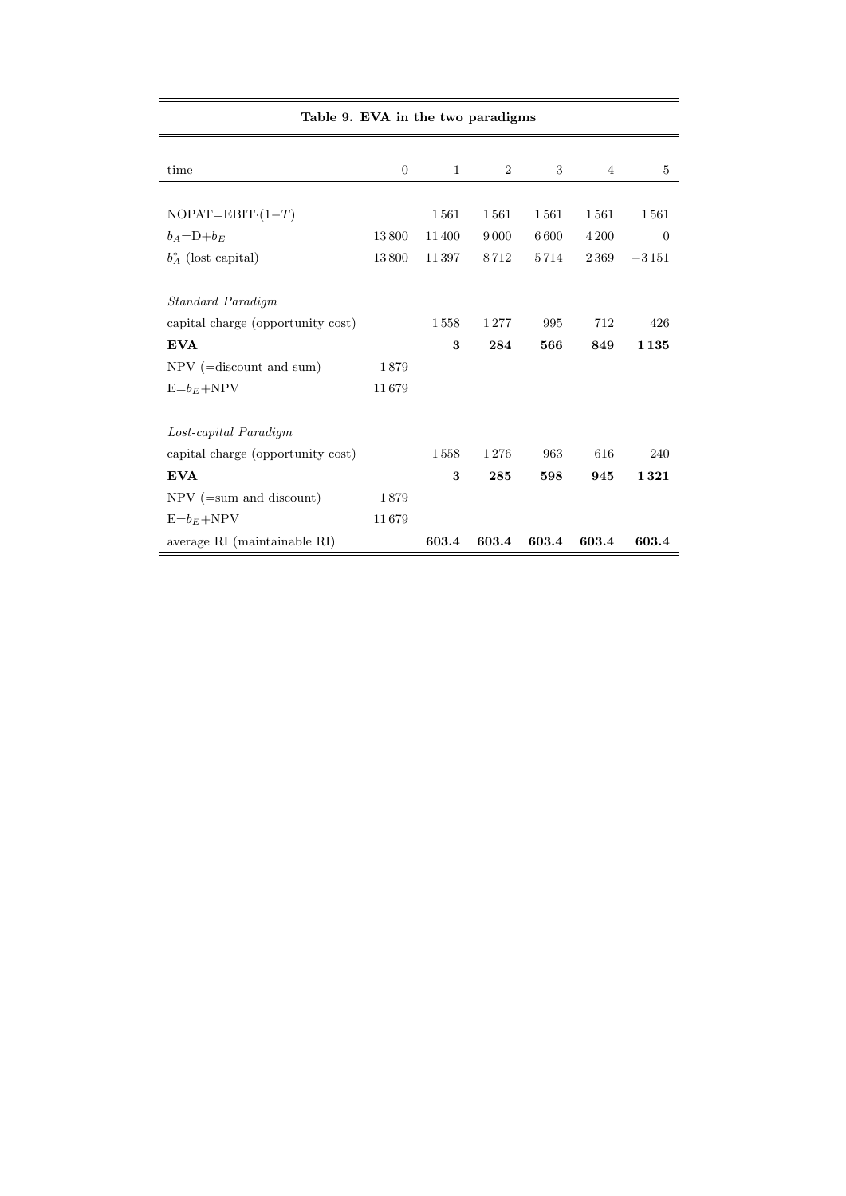**Table 9. EVA in the two paradigms**

| time | 0 | 1 | 2 | 3 | 4 | 5 |
|---|---|---|---|---|---|---|
| NOPAT=EBIT$\cdot(1-T)$ | | 1 561 | 1 561 | 1 561 | 1 561 | 1 561 |
| $b_A$=D+$b_E$ | 13 800 | 11 400 | 9 000 | 6 600 | 4 200 | 0 |
| $b^*_A$ (lost capital) | 13 800 | 11 397 | 8 712 | 5 714 | 2 369 | $-3 151$ |
| *Standard Paradigm* | | | | | | |
| capital charge (opportunity cost) | | 1 558 | 1 277 | 995 | 712 | 426 |
| **EVA** | | **3** | **284** | **566** | **849** | **1 135** |
| NPV (=discount and sum) | 1 879 | | | | | |
| E=$b_E$+NPV | 11 679 | | | | | |
| *Lost-capital Paradigm* | | | | | | |
| capital charge (opportunity cost) | | 1 558 | 1 276 | 963 | 616 | 240 |
| **EVA** | | **3** | **285** | **598** | **945** | **1 321** |
| NPV (=sum and discount) | 1 879 | | | | | |
| E=$b_E$+NPV | 11 679 | | | | | |
| average RI (maintainable RI) | | **603.4** | **603.4** | **603.4** | **603.4** | **603.4** |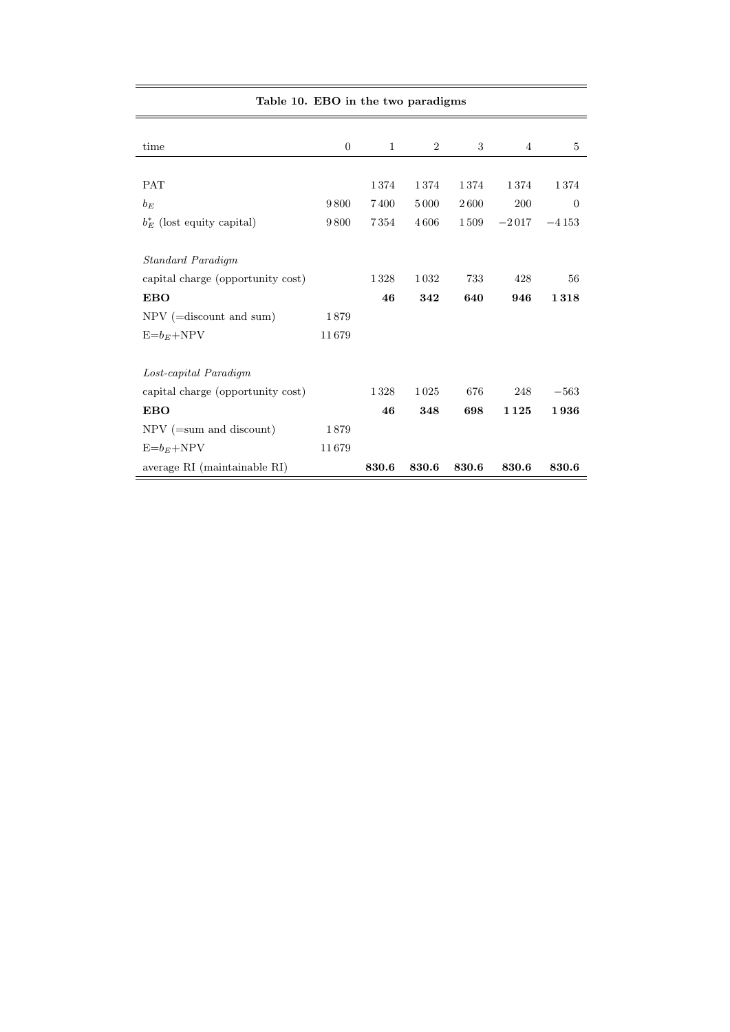**Table 10. EBO in the two paradigms**

| time | 0 | 1 | 2 | 3 | 4 | 5 |
|---|---|---|---|---|---|---|
| PAT | | 1 374 | 1 374 | 1 374 | 1 374 | 1 374 |
| $b_E$ | 9 800 | 7 400 | 5 000 | 2 600 | 200 | 0 |
| $b_E^*$ (lost equity capital) | 9 800 | 7 354 | 4 606 | 1 509 | −2 017 | −4 153 |
| *Standard Paradigm* | | | | | | |
| capital charge (opportunity cost) | | 1 328 | 1 032 | 733 | 428 | 56 |
| **EBO** | | **46** | **342** | **640** | **946** | **1 318** |
| NPV (=discount and sum) | 1 879 | | | | | |
| E=$b_E$+NPV | 11 679 | | | | | |
| *Lost-capital Paradigm* | | | | | | |
| capital charge (opportunity cost) | | 1 328 | 1 025 | 676 | 248 | −563 |
| **EBO** | | **46** | **348** | **698** | **1 125** | **1 936** |
| NPV (=sum and discount) | 1 879 | | | | | |
| E=$b_E$+NPV | 11 679 | | | | | |
| average RI (maintainable RI) | | **830.6** | **830.6** | **830.6** | **830.6** | **830.6** |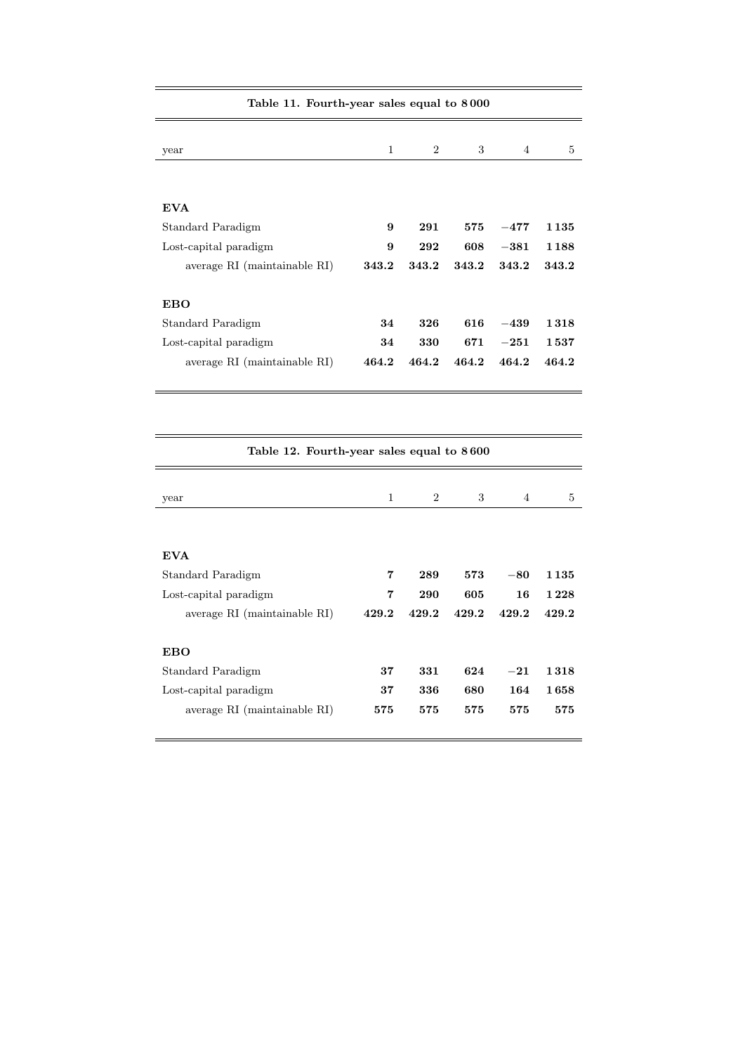**Table 11. Fourth-year sales equal to 8 000**

| year | 1 | 2 | 3 | 4 | 5 |
|---|---|---|---|---|---|
| **EVA** | | | | | |
| Standard Paradigm | **9** | **291** | **575** | **−477** | **1 135** |
| Lost-capital paradigm | **9** | **292** | **608** | **−381** | **1 188** |
| average RI (maintainable RI) | **343.2** | **343.2** | **343.2** | **343.2** | **343.2** |
| **EBO** | | | | | |
| Standard Paradigm | **34** | **326** | **616** | **−439** | **1 318** |
| Lost-capital paradigm | **34** | **330** | **671** | **−251** | **1 537** |
| average RI (maintainable RI) | **464.2** | **464.2** | **464.2** | **464.2** | **464.2** |

**Table 12. Fourth-year sales equal to 8 600**

| year | 1 | 2 | 3 | 4 | 5 |
|---|---|---|---|---|---|
| **EVA** | | | | | |
| Standard Paradigm | **7** | **289** | **573** | **−80** | **1 135** |
| Lost-capital paradigm | **7** | **290** | **605** | **16** | **1 228** |
| average RI (maintainable RI) | **429.2** | **429.2** | **429.2** | **429.2** | **429.2** |
| **EBO** | | | | | |
| Standard Paradigm | **37** | **331** | **624** | **−21** | **1 318** |
| Lost-capital paradigm | **37** | **336** | **680** | **164** | **1 658** |
| average RI (maintainable RI) | **575** | **575** | **575** | **575** | **575** |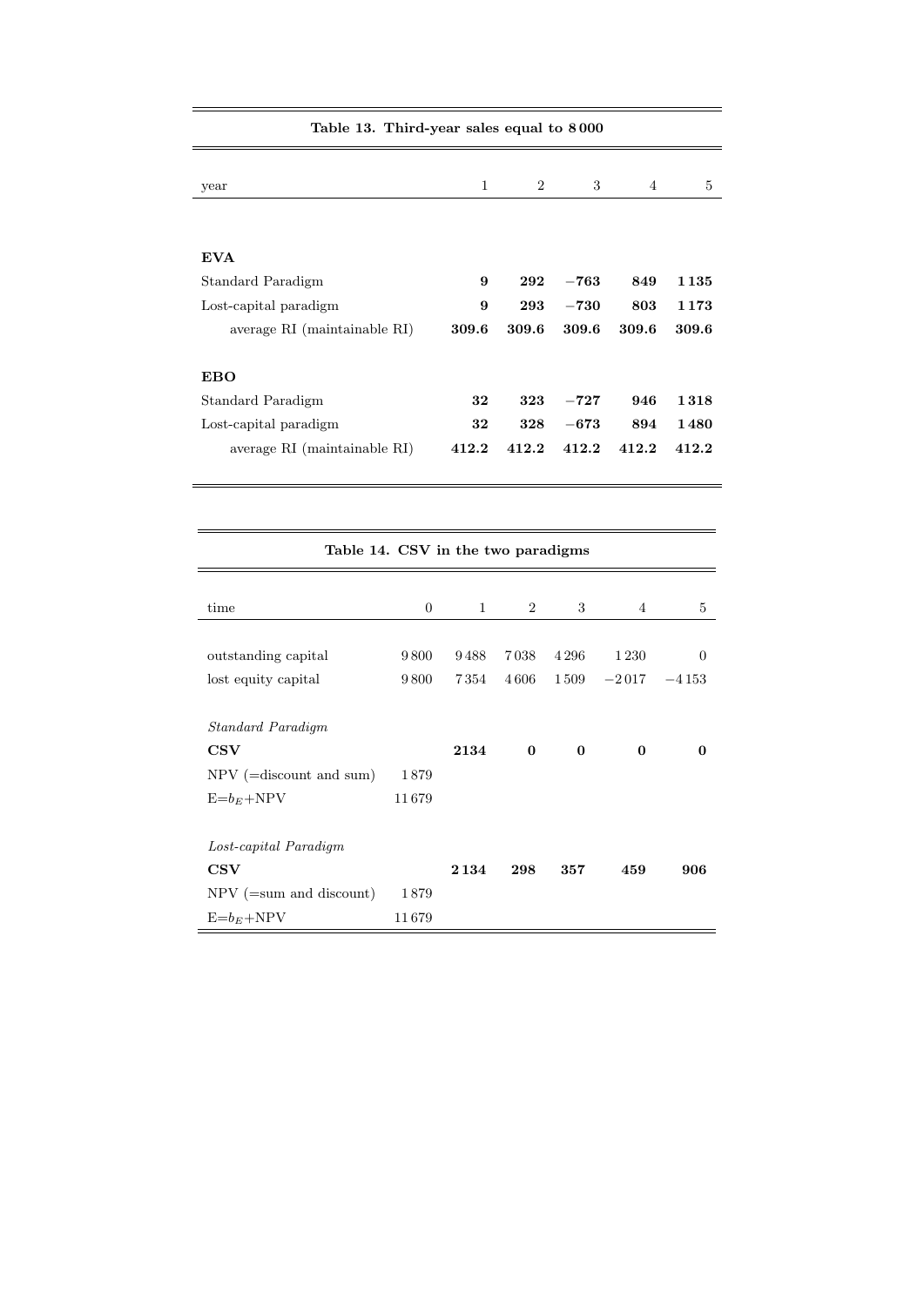**Table 13. Third-year sales equal to 8 000**

| year | 1 | 2 | 3 | 4 | 5 |
|---|---|---|---|---|---|
| **EVA** | | | | | |
| Standard Paradigm | **9** | **292** | **−763** | **849** | **1 135** |
| Lost-capital paradigm | **9** | **293** | **−730** | **803** | **1 173** |
| average RI (maintainable RI) | **309.6** | **309.6** | **309.6** | **309.6** | **309.6** |
| **EBO** | | | | | |
| Standard Paradigm | **32** | **323** | **−727** | **946** | **1 318** |
| Lost-capital paradigm | **32** | **328** | **−673** | **894** | **1 480** |
| average RI (maintainable RI) | **412.2** | **412.2** | **412.2** | **412.2** | **412.2** |

**Table 14. CSV in the two paradigms**

| time | 0 | 1 | 2 | 3 | 4 | 5 |
|---|---|---|---|---|---|---|
| outstanding capital | 9 800 | 9 488 | 7 038 | 4 296 | 1 230 | 0 |
| lost equity capital | 9 800 | 7 354 | 4 606 | 1 509 | −2 017 | −4 153 |
| *Standard Paradigm* | | | | | | |
| **CSV** | | **2134** | **0** | **0** | **0** | **0** |
| NPV (=discount and sum) | 1 879 | | | | | |
| E=$b_E$+NPV | 11 679 | | | | | |
| *Lost-capital Paradigm* | | | | | | |
| **CSV** | | **2 134** | **298** | **357** | **459** | **906** |
| NPV (=sum and discount) | 1 879 | | | | | |
| E=$b_E$+NPV | 11 679 | | | | | |